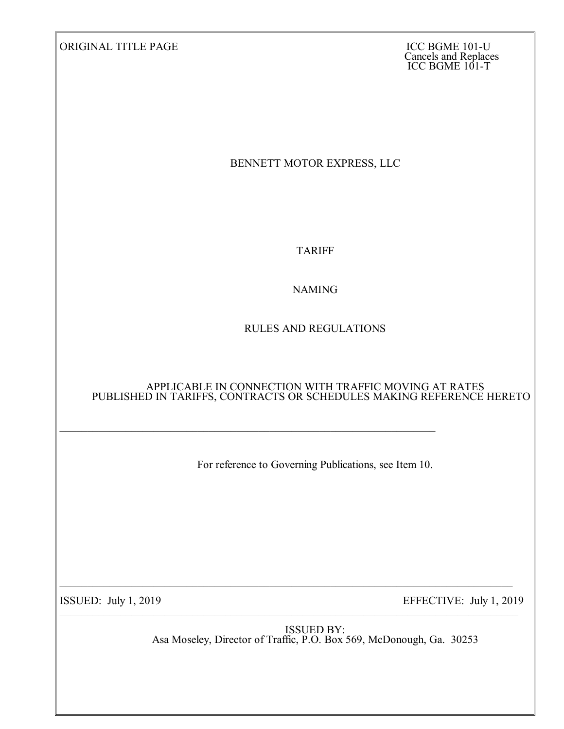ORIGINAL TITLE PAGE

ICC BGME 101-U
Cancels and Replaces
ICC BGME 101-T

# BENNETT MOTOR EXPRESS, LLC

## TARIFF

## NAMING

## RULES AND REGULATIONS

APPLICABLE IN CONNECTION WITH TRAFFIC MOVING AT RATES PUBLISHED IN TARIFFS, CONTRACTS OR SCHEDULES MAKING REFERENCE HERETO

---

For reference to Governing Publications, see Item 10.

---

ISSUED: July 1, 2019

EFFECTIVE: July 1, 2019

---

ISSUED BY:
Asa Moseley, Director of Traffic, P.O. Box 569, McDonough, Ga. 30253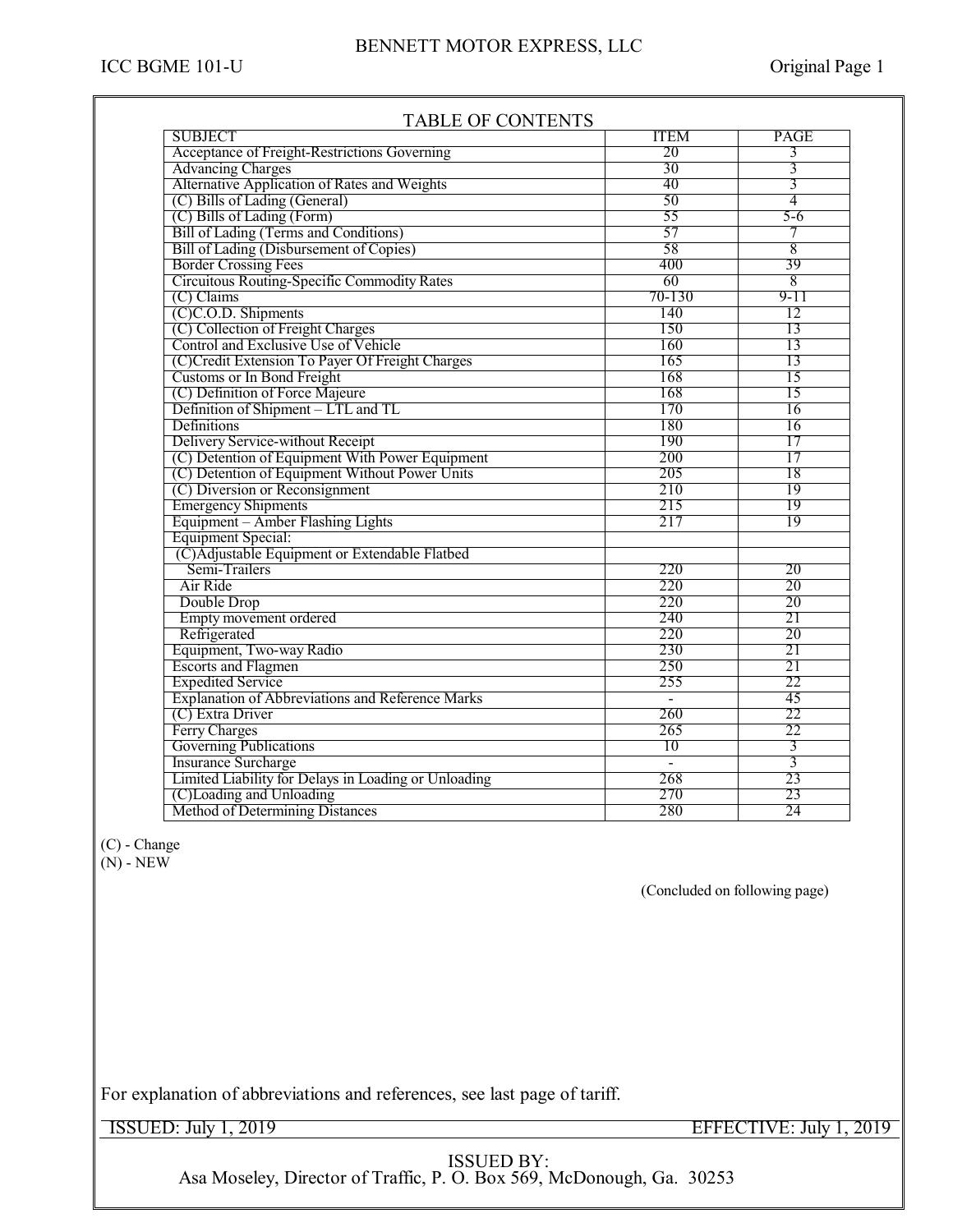## TABLE OF CONTENTS

| SUBJECT | ITEM | PAGE |
|---|---|---|
| Acceptance of Freight-Restrictions Governing | 20 | 3 |
| Advancing Charges | 30 | 3 |
| Alternative Application of Rates and Weights | 40 | 3 |
| (C) Bills of Lading (General) | 50 | 4 |
| (C) Bills of Lading (Form) | 55 | 5-6 |
| Bill of Lading (Terms and Conditions) | 57 | 7 |
| Bill of Lading (Disbursement of Copies) | 58 | 8 |
| Border Crossing Fees | 400 | 39 |
| Circuitous Routing-Specific Commodity Rates | 60 | 8 |
| (C) Claims | 70-130 | 9-11 |
| (C)C.O.D. Shipments | 140 | 12 |
| (C) Collection of Freight Charges | 150 | 13 |
| Control and Exclusive Use of Vehicle | 160 | 13 |
| (C)Credit Extension To Payer Of Freight Charges | 165 | 13 |
| Customs or In Bond Freight | 168 | 15 |
| (C) Definition of Force Majeure | 168 | 15 |
| Definition of Shipment – LTL and TL | 170 | 16 |
| Definitions | 180 | 16 |
| Delivery Service-without Receipt | 190 | 17 |
| (C) Detention of Equipment With Power Equipment | 200 | 17 |
| (C) Detention of Equipment Without Power Units | 205 | 18 |
| (C) Diversion or Reconsignment | 210 | 19 |
| Emergency Shipments | 215 | 19 |
| Equipment – Amber Flashing Lights | 217 | 19 |
| Equipment Special: | | |
| (C)Adjustable Equipment or Extendable Flatbed | | |
| Semi-Trailers | 220 | 20 |
| Air Ride | 220 | 20 |
| Double Drop | 220 | 20 |
| Empty movement ordered | 240 | 21 |
| Refrigerated | 220 | 20 |
| Equipment, Two-way Radio | 230 | 21 |
| Escorts and Flagmen | 250 | 21 |
| Expedited Service | 255 | 22 |
| Explanation of Abbreviations and Reference Marks | - | 45 |
| (C) Extra Driver | 260 | 22 |
| Ferry Charges | 265 | 22 |
| Governing Publications | 10 | 3 |
| Insurance Surcharge | - | 3 |
| Limited Liability for Delays in Loading or Unloading | 268 | 23 |
| (C)Loading and Unloading | 270 | 23 |
| Method of Determining Distances | 280 | 24 |

(C) - Change
(N) - NEW

(Concluded on following page)

For explanation of abbreviations and references, see last page of tariff.

ISSUED: July 1, 2019 EFFECTIVE: July 1, 2019

ISSUED BY:
Asa Moseley, Director of Traffic, P. O. Box 569, McDonough, Ga. 30253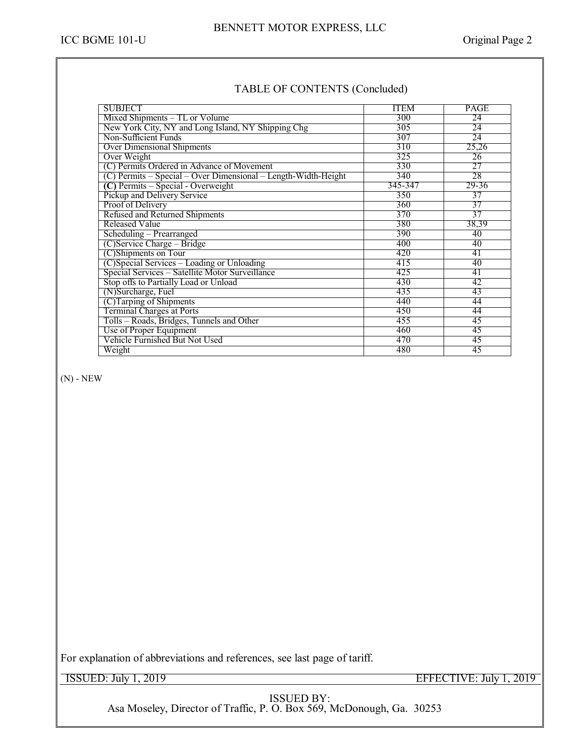## TABLE OF CONTENTS (Concluded)

| SUBJECT | ITEM | PAGE |
|---|---|---|
| Mixed Shipments – TL or Volume | 300 | 24 |
| New York City, NY and Long Island, NY Shipping Chg | 305 | 24 |
| Non-Sufficient Funds | 307 | 24 |
| Over Dimensional Shipments | 310 | 25,26 |
| Over Weight | 325 | 26 |
| (C) Permits Ordered in Advance of Movement | 330 | 27 |
| (C) Permits – Special – Over Dimensional – Length-Width-Height | 340 | 28 |
| **(C)** Permits – Special - Overweight | 345-347 | 29-36 |
| Pickup and Delivery Service | 350 | 37 |
| Proof of Delivery | 360 | 37 |
| Refused and Returned Shipments | 370 | 37 |
| Released Value | 380 | 38,39 |
| Scheduling – Prearranged | 390 | 40 |
| (C)Service Charge – Bridge | 400 | 40 |
| (C)Shipments on Tour | 420 | 41 |
| (C)Special Services – Loading or Unloading | 415 | 40 |
| Special Services – Satellite Motor Surveillance | 425 | 41 |
| Stop offs to Partially Load or Unload | 430 | 42 |
| (N)Surcharge, Fuel | 435 | 43 |
| (C)Tarping of Shipments | 440 | 44 |
| Terminal Charges at Ports | 450 | 44 |
| Tolls – Roads, Bridges, Tunnels and Other | 455 | 45 |
| Use of Proper Equipment | 460 | 45 |
| Vehicle Furnished But Not Used | 470 | 45 |
| Weight | 480 | 45 |

(N) - NEW

For explanation of abbreviations and references, see last page of tariff.

ISSUED: July 1, 2019 EFFECTIVE: July 1, 2019

ISSUED BY:
Asa Moseley, Director of Traffic, P. O. Box 569, McDonough, Ga. 30253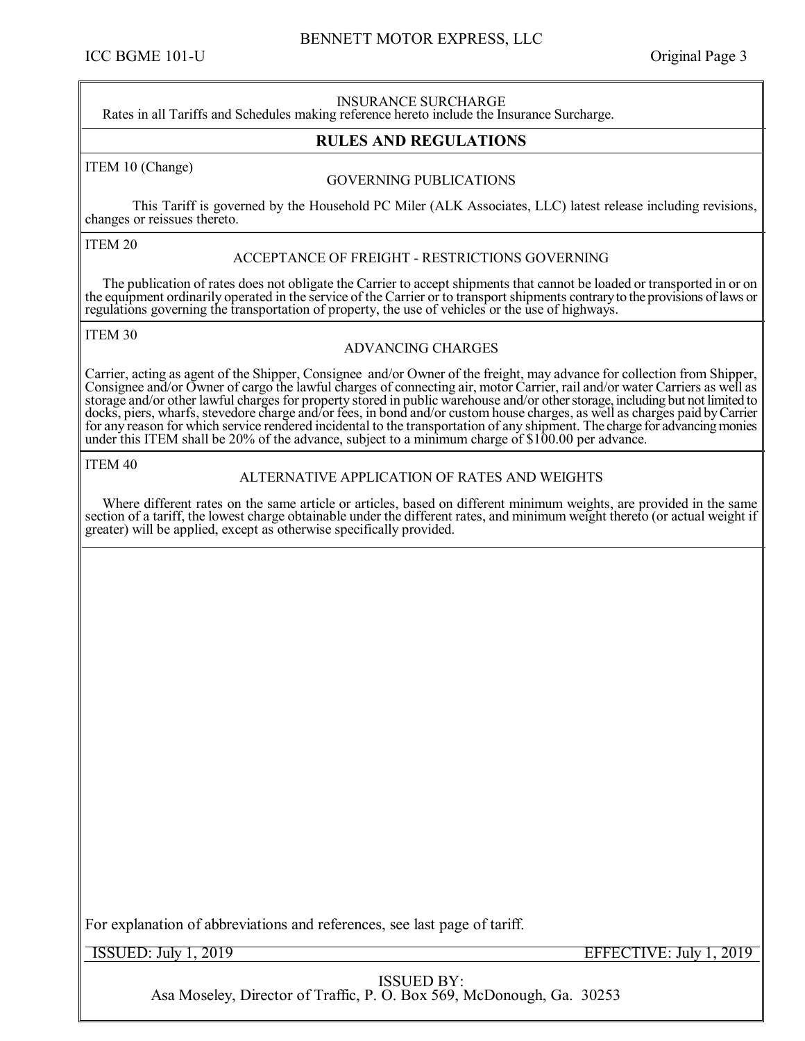INSURANCE SURCHARGE

Rates in all Tariffs and Schedules making reference hereto include the Insurance Surcharge.

## RULES AND REGULATIONS

ITEM 10 (Change)

### GOVERNING PUBLICATIONS

This Tariff is governed by the Household PC Miler (ALK Associates, LLC) latest release including revisions, changes or reissues thereto.

ITEM 20

### ACCEPTANCE OF FREIGHT - RESTRICTIONS GOVERNING

The publication of rates does not obligate the Carrier to accept shipments that cannot be loaded or transported in or on the equipment ordinarily operated in the service of the Carrier or to transport shipments contrary to the provisions of laws or regulations governing the transportation of property, the use of vehicles or the use of highways.

ITEM 30

### ADVANCING CHARGES

Carrier, acting as agent of the Shipper, Consignee and/or Owner of the freight, may advance for collection from Shipper, Consignee and/or Owner of cargo the lawful charges of connecting air, motor Carrier, rail and/or water Carriers as well as storage and/or other lawful charges for property stored in public warehouse and/or other storage, including but not limited to docks, piers, wharfs, stevedore charge and/or fees, in bond and/or custom house charges, as well as charges paid by Carrier for any reason for which service rendered incidental to the transportation of any shipment. The charge for advancing monies under this ITEM shall be 20% of the advance, subject to a minimum charge of $100.00 per advance.

ITEM 40

### ALTERNATIVE APPLICATION OF RATES AND WEIGHTS

Where different rates on the same article or articles, based on different minimum weights, are provided in the same section of a tariff, the lowest charge obtainable under the different rates, and minimum weight thereto (or actual weight if greater) will be applied, except as otherwise specifically provided.

For explanation of abbreviations and references, see last page of tariff.

ISSUED: July 1, 2019 EFFECTIVE: July 1, 2019

ISSUED BY:
Asa Moseley, Director of Traffic, P. O. Box 569, McDonough, Ga. 30253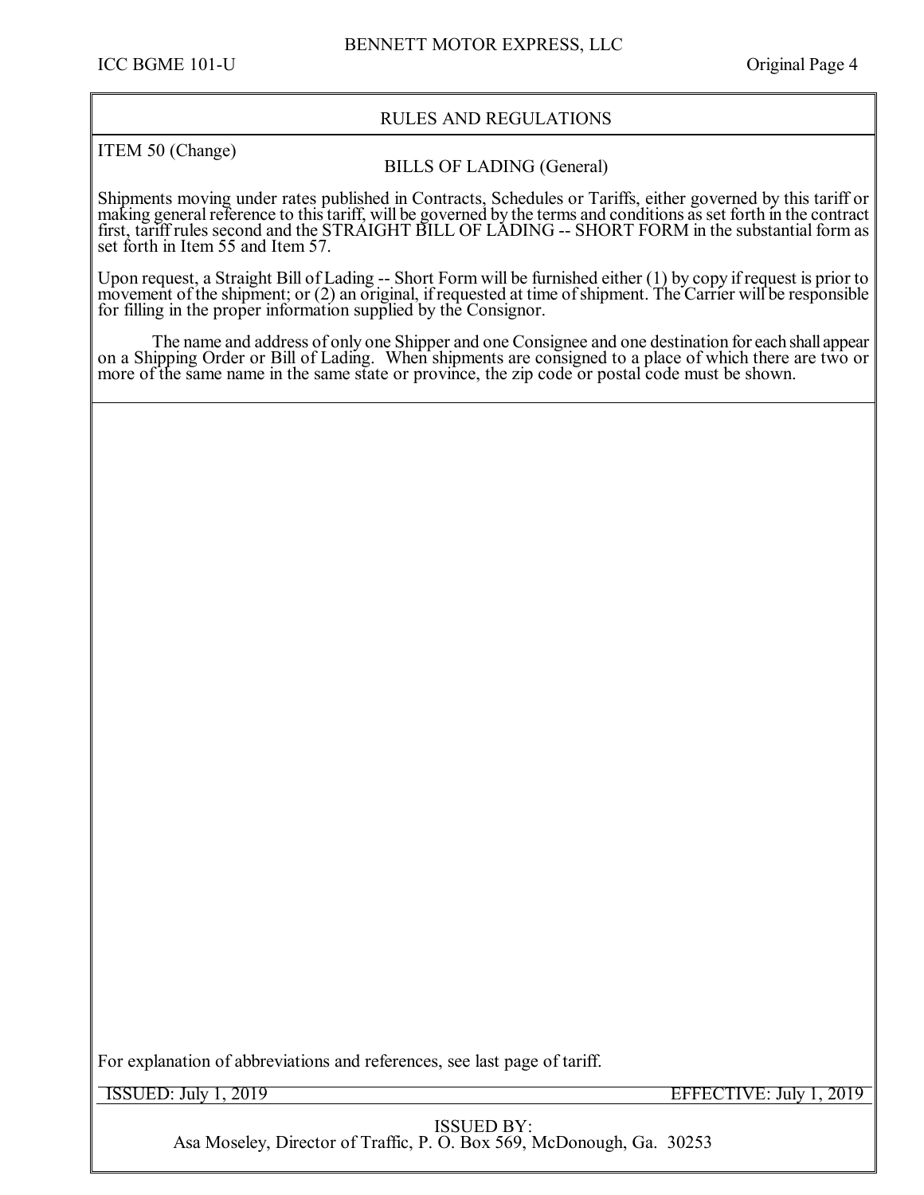## RULES AND REGULATIONS

ITEM 50 (Change)

### BILLS OF LADING (General)

Shipments moving under rates published in Contracts, Schedules or Tariffs, either governed by this tariff or making general reference to this tariff, will be governed by the terms and conditions as set forth in the contract first, tariff rules second and the STRAIGHT BILL OF LADING -- SHORT FORM in the substantial form as set forth in Item 55 and Item 57.

Upon request, a Straight Bill of Lading -- Short Form will be furnished either (1) by copy if request is prior to movement of the shipment; or (2) an original, if requested at time of shipment. The Carrier will be responsible for filling in the proper information supplied by the Consignor.

The name and address of only one Shipper and one Consignee and one destination for each shall appear on a Shipping Order or Bill of Lading. When shipments are consigned to a place of which there are two or more of the same name in the same state or province, the zip code or postal code must be shown.

For explanation of abbreviations and references, see last page of tariff.

ISSUED: July 1, 2019 EFFECTIVE: July 1, 2019

ISSUED BY:
Asa Moseley, Director of Traffic, P. O. Box 569, McDonough, Ga. 30253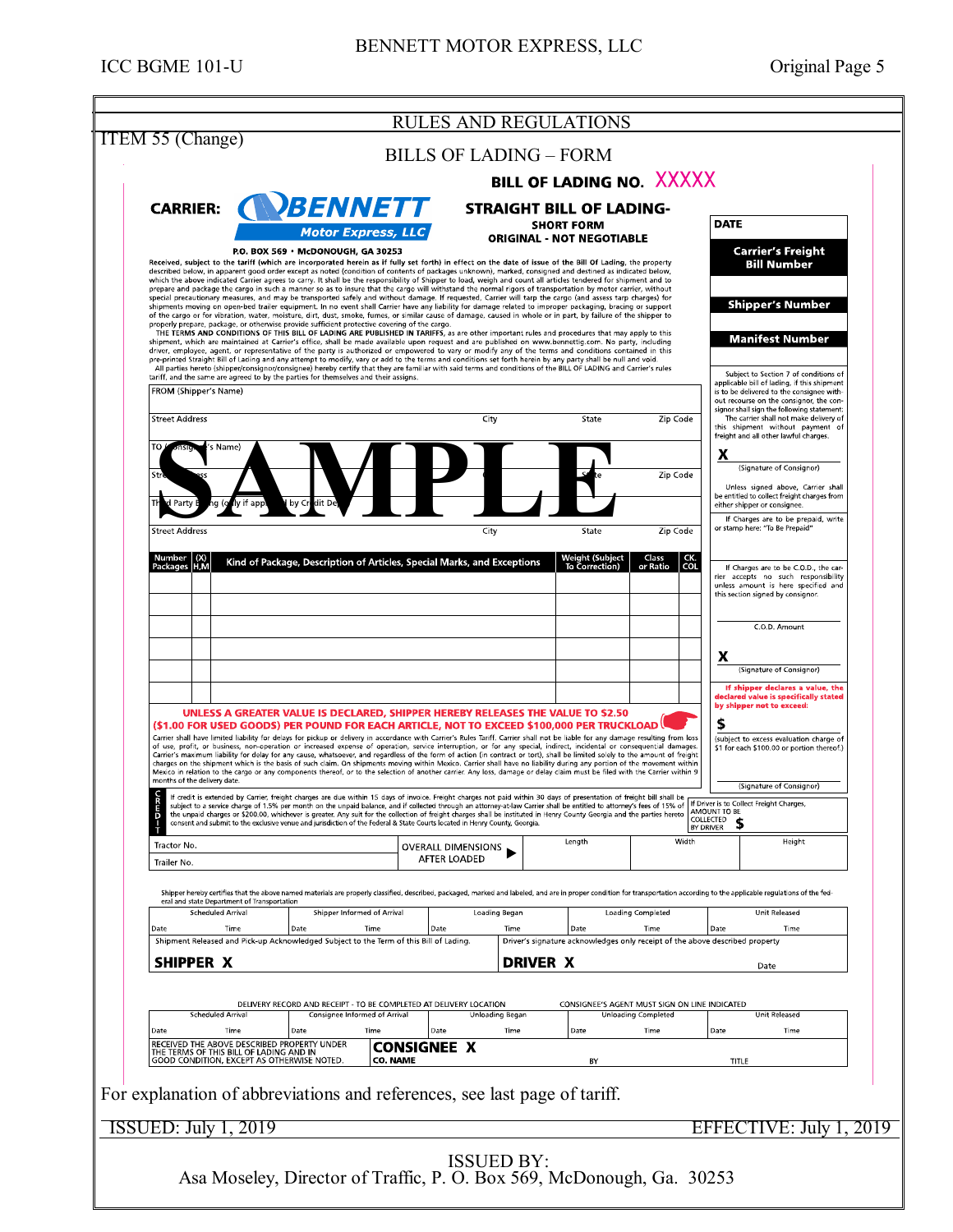ICC BGME 101-U

Original Page 5

## RULES AND REGULATIONS

ITEM 55 (Change)

### BILLS OF LADING – FORM

**BILL OF LADING NO.** XXXXX

**CARRIER:** BENNETT Motor Express, LLC

P.O. BOX 569 • McDONOUGH, GA 30253

**STRAIGHT BILL OF LADING-**
**SHORT FORM**
**ORIGINAL - NOT NEGOTIABLE**

**DATE**

**Carrier's Freight Bill Number**

**Shipper's Number**

**Manifest Number**

Received, subject to the tariff (which are incorporated herein as if fully set forth) in effect on the date of issue of the Bill Of Lading, the property described below, in apparent good order except as noted (condition of contents of packages unknown), marked, consigned and destined as indicated below, which the above indicated Carrier agrees to carry. It shall be the responsibility of Shipper to load, weigh and count all articles tendered for shipment and to prepare and package the cargo in such a manner so as to insure that the cargo will withstand the normal rigors of transportation by motor carrier, without special precautionary measures, and may be transported safely and without damage. If requested, Carrier will tarp the cargo (and assess tarp charges) for shipments moving on open-bed trailer equipment. In no event shall Carrier have any liability for damage related to improper packaging, bracing or support of the cargo or for vibration, water, moisture, dirt, dust, smoke, fumes, or similar cause of damage, caused in whole or in part, by failure of the shipper to properly prepare, package, or otherwise provide sufficient protective covering of the cargo.

THE TERMS AND CONDITIONS OF THIS BILL OF LADING ARE PUBLISHED IN TARIFFS, as are other important rules and procedures that may apply to this shipment, which are maintained at Carrier's office, shall be made available upon request and are published on www.bennettig.com. No party, including driver, employee, agent, or representative of the party is authorized or empowered to vary or modify any of the terms and conditions contained in this pre-printed Straight Bill of Lading and any attempt to modify, vary or add to the terms and conditions set forth herein by any party shall be null and void.

All parties hereto (shipper/consignor/consignee) hereby certify that they are familiar with said terms and conditions of the BILL OF LADING and Carrier's rules tariff, and the same are agreed to by the parties for themselves and their assigns.

FROM (Shipper's Name)

Street Address | City | State | Zip Code

TO (Consignee's Name)

Street Address | City | State | Zip Code

Third Party Billing (only if approved by Credit Dept.)

Street Address | City | State | Zip Code

SAMPLE

Subject to Section 7 of conditions of applicable bill of lading, if this shipment is to be delivered to the consignee without recourse on the consignor, the consignor shall sign the following statement: The carrier shall not make delivery of this shipment without payment of freight and all other lawful charges.

X ____________________ (Signature of Consignor)

Unless signed above, Carrier shall be entitled to collect freight charges from either shipper or consignee.

If Charges are to be prepaid, write or stamp here: "To Be Prepaid"

| Number Packages | (X) H,M | Kind of Package, Description of Articles, Special Marks, and Exceptions | Weight (Subject To Correction) | Class or Ratio | CK. COL |
|---|---|---|---|---|---|
| | | | | | |
| | | | | | |
| | | | | | |
| | | | | | |
| | | | | | |
| | | | | | |

If Charges are to be C.O.D., the carrier accepts no such responsibility unless amount is here specified and this section signed by consignor.

C.O.D. Amount

X ____________________ (Signature of Consignor)

**If shipper declares a value, the declared value is specifically stated by shipper not to exceed:**

$ ____________________

(subject to excess evaluation charge of $1 for each $100.00 or portion thereof.)

(Signature of Consignor)

**UNLESS A GREATER VALUE IS DECLARED, SHIPPER HEREBY RELEASES THE VALUE TO $2.50 ($1.00 FOR USED GOODS) PER POUND FOR EACH ARTICLE, NOT TO EXCEED $100,000 PER TRUCKLOAD**

Carrier shall have limited liability for delays for pickup or delivery in accordance with Carrier's Rules Tariff. Carrier shall not be liable for any damage resulting from loss of use, profit, or business, non-operation or increased expense of operation, service interruption, or for any special, indirect, incidental or consequential damages. Carrier's maximum liability for delay for any cause, whatsoever, and regardless of the form of action (in contract or tort), shall be limited solely to the amount of freight charges on the shipment which is the basis of such claim. On shipments moving within Mexico. Carrier shall have no liability during any portion of the movement within Mexico in relation to the cargo or any components thereof, or to the selection of another carrier. Any loss, damage or delay claim must be filed with the Carrier within 9 months of the delivery date.

CREDIT: If credit is extended by Carrier, freight charges are due within 15 days of invoice. Freight charges not paid within 30 days of presentation of freight bill shall be subject to a service charge of 1.5% per month on the unpaid balance, and if collected through an attorney-at-law Carrier shall be entitled to attorney's fees of 15% of the unpaid charges or $200.00, whichever is greater. Any suit for the collection of freight charges shall be instituted in Henry County Georgia and the parties hereto consent and submit to the exclusive venue and jurisdiction of the Federal & State Courts located in Henry County, Georgia.

If Driver is to Collect Freight Charges, AMOUNT TO BE COLLECTED BY DRIVER $

| Tractor No. | OVERALL DIMENSIONS AFTER LOADED | Length | Width | Height |
|---|---|---|---|---|
| Trailer No. | | | | |

Shipper hereby certifies that the above named materials are properly classified, described, packaged, marked and labeled, and are in proper condition for transportation according to the applicable regulations of the federal and state Department of Transportation

| Scheduled Arrival | | Shipper Informed of Arrival | | Loading Began | | Loading Completed | | Unit Released | |
|---|---|---|---|---|---|---|---|---|---|
| Date | Time | Date | Time | Date | Time | Date | Time | Date | Time |

Shipment Released and Pick-up Acknowledged Subject to the Term of this Bill of Lading.

**SHIPPER X**

Driver's signature acknowledges only receipt of the above described property

**DRIVER X** | Date

DELIVERY RECORD AND RECEIPT - TO BE COMPLETED AT DELIVERY LOCATION — CONSIGNEE'S AGENT MUST SIGN ON LINE INDICATED

| Scheduled Arrival | | Consignee Informed of Arrival | | Unloading Began | | Unloading Completed | | Unit Released | |
|---|---|---|---|---|---|---|---|---|---|
| Date | Time | Date | Time | Date | Time | Date | Time | Date | Time |

RECEIVED THE ABOVE DESCRIBED PROPERTY UNDER THE TERMS OF THIS BILL OF LADING AND IN GOOD CONDITION, EXCEPT AS OTHERWISE NOTED.

**CONSIGNEE X**

CO. NAME | BY | TITLE

For explanation of abbreviations and references, see last page of tariff.

ISSUED: July 1, 2019

EFFECTIVE: July 1, 2019

ISSUED BY:
Asa Moseley, Director of Traffic, P. O. Box 569, McDonough, Ga. 30253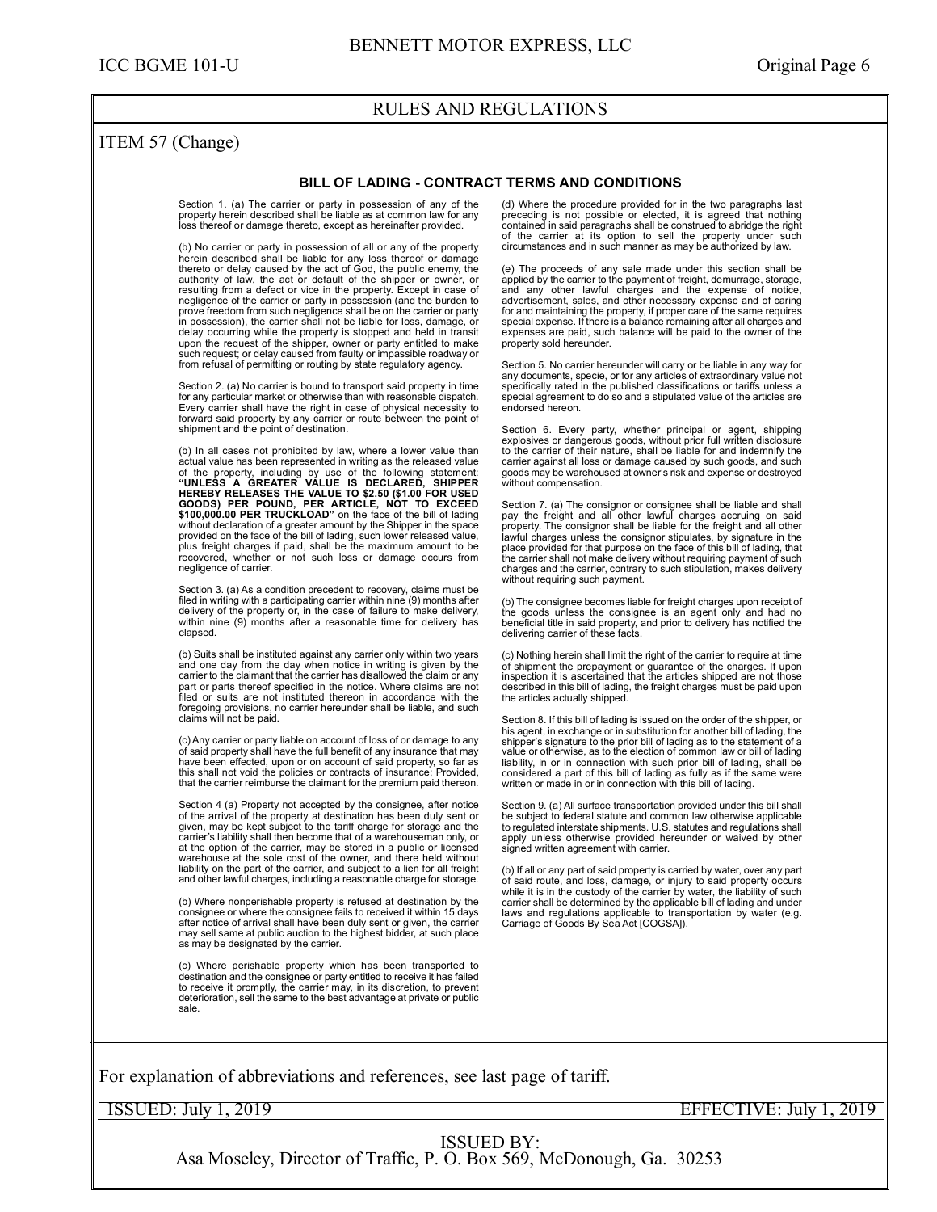## RULES AND REGULATIONS

### ITEM 57 (Change)

#### BILL OF LADING - CONTRACT TERMS AND CONDITIONS

Section 1. (a) The carrier or party in possession of any of the property herein described shall be liable as at common law for any loss thereof or damage thereto, except as hereinafter provided.

(b) No carrier or party in possession of all or any of the property herein described shall be liable for any loss thereof or damage thereto or delay caused by the act of God, the public enemy, the authority of law, the act or default of the shipper or owner, or resulting from a defect or vice in the property. Except in case of negligence of the carrier or party in possession (and the burden to prove freedom from such negligence shall be on the carrier or party in possession), the carrier shall not be liable for loss, damage, or delay occurring while the property is stopped and held in transit upon the request of the shipper, owner or party entitled to make such request; or delay caused from faulty or impassible roadway or from refusal of permitting or routing by state regulatory agency.

Section 2. (a) No carrier is bound to transport said property in time for any particular market or otherwise than with reasonable dispatch. Every carrier shall have the right in case of physical necessity to forward said property by any carrier or route between the point of shipment and the point of destination.

(b) In all cases not prohibited by law, where a lower value than actual value has been represented in writing as the released value of the property, including by use of the following statement: **"UNLESS A GREATER VALUE IS DECLARED, SHIPPER HEREBY RELEASES THE VALUE TO $2.50 ($1.00 FOR USED GOODS) PER POUND, PER ARTICLE, NOT TO EXCEED $100,000.00 PER TRUCKLOAD"** on the face of the bill of lading without declaration of a greater amount by the Shipper in the space provided on the face of the bill of lading, such lower released value, plus freight charges if paid, shall be the maximum amount to be recovered, whether or not such loss or damage occurs from negligence of carrier.

Section 3. (a) As a condition precedent to recovery, claims must be filed in writing with a participating carrier within nine (9) months after delivery of the property or, in the case of failure to make delivery, within nine (9) months after a reasonable time for delivery has elapsed.

(b) Suits shall be instituted against any carrier only within two years and one day from the day when notice in writing is given by the carrier to the claimant that the carrier has disallowed the claim or any part or parts thereof specified in the notice. Where claims are not filed or suits are not instituted thereon in accordance with the foregoing provisions, no carrier hereunder shall be liable, and such claims will not be paid.

(c) Any carrier or party liable on account of loss of or damage to any of said property shall have the full benefit of any insurance that may have been effected, upon or on account of said property, so far as this shall not void the policies or contracts of insurance; Provided, that the carrier reimburse the claimant for the premium paid thereon.

Section 4 (a) Property not accepted by the consignee, after notice of the arrival of the property at destination has been duly sent or given, may be kept subject to the tariff charge for storage and the carrier's liability shall then become that of a warehouseman only, or at the option of the carrier, may be stored in a public or licensed warehouse at the sole cost of the owner, and there held without liability on the part of the carrier, and subject to a lien for all freight and other lawful charges, including a reasonable charge for storage.

(b) Where nonperishable property is refused at destination by the consignee or where the consignee fails to received it within 15 days after notice of arrival shall have been duly sent or given, the carrier may sell same at public auction to the highest bidder, at such place as may be designated by the carrier.

(c) Where perishable property which has been transported to destination and the consignee or party entitled to receive it has failed to receive it promptly, the carrier may, in its discretion, to prevent deterioration, sell the same to the best advantage at private or public sale.

(d) Where the procedure provided for in the two paragraphs last preceding is not possible or elected, it is agreed that nothing contained in said paragraphs shall be construed to abridge the right of the carrier at its option to sell the property under such circumstances and in such manner as may be authorized by law.

(e) The proceeds of any sale made under this section shall be applied by the carrier to the payment of freight, demurrage, storage, and any other lawful charges and the expense of notice, advertisement, sales, and other necessary expense and of caring for and maintaining the property, if proper care of the same requires special expense. If there is a balance remaining after all charges and expenses are paid, such balance will be paid to the owner of the property sold hereunder.

Section 5. No carrier hereunder will carry or be liable in any way for any documents, specie, or for any articles of extraordinary value not specifically rated in the published classifications or tariffs unless a special agreement to do so and a stipulated value of the articles are endorsed hereon.

Section 6. Every party, whether principal or agent, shipping explosives or dangerous goods, without prior full written disclosure to the carrier of their nature, shall be liable for and indemnify the carrier against all loss or damage caused by such goods, and such goods may be warehoused at owner's risk and expense or destroyed without compensation.

Section 7. (a) The consignor or consignee shall be liable and shall pay the freight and all other lawful charges accruing on said property. The consignor shall be liable for the freight and all other lawful charges unless the consignor stipulates, by signature in the place provided for that purpose on the face of this bill of lading, that the carrier shall not make delivery without requiring payment of such charges and the carrier, contrary to such stipulation, makes delivery without requiring such payment.

(b) The consignee becomes liable for freight charges upon receipt of the goods unless the consignee is an agent only and had no beneficial title in said property, and prior to delivery has notified the delivering carrier of these facts.

(c) Nothing herein shall limit the right of the carrier to require at time of shipment the prepayment or guarantee of the charges. If upon inspection it is ascertained that the articles shipped are not those described in this bill of lading, the freight charges must be paid upon the articles actually shipped.

Section 8. If this bill of lading is issued on the order of the shipper, or his agent, in exchange or in substitution for another bill of lading, the shipper's signature to the prior bill of lading as to the statement of a value or otherwise, as to the election of common law or bill of lading liability, in or in connection with such prior bill of lading, shall be considered a part of this bill of lading as fully as if the same were written or made in or in connection with this bill of lading.

Section 9. (a) All surface transportation provided under this bill shall be subject to federal statute and common law otherwise applicable to regulated interstate shipments. U.S. statutes and regulations shall apply unless otherwise provided hereunder or waived by other signed written agreement with carrier.

(b) If all or any part of said property is carried by water, over any part of said route, and loss, damage, or injury to said property occurs while it is in the custody of the carrier by water, the liability of such carrier shall be determined by the applicable bill of lading and under laws and regulations applicable to transportation by water (e.g. Carriage of Goods By Sea Act [COGSA]).

For explanation of abbreviations and references, see last page of tariff.

ISSUED: July 1, 2019 EFFECTIVE: July 1, 2019

ISSUED BY:
Asa Moseley, Director of Traffic, P. O. Box 569, McDonough, Ga. 30253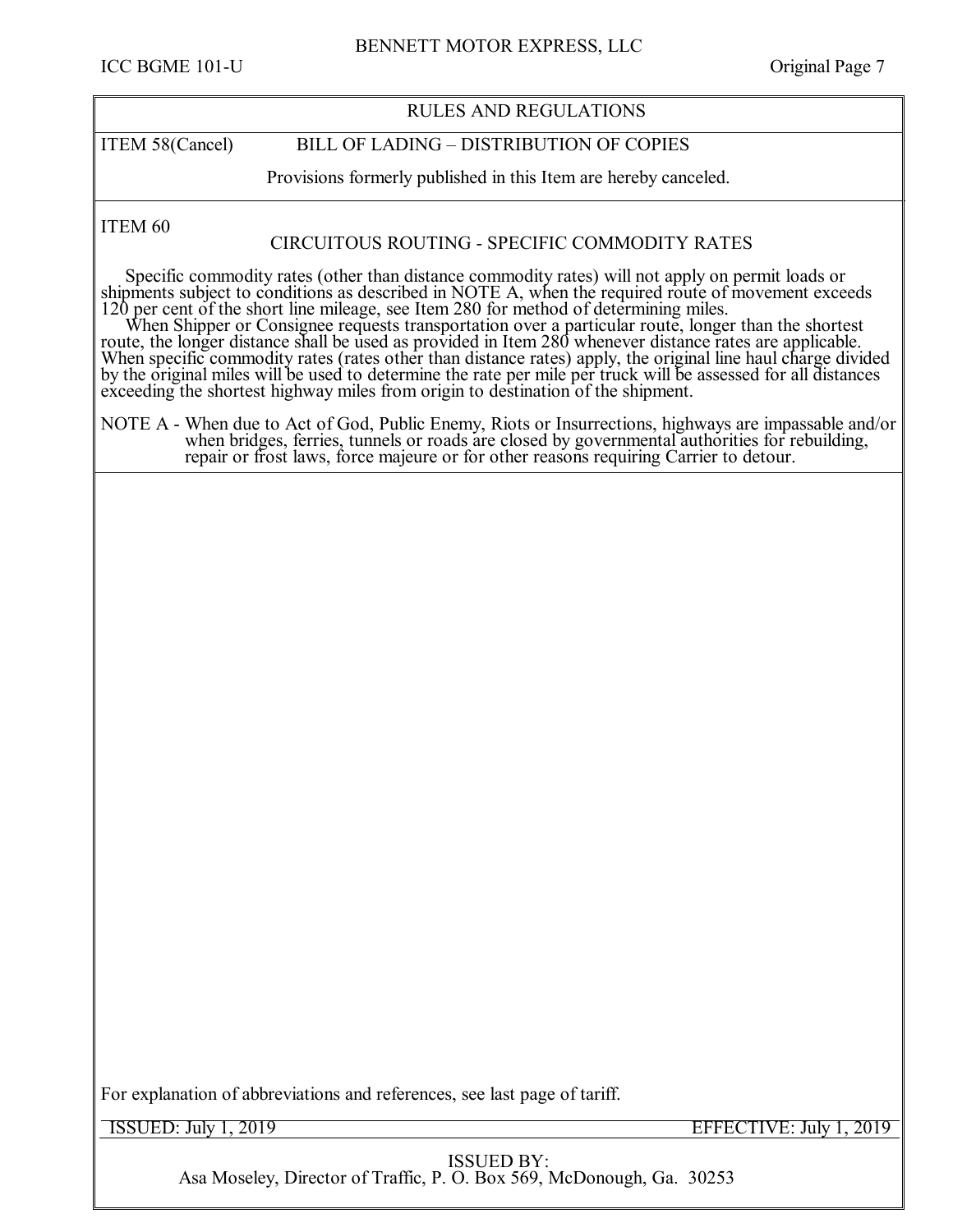## RULES AND REGULATIONS

**ITEM 58(Cancel)** BILL OF LADING – DISTRIBUTION OF COPIES

Provisions formerly published in this Item are hereby canceled.

**ITEM 60**

### CIRCUITOUS ROUTING - SPECIFIC COMMODITY RATES

Specific commodity rates (other than distance commodity rates) will not apply on permit loads or shipments subject to conditions as described in NOTE A, when the required route of movement exceeds 120 per cent of the short line mileage, see Item 280 for method of determining miles.

When Shipper or Consignee requests transportation over a particular route, longer than the shortest route, the longer distance shall be used as provided in Item 280 whenever distance rates are applicable. When specific commodity rates (rates other than distance rates) apply, the original line haul charge divided by the original miles will be used to determine the rate per mile per truck will be assessed for all distances exceeding the shortest highway miles from origin to destination of the shipment.

NOTE A - When due to Act of God, Public Enemy, Riots or Insurrections, highways are impassable and/or when bridges, ferries, tunnels or roads are closed by governmental authorities for rebuilding, repair or frost laws, force majeure or for other reasons requiring Carrier to detour.

For explanation of abbreviations and references, see last page of tariff.

ISSUED: July 1, 2019 EFFECTIVE: July 1, 2019

ISSUED BY:
Asa Moseley, Director of Traffic, P. O. Box 569, McDonough, Ga. 30253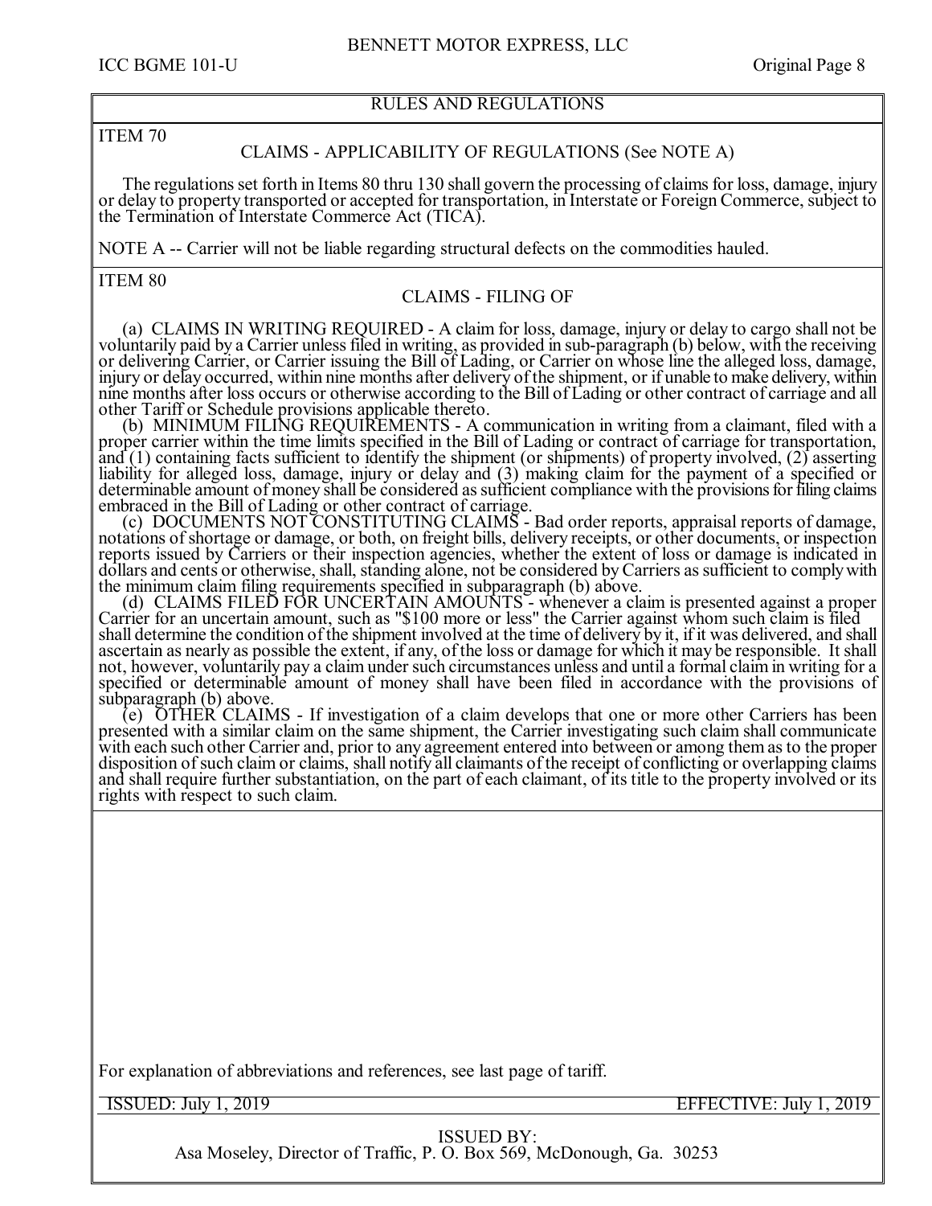## RULES AND REGULATIONS

### ITEM 70

#### CLAIMS - APPLICABILITY OF REGULATIONS (See NOTE A)

The regulations set forth in Items 80 thru 130 shall govern the processing of claims for loss, damage, injury or delay to property transported or accepted for transportation, in Interstate or Foreign Commerce, subject to the Termination of Interstate Commerce Act (TICA).

NOTE A -- Carrier will not be liable regarding structural defects on the commodities hauled.

### ITEM 80

#### CLAIMS - FILING OF

(a) CLAIMS IN WRITING REQUIRED - A claim for loss, damage, injury or delay to cargo shall not be voluntarily paid by a Carrier unless filed in writing, as provided in sub-paragraph (b) below, with the receiving or delivering Carrier, or Carrier issuing the Bill of Lading, or Carrier on whose line the alleged loss, damage, injury or delay occurred, within nine months after delivery of the shipment, or if unable to make delivery, within nine months after loss occurs or otherwise according to the Bill of Lading or other contract of carriage and all other Tariff or Schedule provisions applicable thereto.

(b) MINIMUM FILING REQUIREMENTS - A communication in writing from a claimant, filed with a proper carrier within the time limits specified in the Bill of Lading or contract of carriage for transportation, and (1) containing facts sufficient to identify the shipment (or shipments) of property involved, (2) asserting liability for alleged loss, damage, injury or delay and (3) making claim for the payment of a specified or determinable amount of money shall be considered as sufficient compliance with the provisions for filing claims embraced in the Bill of Lading or other contract of carriage.

(c) DOCUMENTS NOT CONSTITUTING CLAIMS - Bad order reports, appraisal reports of damage, notations of shortage or damage, or both, on freight bills, delivery receipts, or other documents, or inspection reports issued by Carriers or their inspection agencies, whether the extent of loss or damage is indicated in dollars and cents or otherwise, shall, standing alone, not be considered by Carriers as sufficient to comply with the minimum claim filing requirements specified in subparagraph (b) above.

(d) CLAIMS FILED FOR UNCERTAIN AMOUNTS - whenever a claim is presented against a proper Carrier for an uncertain amount, such as "$100 more or less" the Carrier against whom such claim is filed shall determine the condition of the shipment involved at the time of delivery by it, if it was delivered, and shall ascertain as nearly as possible the extent, if any, of the loss or damage for which it may be responsible. It shall not, however, voluntarily pay a claim under such circumstances unless and until a formal claim in writing for a specified or determinable amount of money shall have been filed in accordance with the provisions of subparagraph (b) above.

(e) OTHER CLAIMS - If investigation of a claim develops that one or more other Carriers has been presented with a similar claim on the same shipment, the Carrier investigating such claim shall communicate with each such other Carrier and, prior to any agreement entered into between or among them as to the proper disposition of such claim or claims, shall notify all claimants of the receipt of conflicting or overlapping claims and shall require further substantiation, on the part of each claimant, of its title to the property involved or its rights with respect to such claim.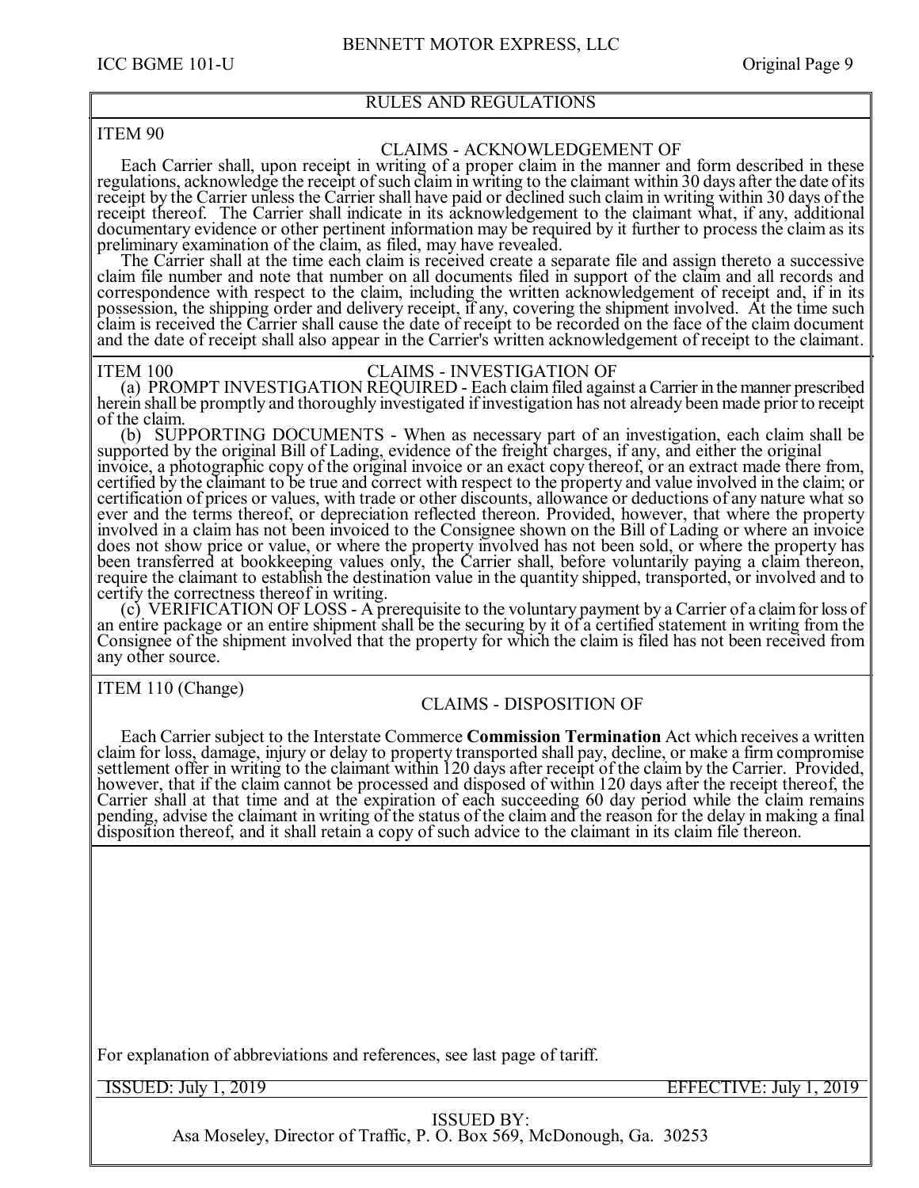## RULES AND REGULATIONS

### ITEM 90

#### CLAIMS - ACKNOWLEDGEMENT OF

Each Carrier shall, upon receipt in writing of a proper claim in the manner and form described in these regulations, acknowledge the receipt of such claim in writing to the claimant within 30 days after the date of its receipt by the Carrier unless the Carrier shall have paid or declined such claim in writing within 30 days of the receipt thereof. The Carrier shall indicate in its acknowledgement to the claimant what, if any, additional documentary evidence or other pertinent information may be required by it further to process the claim as its preliminary examination of the claim, as filed, may have revealed.

The Carrier shall at the time each claim is received create a separate file and assign thereto a successive claim file number and note that number on all documents filed in support of the claim and all records and correspondence with respect to the claim, including the written acknowledgement of receipt and, if in its possession, the shipping order and delivery receipt, if any, covering the shipment involved. At the time such claim is received the Carrier shall cause the date of receipt to be recorded on the face of the claim document and the date of receipt shall also appear in the Carrier's written acknowledgement of receipt to the claimant.

### ITEM 100

#### CLAIMS - INVESTIGATION OF

(a) PROMPT INVESTIGATION REQUIRED - Each claim filed against a Carrier in the manner prescribed herein shall be promptly and thoroughly investigated if investigation has not already been made prior to receipt of the claim.

(b) SUPPORTING DOCUMENTS - When as necessary part of an investigation, each claim shall be supported by the original Bill of Lading, evidence of the freight charges, if any, and either the original invoice, a photographic copy of the original invoice or an exact copy thereof, or an extract made there from, certified by the claimant to be true and correct with respect to the property and value involved in the claim; or certification of prices or values, with trade or other discounts, allowance or deductions of any nature what so ever and the terms thereof, or depreciation reflected thereon. Provided, however, that where the property involved in a claim has not been invoiced to the Consignee shown on the Bill of Lading or where an invoice does not show price or value, or where the property involved has not been sold, or where the property has been transferred at bookkeeping values only, the Carrier shall, before voluntarily paying a claim thereon, require the claimant to establish the destination value in the quantity shipped, transported, or involved and to certify the correctness thereof in writing.

(c) VERIFICATION OF LOSS - A prerequisite to the voluntary payment by a Carrier of a claim for loss of an entire package or an entire shipment shall be the securing by it of a certified statement in writing from the Consignee of the shipment involved that the property for which the claim is filed has not been received from any other source.

### ITEM 110 (Change)

#### CLAIMS - DISPOSITION OF

Each Carrier subject to the Interstate Commerce **Commission Termination** Act which receives a written claim for loss, damage, injury or delay to property transported shall pay, decline, or make a firm compromise settlement offer in writing to the claimant within 120 days after receipt of the claim by the Carrier. Provided, however, that if the claim cannot be processed and disposed of within 120 days after the receipt thereof, the Carrier shall at that time and at the expiration of each succeeding 60 day period while the claim remains pending, advise the claimant in writing of the status of the claim and the reason for the delay in making a final disposition thereof, and it shall retain a copy of such advice to the claimant in its claim file thereon.

For explanation of abbreviations and references, see last page of tariff.

ISSUED: July 1, 2019 — EFFECTIVE: July 1, 2019

ISSUED BY:
Asa Moseley, Director of Traffic, P. O. Box 569, McDonough, Ga. 30253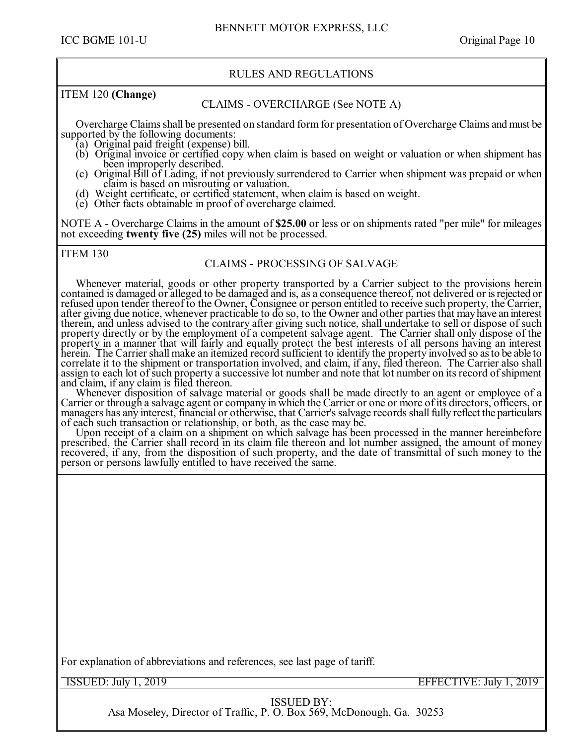## RULES AND REGULATIONS

ITEM 120 **(Change)**

### CLAIMS - OVERCHARGE (See NOTE A)

Overcharge Claims shall be presented on standard form for presentation of Overcharge Claims and must be supported by the following documents:

(a) Original paid freight (expense) bill.
(b) Original invoice or certified copy when claim is based on weight or valuation or when shipment has been improperly described.
(c) Original Bill of Lading, if not previously surrendered to Carrier when shipment was prepaid or when claim is based on misrouting or valuation.
(d) Weight certificate, or certified statement, when claim is based on weight.
(e) Other facts obtainable in proof of overcharge claimed.

NOTE A - Overcharge Claims in the amount of **$25.00** or less or on shipments rated "per mile" for mileages not exceeding **twenty five (25)** miles will not be processed.

ITEM 130

### CLAIMS - PROCESSING OF SALVAGE

Whenever material, goods or other property transported by a Carrier subject to the provisions herein contained is damaged or alleged to be damaged and is, as a consequence thereof, not delivered or is rejected or refused upon tender thereof to the Owner, Consignee or person entitled to receive such property, the Carrier, after giving due notice, whenever practicable to do so, to the Owner and other parties that may have an interest therein, and unless advised to the contrary after giving such notice, shall undertake to sell or dispose of such property directly or by the employment of a competent salvage agent. The Carrier shall only dispose of the property in a manner that will fairly and equally protect the best interests of all persons having an interest herein. The Carrier shall make an itemized record sufficient to identify the property involved so as to be able to correlate it to the shipment or transportation involved, and claim, if any, filed thereon. The Carrier also shall assign to each lot of such property a successive lot number and note that lot number on its record of shipment and claim, if any claim is filed thereon.

Whenever disposition of salvage material or goods shall be made directly to an agent or employee of a Carrier or through a salvage agent or company in which the Carrier or one or more of its directors, officers, or managers has any interest, financial or otherwise, that Carrier's salvage records shall fully reflect the particulars of each such transaction or relationship, or both, as the case may be.

Upon receipt of a claim on a shipment on which salvage has been processed in the manner hereinbefore prescribed, the Carrier shall record in its claim file thereon and lot number assigned, the amount of money recovered, if any, from the disposition of such property, and the date of transmittal of such money to the person or persons lawfully entitled to have received the same.

For explanation of abbreviations and references, see last page of tariff.

ISSUED: July 1, 2019 EFFECTIVE: July 1, 2019

ISSUED BY:
Asa Moseley, Director of Traffic, P. O. Box 569, McDonough, Ga. 30253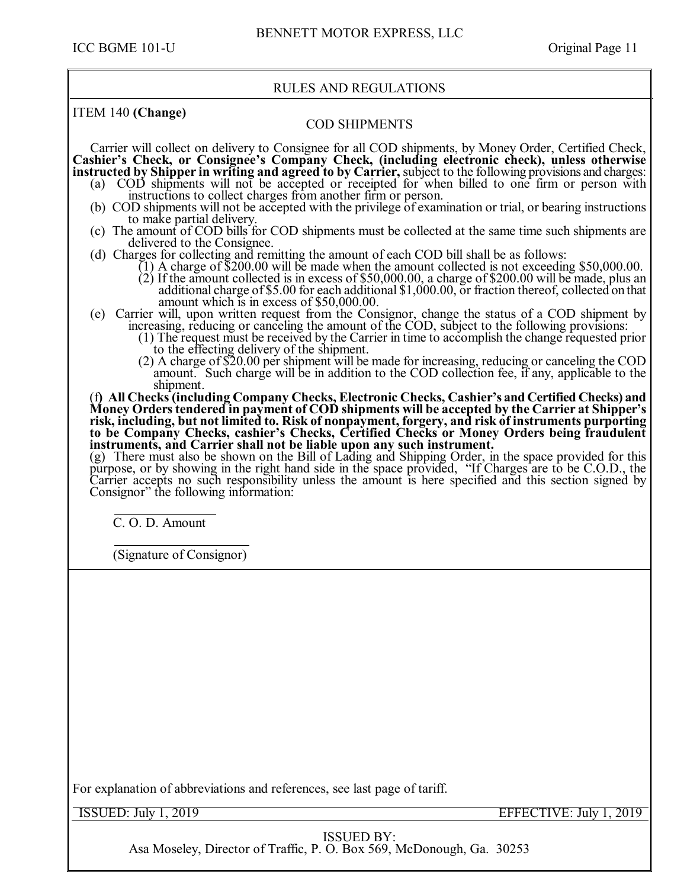RULES AND REGULATIONS

ITEM 140 **(Change)**

## COD SHIPMENTS

Carrier will collect on delivery to Consignee for all COD shipments, by Money Order, Certified Check, **Cashier's Check, or Consignee's Company Check, (including electronic check), unless otherwise instructed by Shipper in writing and agreed to by Carrier,** subject to the following provisions and charges:

(a) COD shipments will not be accepted or receipted for when billed to one firm or person with instructions to collect charges from another firm or person.

(b) COD shipments will not be accepted with the privilege of examination or trial, or bearing instructions to make partial delivery.

(c) The amount of COD bills for COD shipments must be collected at the same time such shipments are delivered to the Consignee.

(d) Charges for collecting and remitting the amount of each COD bill shall be as follows:

(1) A charge of $200.00 will be made when the amount collected is not exceeding $50,000.00.

(2) If the amount collected is in excess of $50,000.00, a charge of $200.00 will be made, plus an additional charge of $5.00 for each additional $1,000.00, or fraction thereof, collected on that amount which is in excess of $50,000.00.

(e) Carrier will, upon written request from the Consignor, change the status of a COD shipment by increasing, reducing or canceling the amount of the COD, subject to the following provisions:

(1) The request must be received by the Carrier in time to accomplish the change requested prior to the effecting delivery of the shipment.

(2) A charge of $20.00 per shipment will be made for increasing, reducing or canceling the COD amount. Such charge will be in addition to the COD collection fee, if any, applicable to the shipment.

(f**) All Checks (including Company Checks, Electronic Checks, Cashier's and Certified Checks) and Money Orders tendered in payment of COD shipments will be accepted by the Carrier at Shipper's risk, including, but not limited to. Risk of nonpayment, forgery, and risk of instruments purporting to be Company Checks, cashier's Checks, Certified Checks or Money Orders being fraudulent instruments, and Carrier shall not be liable upon any such instrument.**

(g) There must also be shown on the Bill of Lading and Shipping Order, in the space provided for this purpose, or by showing in the right hand side in the space provided, "If Charges are to be C.O.D., the Carrier accepts no such responsibility unless the amount is here specified and this section signed by Consignor" the following information:

\_\_\_\_\_\_\_\_\_\_\_\_\_\_\_\_
C. O. D. Amount

\_\_\_\_\_\_\_\_\_\_\_\_\_\_\_\_\_\_\_\_
(Signature of Consignor)

For explanation of abbreviations and references, see last page of tariff.

ISSUED: July 1, 2019 EFFECTIVE: July 1, 2019

ISSUED BY:
Asa Moseley, Director of Traffic, P. O. Box 569, McDonough, Ga. 30253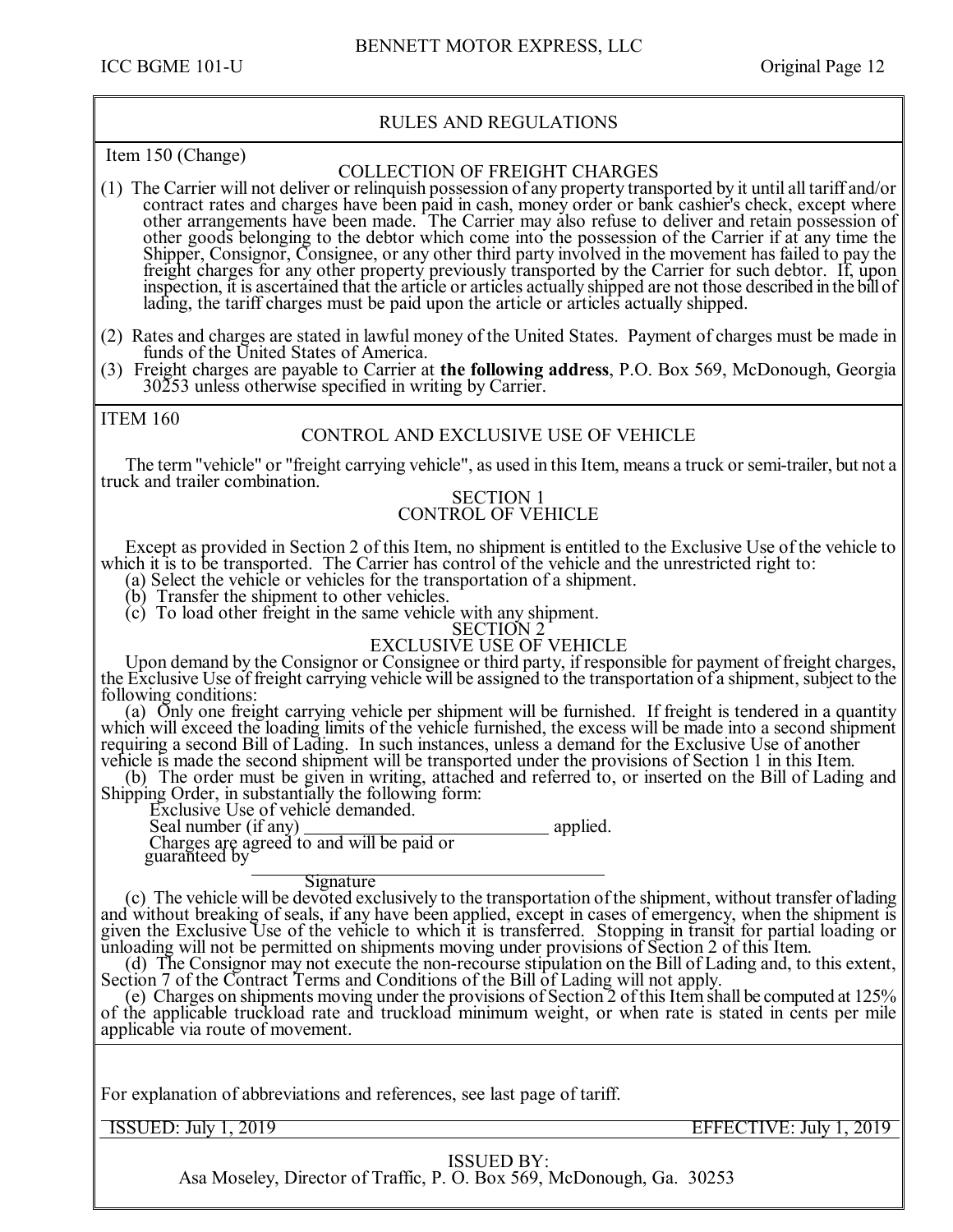## RULES AND REGULATIONS

Item 150 (Change)

### COLLECTION OF FREIGHT CHARGES

(1) The Carrier will not deliver or relinquish possession of any property transported by it until all tariff and/or contract rates and charges have been paid in cash, money order or bank cashier's check, except where other arrangements have been made. The Carrier may also refuse to deliver and retain possession of other goods belonging to the debtor which come into the possession of the Carrier if at any time the Shipper, Consignor, Consignee, or any other third party involved in the movement has failed to pay the freight charges for any other property previously transported by the Carrier for such debtor. If, upon inspection, it is ascertained that the article or articles actually shipped are not those described in the bill of lading, the tariff charges must be paid upon the article or articles actually shipped.

(2) Rates and charges are stated in lawful money of the United States. Payment of charges must be made in funds of the United States of America.

(3) Freight charges are payable to Carrier at **the following address**, P.O. Box 569, McDonough, Georgia 30253 unless otherwise specified in writing by Carrier.

ITEM 160

### CONTROL AND EXCLUSIVE USE OF VEHICLE

The term "vehicle" or "freight carrying vehicle", as used in this Item, means a truck or semi-trailer, but not a truck and trailer combination.

#### SECTION 1
#### CONTROL OF VEHICLE

Except as provided in Section 2 of this Item, no shipment is entitled to the Exclusive Use of the vehicle to which it is to be transported. The Carrier has control of the vehicle and the unrestricted right to:

(a) Select the vehicle or vehicles for the transportation of a shipment.
(b) Transfer the shipment to other vehicles.
(c) To load other freight in the same vehicle with any shipment.

#### SECTION 2
#### EXCLUSIVE USE OF VEHICLE

Upon demand by the Consignor or Consignee or third party, if responsible for payment of freight charges, the Exclusive Use of freight carrying vehicle will be assigned to the transportation of a shipment, subject to the following conditions:

(a) Only one freight carrying vehicle per shipment will be furnished. If freight is tendered in a quantity which will exceed the loading limits of the vehicle furnished, the excess will be made into a second shipment requiring a second Bill of Lading. In such instances, unless a demand for the Exclusive Use of another vehicle is made the second shipment will be transported under the provisions of Section 1 in this Item.

(b) The order must be given in writing, attached and referred to, or inserted on the Bill of Lading and Shipping Order, in substantially the following form:

Exclusive Use of vehicle demanded.
Seal number (if any) ____________________________ applied.
Charges are agreed to and will be paid or guaranteed by

______________________________________
Signature

(c) The vehicle will be devoted exclusively to the transportation of the shipment, without transfer of lading and without breaking of seals, if any have been applied, except in cases of emergency, when the shipment is given the Exclusive Use of the vehicle to which it is transferred. Stopping in transit for partial loading or unloading will not be permitted on shipments moving under provisions of Section 2 of this Item.

(d) The Consignor may not execute the non-recourse stipulation on the Bill of Lading and, to this extent, Section 7 of the Contract Terms and Conditions of the Bill of Lading will not apply.

(e) Charges on shipments moving under the provisions of Section 2 of this Item shall be computed at 125% of the applicable truckload rate and truckload minimum weight, or when rate is stated in cents per mile applicable via route of movement.

For explanation of abbreviations and references, see last page of tariff.

ISSUED: July 1, 2019 EFFECTIVE: July 1, 2019

ISSUED BY:
Asa Moseley, Director of Traffic, P. O. Box 569, McDonough, Ga. 30253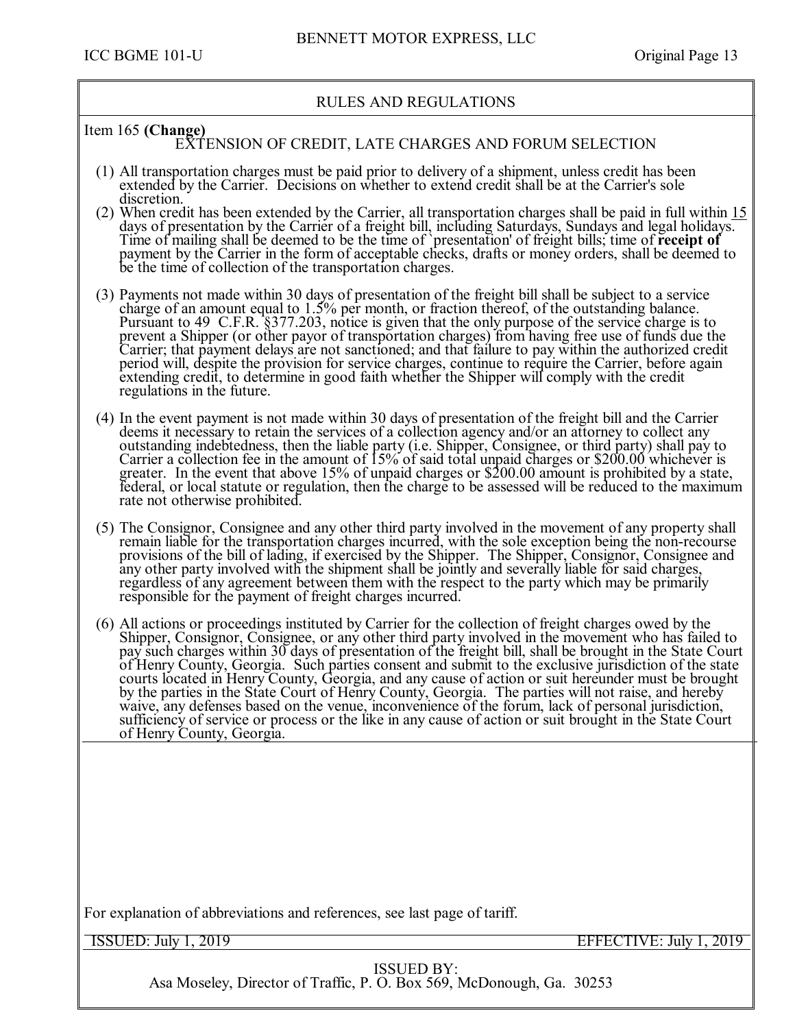## RULES AND REGULATIONS

Item 165 **(Change)**

### EXTENSION OF CREDIT, LATE CHARGES AND FORUM SELECTION

(1) All transportation charges must be paid prior to delivery of a shipment, unless credit has been extended by the Carrier. Decisions on whether to extend credit shall be at the Carrier's sole discretion.

(2) When credit has been extended by the Carrier, all transportation charges shall be paid in full within 15 days of presentation by the Carrier of a freight bill, including Saturdays, Sundays and legal holidays. Time of mailing shall be deemed to be the time of `presentation' of freight bills; time of **receipt of** payment by the Carrier in the form of acceptable checks, drafts or money orders, shall be deemed to be the time of collection of the transportation charges.

(3) Payments not made within 30 days of presentation of the freight bill shall be subject to a service charge of an amount equal to 1.5% per month, or fraction thereof, of the outstanding balance. Pursuant to 49 C.F.R. §377.203, notice is given that the only purpose of the service charge is to prevent a Shipper (or other payor of transportation charges) from having free use of funds due the Carrier; that payment delays are not sanctioned; and that failure to pay within the authorized credit period will, despite the provision for service charges, continue to require the Carrier, before again extending credit, to determine in good faith whether the Shipper will comply with the credit regulations in the future.

(4) In the event payment is not made within 30 days of presentation of the freight bill and the Carrier deems it necessary to retain the services of a collection agency and/or an attorney to collect any outstanding indebtedness, then the liable party (i.e. Shipper, Consignee, or third party) shall pay to Carrier a collection fee in the amount of 15% of said total unpaid charges or $200.00 whichever is greater. In the event that above 15% of unpaid charges or $200.00 amount is prohibited by a state, federal, or local statute or regulation, then the charge to be assessed will be reduced to the maximum rate not otherwise prohibited.

(5) The Consignor, Consignee and any other third party involved in the movement of any property shall remain liable for the transportation charges incurred, with the sole exception being the non-recourse provisions of the bill of lading, if exercised by the Shipper. The Shipper, Consignor, Consignee and any other party involved with the shipment shall be jointly and severally liable for said charges, regardless of any agreement between them with the respect to the party which may be primarily responsible for the payment of freight charges incurred.

(6) All actions or proceedings instituted by Carrier for the collection of freight charges owed by the Shipper, Consignor, Consignee, or any other third party involved in the movement who has failed to pay such charges within 30 days of presentation of the freight bill, shall be brought in the State Court of Henry County, Georgia. Such parties consent and submit to the exclusive jurisdiction of the state courts located in Henry County, Georgia, and any cause of action or suit hereunder must be brought by the parties in the State Court of Henry County, Georgia. The parties will not raise, and hereby waive, any defenses based on the venue, inconvenience of the forum, lack of personal jurisdiction, sufficiency of service or process or the like in any cause of action or suit brought in the State Court of Henry County, Georgia.

For explanation of abbreviations and references, see last page of tariff.

ISSUED: July 1, 2019 EFFECTIVE: July 1, 2019

ISSUED BY:
Asa Moseley, Director of Traffic, P. O. Box 569, McDonough, Ga. 30253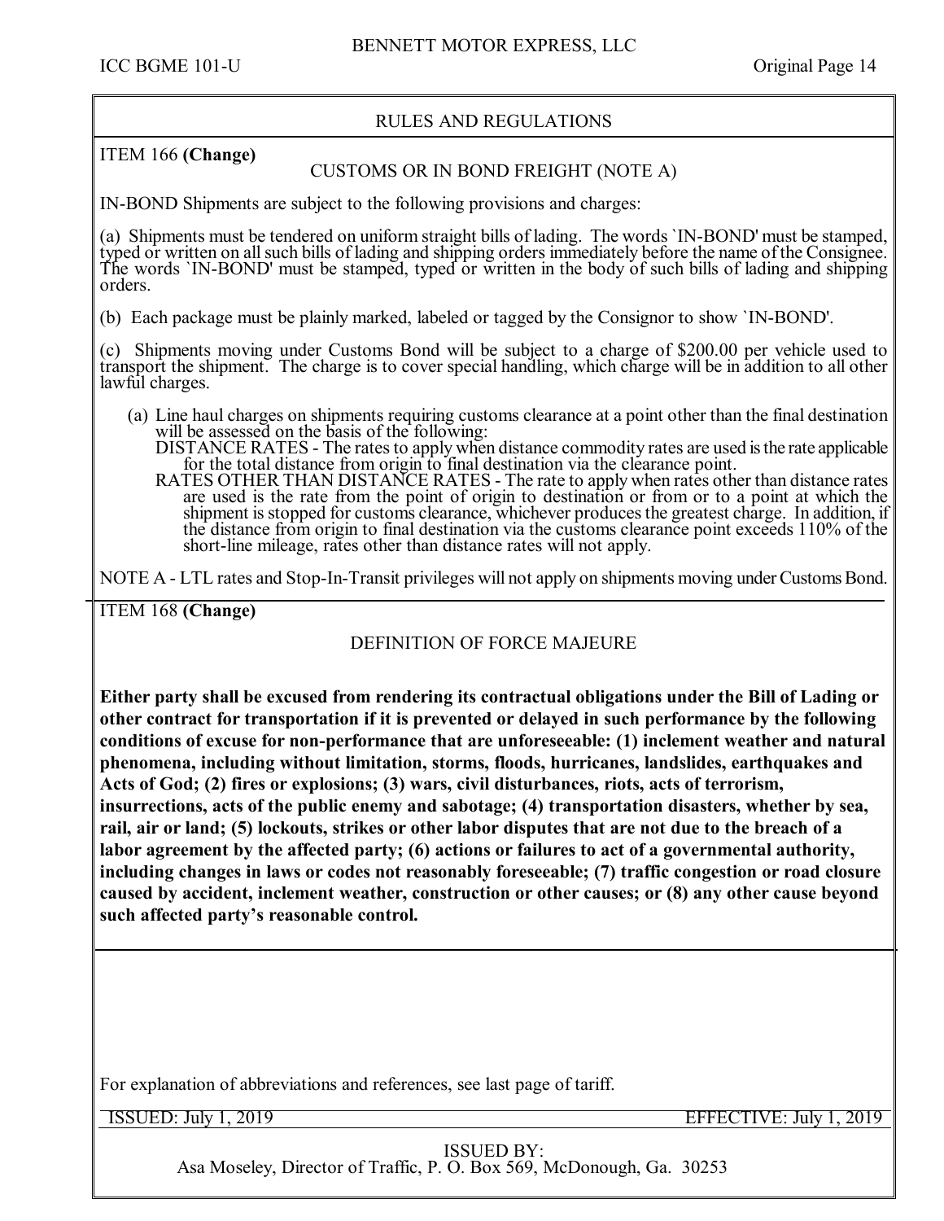## RULES AND REGULATIONS

### ITEM 166 **(Change)**

### CUSTOMS OR IN BOND FREIGHT (NOTE A)

IN-BOND Shipments are subject to the following provisions and charges:

(a) Shipments must be tendered on uniform straight bills of lading. The words `IN-BOND' must be stamped, typed or written on all such bills of lading and shipping orders immediately before the name of the Consignee. The words `IN-BOND' must be stamped, typed or written in the body of such bills of lading and shipping orders.

(b) Each package must be plainly marked, labeled or tagged by the Consignor to show `IN-BOND'.

(c) Shipments moving under Customs Bond will be subject to a charge of $200.00 per vehicle used to transport the shipment. The charge is to cover special handling, which charge will be in addition to all other lawful charges.

> (a) Line haul charges on shipments requiring customs clearance at a point other than the final destination will be assessed on the basis of the following:
>
> DISTANCE RATES - The rates to apply when distance commodity rates are used is the rate applicable for the total distance from origin to final destination via the clearance point.
>
> RATES OTHER THAN DISTANCE RATES - The rate to apply when rates other than distance rates are used is the rate from the point of origin to destination or from or to a point at which the shipment is stopped for customs clearance, whichever produces the greatest charge. In addition, if the distance from origin to final destination via the customs clearance point exceeds 110% of the short-line mileage, rates other than distance rates will not apply.

NOTE A - LTL rates and Stop-In-Transit privileges will not apply on shipments moving under Customs Bond.

### ITEM 168 **(Change)**

### DEFINITION OF FORCE MAJEURE

**Either party shall be excused from rendering its contractual obligations under the Bill of Lading or other contract for transportation if it is prevented or delayed in such performance by the following conditions of excuse for non-performance that are unforeseeable: (1) inclement weather and natural phenomena, including without limitation, storms, floods, hurricanes, landslides, earthquakes and Acts of God; (2) fires or explosions; (3) wars, civil disturbances, riots, acts of terrorism, insurrections, acts of the public enemy and sabotage; (4) transportation disasters, whether by sea, rail, air or land; (5) lockouts, strikes or other labor disputes that are not due to the breach of a labor agreement by the affected party; (6) actions or failures to act of a governmental authority, including changes in laws or codes not reasonably foreseeable; (7) traffic congestion or road closure caused by accident, inclement weather, construction or other causes; or (8) any other cause beyond such affected party's reasonable control.**

For explanation of abbreviations and references, see last page of tariff.

ISSUED: July 1, 2019 EFFECTIVE: July 1, 2019

ISSUED BY:
Asa Moseley, Director of Traffic, P. O. Box 569, McDonough, Ga. 30253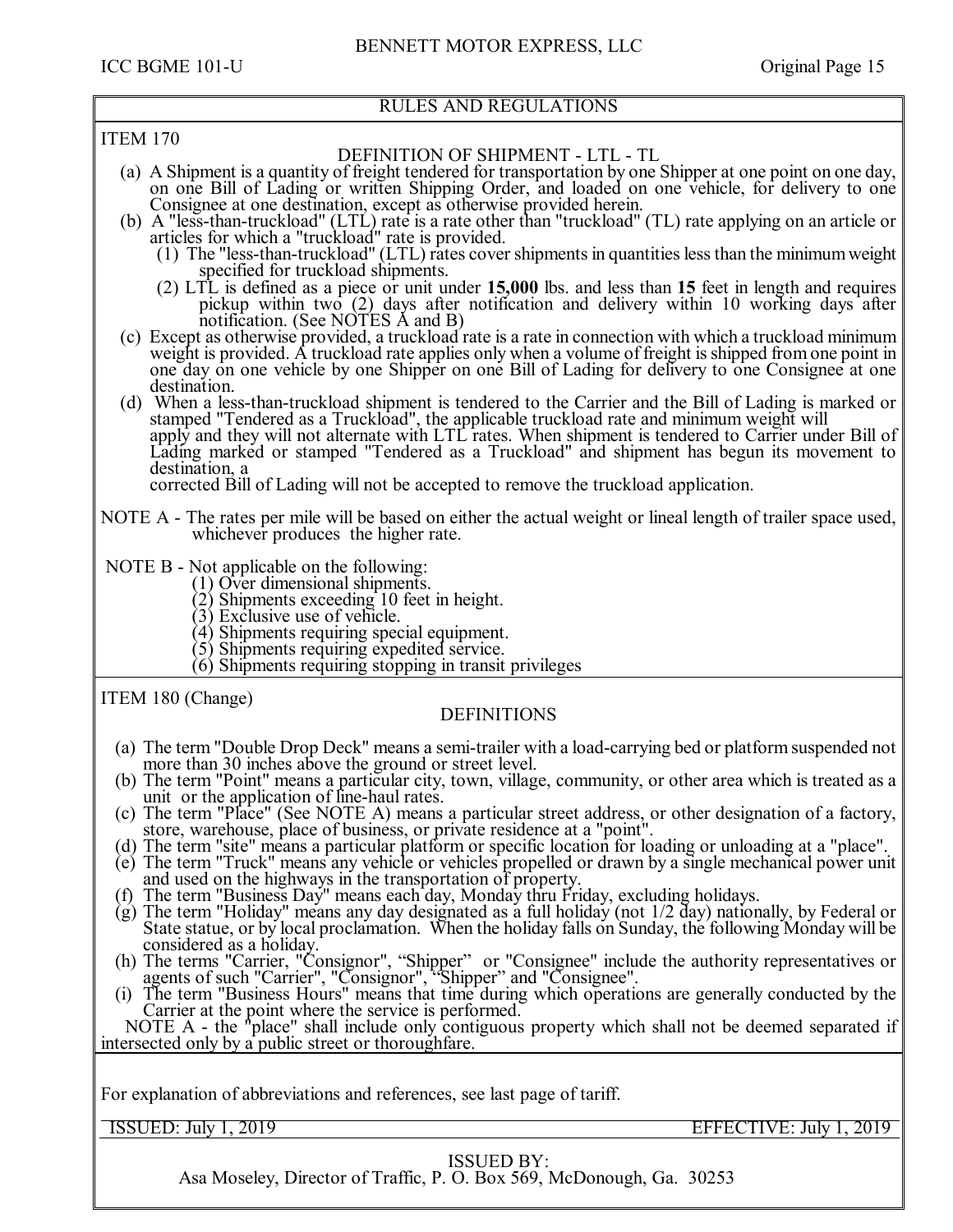## RULES AND REGULATIONS

### ITEM 170

#### DEFINITION OF SHIPMENT - LTL - TL

(a) A Shipment is a quantity of freight tendered for transportation by one Shipper at one point on one day, on one Bill of Lading or written Shipping Order, and loaded on one vehicle, for delivery to one Consignee at one destination, except as otherwise provided herein.

(b) A "less-than-truckload" (LTL) rate is a rate other than "truckload" (TL) rate applying on an article or articles for which a "truckload" rate is provided.

(1) The "less-than-truckload" (LTL) rates cover shipments in quantities less than the minimum weight specified for truckload shipments.

(2) LTL is defined as a piece or unit under **15,000** lbs. and less than **15** feet in length and requires pickup within two (2) days after notification and delivery within 10 working days after notification. (See NOTES A and B)

(c) Except as otherwise provided, a truckload rate is a rate in connection with which a truckload minimum weight is provided. A truckload rate applies only when a volume of freight is shipped from one point in one day on one vehicle by one Shipper on one Bill of Lading for delivery to one Consignee at one destination.

(d) When a less-than-truckload shipment is tendered to the Carrier and the Bill of Lading is marked or stamped "Tendered as a Truckload", the applicable truckload rate and minimum weight will apply and they will not alternate with LTL rates. When shipment is tendered to Carrier under Bill of Lading marked or stamped "Tendered as a Truckload" and shipment has begun its movement to destination, a corrected Bill of Lading will not be accepted to remove the truckload application.

NOTE A - The rates per mile will be based on either the actual weight or lineal length of trailer space used, whichever produces the higher rate.

NOTE B - Not applicable on the following:

(1) Over dimensional shipments.
(2) Shipments exceeding 10 feet in height.
(3) Exclusive use of vehicle.
(4) Shipments requiring special equipment.
(5) Shipments requiring expedited service.
(6) Shipments requiring stopping in transit privileges

### ITEM 180 (Change)

#### DEFINITIONS

(a) The term "Double Drop Deck" means a semi-trailer with a load-carrying bed or platform suspended not more than 30 inches above the ground or street level.

(b) The term "Point" means a particular city, town, village, community, or other area which is treated as a unit or the application of line-haul rates.

(c) The term "Place" (See NOTE A) means a particular street address, or other designation of a factory, store, warehouse, place of business, or private residence at a "point".

(d) The term "site" means a particular platform or specific location for loading or unloading at a "place".

(e) The term "Truck" means any vehicle or vehicles propelled or drawn by a single mechanical power unit and used on the highways in the transportation of property.

(f) The term "Business Day" means each day, Monday thru Friday, excluding holidays.

(g) The term "Holiday" means any day designated as a full holiday (not 1/2 day) nationally, by Federal or State statue, or by local proclamation. When the holiday falls on Sunday, the following Monday will be considered as a holiday.

(h) The terms "Carrier, "Consignor", "Shipper" or "Consignee" include the authority representatives or agents of such "Carrier", "Consignor", "Shipper" and "Consignee".

(i) The term "Business Hours" means that time during which operations are generally conducted by the Carrier at the point where the service is performed.

NOTE A - the "place" shall include only contiguous property which shall not be deemed separated if intersected only by a public street or thoroughfare.

For explanation of abbreviations and references, see last page of tariff.

ISSUED: July 1, 2019 EFFECTIVE: July 1, 2019

ISSUED BY:
Asa Moseley, Director of Traffic, P. O. Box 569, McDonough, Ga. 30253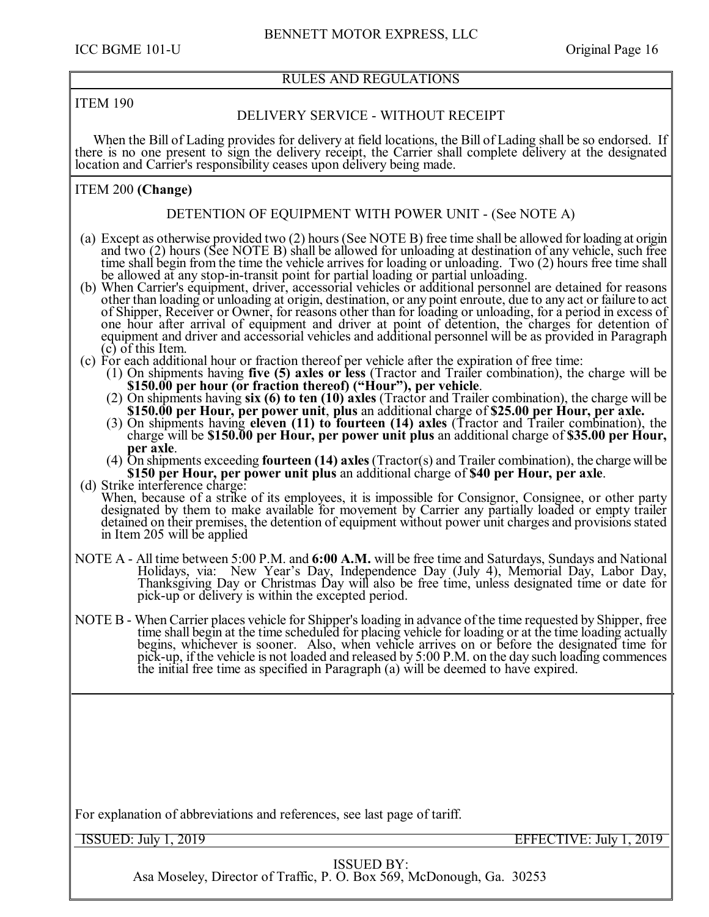## RULES AND REGULATIONS

### ITEM 190

#### DELIVERY SERVICE - WITHOUT RECEIPT

When the Bill of Lading provides for delivery at field locations, the Bill of Lading shall be so endorsed. If there is no one present to sign the delivery receipt, the Carrier shall complete delivery at the designated location and Carrier's responsibility ceases upon delivery being made.

### ITEM 200 **(Change)**

#### DETENTION OF EQUIPMENT WITH POWER UNIT - (See NOTE A)

(a) Except as otherwise provided two (2) hours (See NOTE B) free time shall be allowed for loading at origin and two (2) hours (See NOTE B) shall be allowed for unloading at destination of any vehicle, such free time shall begin from the time the vehicle arrives for loading or unloading. Two (2) hours free time shall be allowed at any stop-in-transit point for partial loading or partial unloading.

(b) When Carrier's equipment, driver, accessorial vehicles or additional personnel are detained for reasons other than loading or unloading at origin, destination, or any point enroute, due to any act or failure to act of Shipper, Receiver or Owner, for reasons other than for loading or unloading, for a period in excess of one hour after arrival of equipment and driver at point of detention, the charges for detention of equipment and driver and accessorial vehicles and additional personnel will be as provided in Paragraph (c) of this Item.

(c) For each additional hour or fraction thereof per vehicle after the expiration of free time:
  - (1) On shipments having **five (5) axles or less** (Tractor and Trailer combination), the charge will be **$150.00 per hour (or fraction thereof) ("Hour"), per vehicle**.
  - (2) On shipments having **six (6) to ten (10) axles** (Tractor and Trailer combination), the charge will be **$150.00 per Hour, per power unit**, **plus** an additional charge of **$25.00 per Hour, per axle.**
  - (3) On shipments having **eleven (11) to fourteen (14) axles** (Tractor and Trailer combination), the charge will be **$150.00 per Hour, per power unit plus** an additional charge of **$35.00 per Hour, per axle**.
  - (4) On shipments exceeding **fourteen (14) axles** (Tractor(s) and Trailer combination), the charge will be **$150 per Hour, per power unit plus** an additional charge of **$40 per Hour, per axle**.

(d) Strike interference charge:
When, because of a strike of its employees, it is impossible for Consignor, Consignee, or other party designated by them to make available for movement by Carrier any partially loaded or empty trailer detained on their premises, the detention of equipment without power unit charges and provisions stated in Item 205 will be applied

NOTE A - All time between 5:00 P.M. and **6:00 A.M.** will be free time and Saturdays, Sundays and National Holidays, via: New Year's Day, Independence Day (July 4), Memorial Day, Labor Day, Thanksgiving Day or Christmas Day will also be free time, unless designated time or date for pick-up or delivery is within the excepted period.

NOTE B - When Carrier places vehicle for Shipper's loading in advance of the time requested by Shipper, free time shall begin at the time scheduled for placing vehicle for loading or at the time loading actually begins, whichever is sooner. Also, when vehicle arrives on or before the designated time for pick-up, if the vehicle is not loaded and released by 5:00 P.M. on the day such loading commences the initial free time as specified in Paragraph (a) will be deemed to have expired.

For explanation of abbreviations and references, see last page of tariff.

ISSUED: July 1, 2019 EFFECTIVE: July 1, 2019

ISSUED BY:
Asa Moseley, Director of Traffic, P. O. Box 569, McDonough, Ga. 30253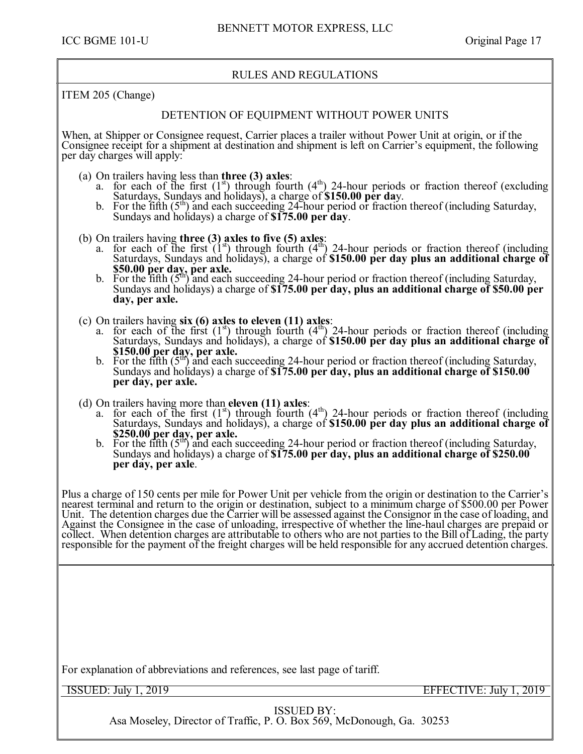## RULES AND REGULATIONS

ITEM 205 (Change)

### DETENTION OF EQUIPMENT WITHOUT POWER UNITS

When, at Shipper or Consignee request, Carrier places a trailer without Power Unit at origin, or if the Consignee receipt for a shipment at destination and shipment is left on Carrier's equipment, the following per day charges will apply:

(a) On trailers having less than **three (3) axles**:
   a. for each of the first (1st) through fourth (4th) 24-hour periods or fraction thereof (excluding Saturdays, Sundays and holidays), a charge of **$150.00 per day**.
   b. For the fifth (5th) and each succeeding 24-hour period or fraction thereof (including Saturday, Sundays and holidays) a charge of **$175.00 per day**.

(b) On trailers having **three (3) axles to five (5) axles**:
   a. for each of the first (1st) through fourth (4th) 24-hour periods or fraction thereof (including Saturdays, Sundays and holidays), a charge of **$150.00 per day plus an additional charge of $50.00 per day, per axle.**
   b. For the fifth (5th) and each succeeding 24-hour period or fraction thereof (including Saturday, Sundays and holidays) a charge of **$175.00 per day, plus an additional charge of $50.00 per day, per axle.**

(c) On trailers having **six (6) axles to eleven (11) axles**:
   a. for each of the first (1st) through fourth (4th) 24-hour periods or fraction thereof (including Saturdays, Sundays and holidays), a charge of **$150.00 per day plus an additional charge of $150.00 per day, per axle.**
   b. For the fifth (5th) and each succeeding 24-hour period or fraction thereof (including Saturday, Sundays and holidays) a charge of **$175.00 per day, plus an additional charge of $150.00 per day, per axle.**

(d) On trailers having more than **eleven (11) axles**:
   a. for each of the first (1st) through fourth (4th) 24-hour periods or fraction thereof (including Saturdays, Sundays and holidays), a charge of **$150.00 per day plus an additional charge of $250.00 per day, per axle.**
   b. For the fifth (5th) and each succeeding 24-hour period or fraction thereof (including Saturday, Sundays and holidays) a charge of **$175.00 per day, plus an additional charge of $250.00 per day, per axle**.

Plus a charge of 150 cents per mile for Power Unit per vehicle from the origin or destination to the Carrier's nearest terminal and return to the origin or destination, subject to a minimum charge of $500.00 per Power Unit. The detention charges due the Carrier will be assessed against the Consignor in the case of loading, and Against the Consignee in the case of unloading, irrespective of whether the line-haul charges are prepaid or collect. When detention charges are attributable to others who are not parties to the Bill of Lading, the party responsible for the payment of the freight charges will be held responsible for any accrued detention charges.

For explanation of abbreviations and references, see last page of tariff.

ISSUED: July 1, 2019 | EFFECTIVE: July 1, 2019

ISSUED BY:
Asa Moseley, Director of Traffic, P. O. Box 569, McDonough, Ga. 30253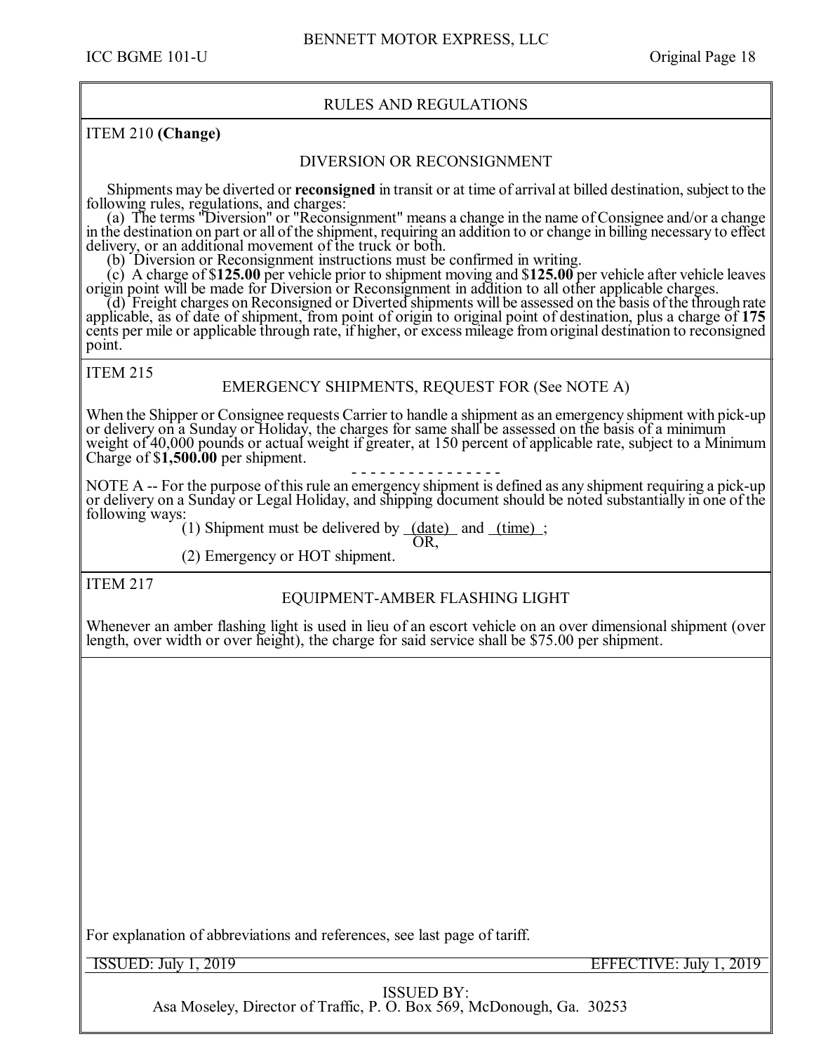## RULES AND REGULATIONS

### ITEM 210 **(Change)**

#### DIVERSION OR RECONSIGNMENT

Shipments may be diverted or **reconsigned** in transit or at time of arrival at billed destination, subject to the following rules, regulations, and charges:

(a) The terms "Diversion" or "Reconsignment" means a change in the name of Consignee and/or a change in the destination on part or all of the shipment, requiring an addition to or change in billing necessary to effect delivery, or an additional movement of the truck or both.

(b) Diversion or Reconsignment instructions must be confirmed in writing.

(c) A charge of $**125.00** per vehicle prior to shipment moving and $**125.00** per vehicle after vehicle leaves origin point will be made for Diversion or Reconsignment in addition to all other applicable charges.

(d) Freight charges on Reconsigned or Diverted shipments will be assessed on the basis of the through rate applicable, as of date of shipment, from point of origin to original point of destination, plus a charge of **175** cents per mile or applicable through rate, if higher, or excess mileage from original destination to reconsigned point.

### ITEM 215

#### EMERGENCY SHIPMENTS, REQUEST FOR (See NOTE A)

When the Shipper or Consignee requests Carrier to handle a shipment as an emergency shipment with pick-up or delivery on a Sunday or Holiday, the charges for same shall be assessed on the basis of a minimum weight of 40,000 pounds or actual weight if greater, at 150 percent of applicable rate, subject to a Minimum Charge of $**1,500.00** per shipment.

- - - - - - - - - - - - - - -

NOTE A -- For the purpose of this rule an emergency shipment is defined as any shipment requiring a pick-up or delivery on a Sunday or Legal Holiday, and shipping document should be noted substantially in one of the following ways:

(1) Shipment must be delivered by (date) and (time) ;
OR,
(2) Emergency or HOT shipment.

### ITEM 217

#### EQUIPMENT-AMBER FLASHING LIGHT

Whenever an amber flashing light is used in lieu of an escort vehicle on an over dimensional shipment (over length, over width or over height), the charge for said service shall be $75.00 per shipment.

For explanation of abbreviations and references, see last page of tariff.

ISSUED: July 1, 2019 EFFECTIVE: July 1, 2019

ISSUED BY:
Asa Moseley, Director of Traffic, P. O. Box 569, McDonough, Ga. 30253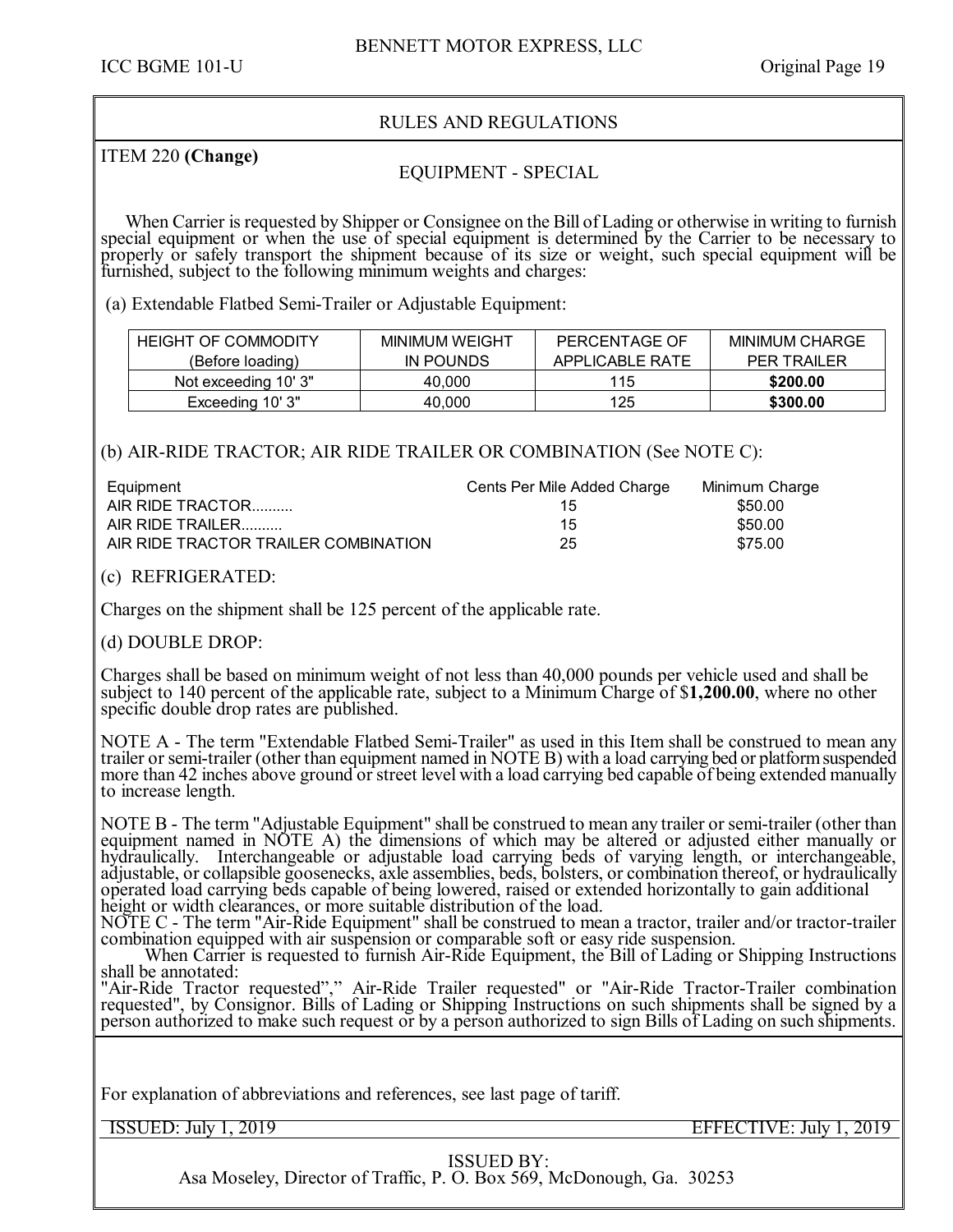## RULES AND REGULATIONS

ITEM 220 **(Change)**

### EQUIPMENT - SPECIAL

When Carrier is requested by Shipper or Consignee on the Bill of Lading or otherwise in writing to furnish special equipment or when the use of special equipment is determined by the Carrier to be necessary to properly or safely transport the shipment because of its size or weight, such special equipment will be furnished, subject to the following minimum weights and charges:

(a) Extendable Flatbed Semi-Trailer or Adjustable Equipment:

| HEIGHT OF COMMODITY (Before loading) | MINIMUM WEIGHT IN POUNDS | PERCENTAGE OF APPLICABLE RATE | MINIMUM CHARGE PER TRAILER |
|---|---|---|---|
| Not exceeding 10' 3" | 40,000 | 115 | **$200.00** |
| Exceeding 10' 3" | 40,000 | 125 | **$300.00** |

(b) AIR-RIDE TRACTOR; AIR RIDE TRAILER OR COMBINATION (See NOTE C):

| Equipment | Cents Per Mile Added Charge | Minimum Charge |
|---|---|---|
| AIR RIDE TRACTOR.......... | 15 | $50.00 |
| AIR RIDE TRAILER.......... | 15 | $50.00 |
| AIR RIDE TRACTOR TRAILER COMBINATION | 25 | $75.00 |

(c) REFRIGERATED:

Charges on the shipment shall be 125 percent of the applicable rate.

(d) DOUBLE DROP:

Charges shall be based on minimum weight of not less than 40,000 pounds per vehicle used and shall be subject to 140 percent of the applicable rate, subject to a Minimum Charge of $**1,200.00**, where no other specific double drop rates are published.

NOTE A - The term "Extendable Flatbed Semi-Trailer" as used in this Item shall be construed to mean any trailer or semi-trailer (other than equipment named in NOTE B) with a load carrying bed or platform suspended more than 42 inches above ground or street level with a load carrying bed capable of being extended manually to increase length.

NOTE B - The term "Adjustable Equipment" shall be construed to mean any trailer or semi-trailer (other than equipment named in NOTE A) the dimensions of which may be altered or adjusted either manually or hydraulically. Interchangeable or adjustable load carrying beds of varying length, or interchangeable, adjustable, or collapsible goosenecks, axle assemblies, beds, bolsters, or combination thereof, or hydraulically operated load carrying beds capable of being lowered, raised or extended horizontally to gain additional height or width clearances, or more suitable distribution of the load.

NOTE C - The term "Air-Ride Equipment" shall be construed to mean a tractor, trailer and/or tractor-trailer combination equipped with air suspension or comparable soft or easy ride suspension.

When Carrier is requested to furnish Air-Ride Equipment, the Bill of Lading or Shipping Instructions shall be annotated:
"Air-Ride Tractor requested"," Air-Ride Trailer requested" or "Air-Ride Tractor-Trailer combination requested", by Consignor. Bills of Lading or Shipping Instructions on such shipments shall be signed by a person authorized to make such request or by a person authorized to sign Bills of Lading on such shipments.

For explanation of abbreviations and references, see last page of tariff.

ISSUED: July 1, 2019 | EFFECTIVE: July 1, 2019

ISSUED BY:
Asa Moseley, Director of Traffic, P. O. Box 569, McDonough, Ga. 30253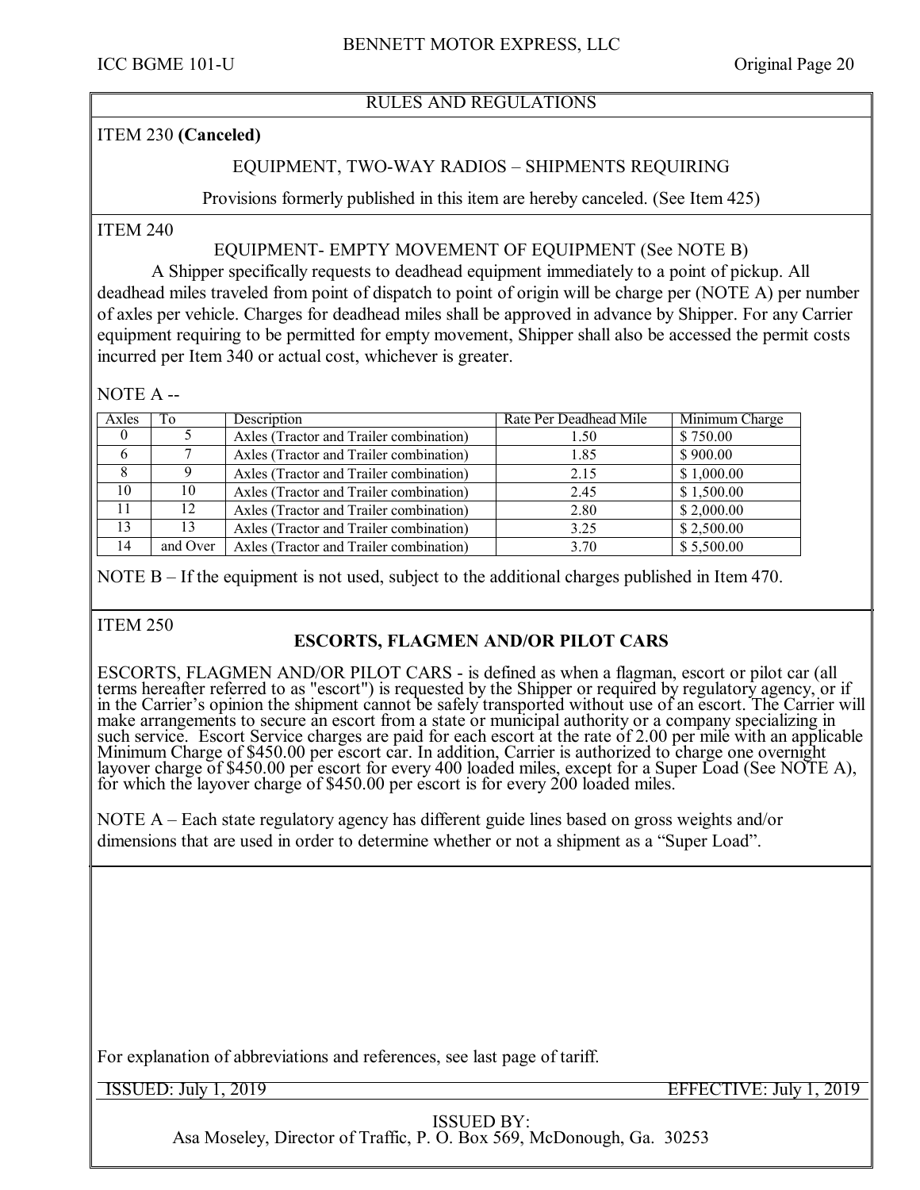## RULES AND REGULATIONS

### ITEM 230 **(Canceled)**

EQUIPMENT, TWO-WAY RADIOS – SHIPMENTS REQUIRING

Provisions formerly published in this item are hereby canceled. (See Item 425)

### ITEM 240

EQUIPMENT- EMPTY MOVEMENT OF EQUIPMENT (See NOTE B)

A Shipper specifically requests to deadhead equipment immediately to a point of pickup. All deadhead miles traveled from point of dispatch to point of origin will be charge per (NOTE A) per number of axles per vehicle. Charges for deadhead miles shall be approved in advance by Shipper. For any Carrier equipment requiring to be permitted for empty movement, Shipper shall also be accessed the permit costs incurred per Item 340 or actual cost, whichever is greater.

NOTE A --

| Axles | To | Description | Rate Per Deadhead Mile | Minimum Charge |
|---|---|---|---|---|
| 0 | 5 | Axles (Tractor and Trailer combination) | 1.50 | $ 750.00 |
| 6 | 7 | Axles (Tractor and Trailer combination) | 1.85 | $ 900.00 |
| 8 | 9 | Axles (Tractor and Trailer combination) | 2.15 | $ 1,000.00 |
| 10 | 10 | Axles (Tractor and Trailer combination) | 2.45 | $ 1,500.00 |
| 11 | 12 | Axles (Tractor and Trailer combination) | 2.80 | $ 2,000.00 |
| 13 | 13 | Axles (Tractor and Trailer combination) | 3.25 | $ 2,500.00 |
| 14 | and Over | Axles (Tractor and Trailer combination) | 3.70 | $ 5,500.00 |

NOTE B – If the equipment is not used, subject to the additional charges published in Item 470.

### ITEM 250

**ESCORTS, FLAGMEN AND/OR PILOT CARS**

ESCORTS, FLAGMEN AND/OR PILOT CARS - is defined as when a flagman, escort or pilot car (all terms hereafter referred to as "escort") is requested by the Shipper or required by regulatory agency, or if in the Carrier's opinion the shipment cannot be safely transported without use of an escort. The Carrier will make arrangements to secure an escort from a state or municipal authority or a company specializing in such service. Escort Service charges are paid for each escort at the rate of 2.00 per mile with an applicable Minimum Charge of $450.00 per escort car. In addition, Carrier is authorized to charge one overnight layover charge of $450.00 per escort for every 400 loaded miles, except for a Super Load (See NOTE A), for which the layover charge of $450.00 per escort is for every 200 loaded miles.

NOTE A – Each state regulatory agency has different guide lines based on gross weights and/or dimensions that are used in order to determine whether or not a shipment as a "Super Load".

For explanation of abbreviations and references, see last page of tariff.

ISSUED: July 1, 2019 EFFECTIVE: July 1, 2019

ISSUED BY:
Asa Moseley, Director of Traffic, P. O. Box 569, McDonough, Ga. 30253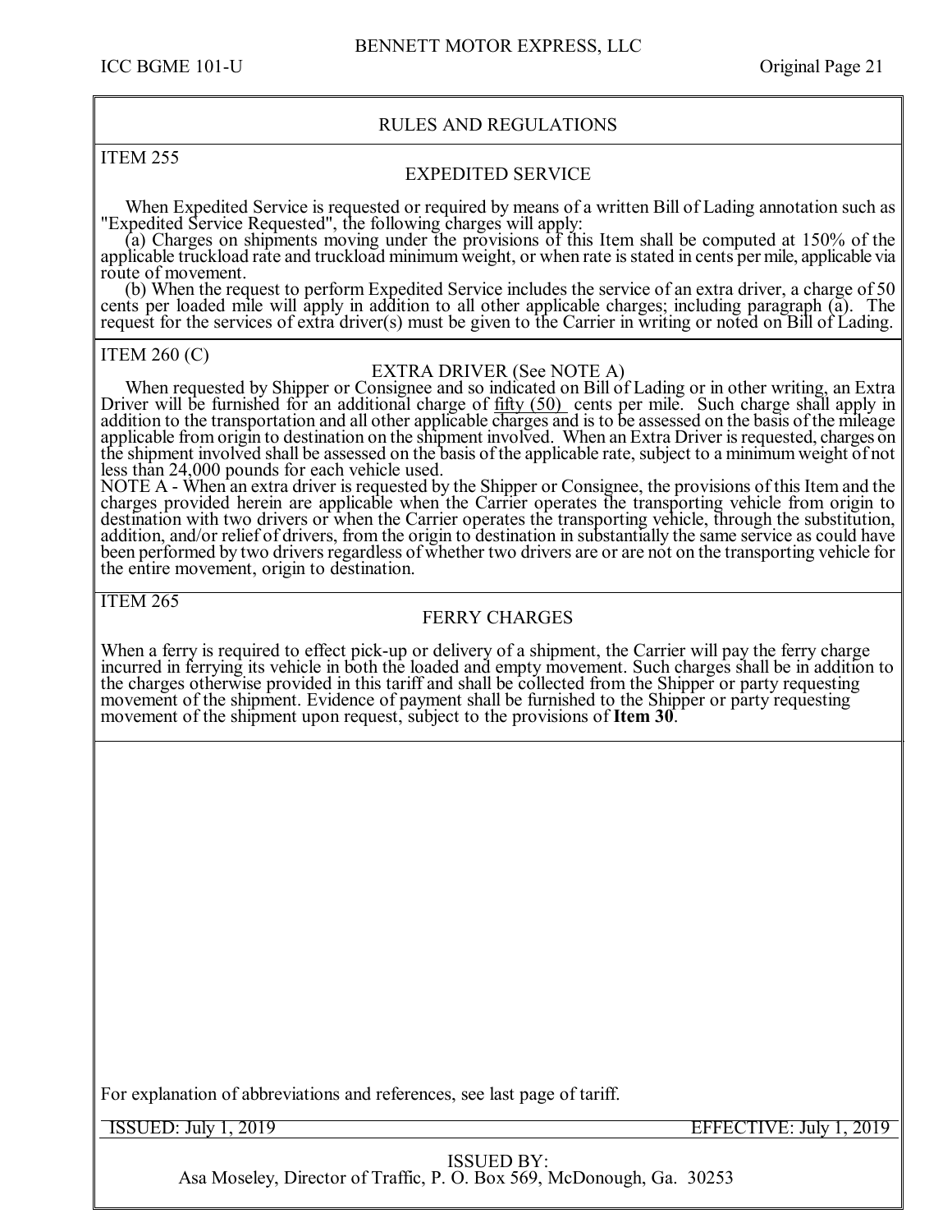## RULES AND REGULATIONS

### ITEM 255

#### EXPEDITED SERVICE

When Expedited Service is requested or required by means of a written Bill of Lading annotation such as "Expedited Service Requested", the following charges will apply:

(a) Charges on shipments moving under the provisions of this Item shall be computed at 150% of the applicable truckload rate and truckload minimum weight, or when rate is stated in cents per mile, applicable via route of movement.

(b) When the request to perform Expedited Service includes the service of an extra driver, a charge of 50 cents per loaded mile will apply in addition to all other applicable charges; including paragraph (a). The request for the services of extra driver(s) must be given to the Carrier in writing or noted on Bill of Lading.

### ITEM 260 (C)

#### EXTRA DRIVER (See NOTE A)

When requested by Shipper or Consignee and so indicated on Bill of Lading or in other writing, an Extra Driver will be furnished for an additional charge of fifty (50) cents per mile. Such charge shall apply in addition to the transportation and all other applicable charges and is to be assessed on the basis of the mileage applicable from origin to destination on the shipment involved. When an Extra Driver is requested, charges on the shipment involved shall be assessed on the basis of the applicable rate, subject to a minimum weight of not less than 24,000 pounds for each vehicle used.

NOTE A - When an extra driver is requested by the Shipper or Consignee, the provisions of this Item and the charges provided herein are applicable when the Carrier operates the transporting vehicle from origin to destination with two drivers or when the Carrier operates the transporting vehicle, through the substitution, addition, and/or relief of drivers, from the origin to destination in substantially the same service as could have been performed by two drivers regardless of whether two drivers are or are not on the transporting vehicle for the entire movement, origin to destination.

### ITEM 265

#### FERRY CHARGES

When a ferry is required to effect pick-up or delivery of a shipment, the Carrier will pay the ferry charge incurred in ferrying its vehicle in both the loaded and empty movement. Such charges shall be in addition to the charges otherwise provided in this tariff and shall be collected from the Shipper or party requesting movement of the shipment. Evidence of payment shall be furnished to the Shipper or party requesting movement of the shipment upon request, subject to the provisions of **Item 30**.

For explanation of abbreviations and references, see last page of tariff.

ISSUED: July 1, 2019 EFFECTIVE: July 1, 2019

ISSUED BY:
Asa Moseley, Director of Traffic, P. O. Box 569, McDonough, Ga. 30253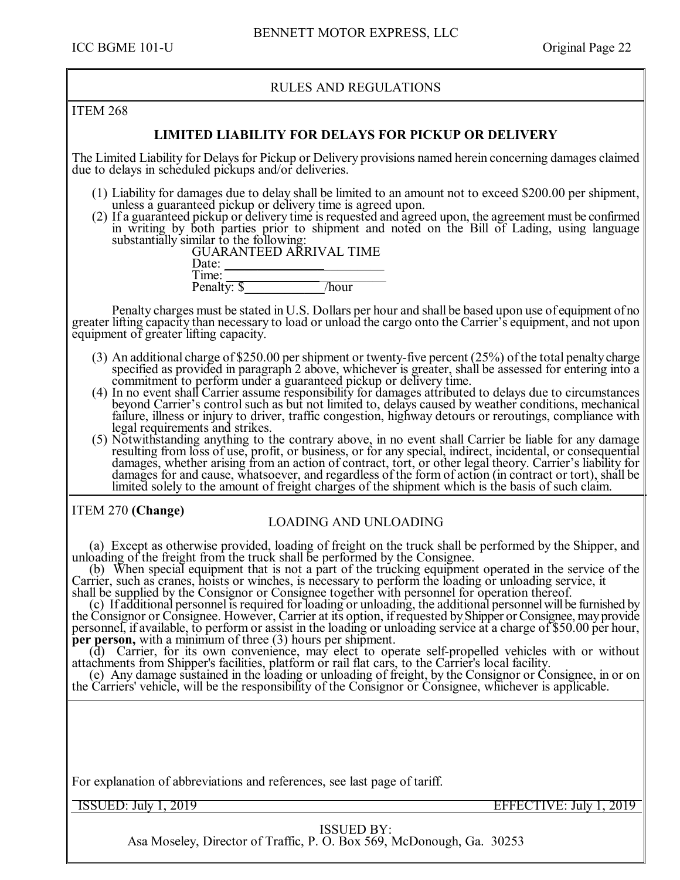## RULES AND REGULATIONS

ITEM 268

### LIMITED LIABILITY FOR DELAYS FOR PICKUP OR DELIVERY

The Limited Liability for Delays for Pickup or Delivery provisions named herein concerning damages claimed due to delays in scheduled pickups and/or deliveries.

(1) Liability for damages due to delay shall be limited to an amount not to exceed $200.00 per shipment, unless a guaranteed pickup or delivery time is agreed upon.

(2) If a guaranteed pickup or delivery time is requested and agreed upon, the agreement must be confirmed in writing by both parties prior to shipment and noted on the Bill of Lading, using language substantially similar to the following:

GUARANTEED ARRIVAL TIME
Date: ______________________
Time: ______________________
Penalty: $____________/hour

Penalty charges must be stated in U.S. Dollars per hour and shall be based upon use of equipment of no greater lifting capacity than necessary to load or unload the cargo onto the Carrier's equipment, and not upon equipment of greater lifting capacity.

(3) An additional charge of $250.00 per shipment or twenty-five percent (25%) of the total penalty charge specified as provided in paragraph 2 above, whichever is greater, shall be assessed for entering into a commitment to perform under a guaranteed pickup or delivery time.

(4) In no event shall Carrier assume responsibility for damages attributed to delays due to circumstances beyond Carrier's control such as but not limited to, delays caused by weather conditions, mechanical failure, illness or injury to driver, traffic congestion, highway detours or reroutings, compliance with legal requirements and strikes.

(5) Notwithstanding anything to the contrary above, in no event shall Carrier be liable for any damage resulting from loss of use, profit, or business, or for any special, indirect, incidental, or consequential damages, whether arising from an action of contract, tort, or other legal theory. Carrier's liability for damages for and cause, whatsoever, and regardless of the form of action (in contract or tort), shall be limited solely to the amount of freight charges of the shipment which is the basis of such claim.

ITEM 270 **(Change)**

### LOADING AND UNLOADING

(a) Except as otherwise provided, loading of freight on the truck shall be performed by the Shipper, and unloading of the freight from the truck shall be performed by the Consignee.

(b) When special equipment that is not a part of the trucking equipment operated in the service of the Carrier, such as cranes, hoists or winches, is necessary to perform the loading or unloading service, it shall be supplied by the Consignor or Consignee together with personnel for operation thereof.

(c) If additional personnel is required for loading or unloading, the additional personnel will be furnished by the Consignor or Consignee. However, Carrier at its option, if requested by Shipper or Consignee, may provide personnel, if available, to perform or assist in the loading or unloading service at a charge of $50.00 per hour, **per person,** with a minimum of three (3) hours per shipment.

(d) Carrier, for its own convenience, may elect to operate self-propelled vehicles with or without attachments from Shipper's facilities, platform or rail flat cars, to the Carrier's local facility.

(e) Any damage sustained in the loading or unloading of freight, by the Consignor or Consignee, in or on the Carriers' vehicle, will be the responsibility of the Consignor or Consignee, whichever is applicable.

For explanation of abbreviations and references, see last page of tariff.

ISSUED: July 1, 2019 EFFECTIVE: July 1, 2019

ISSUED BY:
Asa Moseley, Director of Traffic, P. O. Box 569, McDonough, Ga. 30253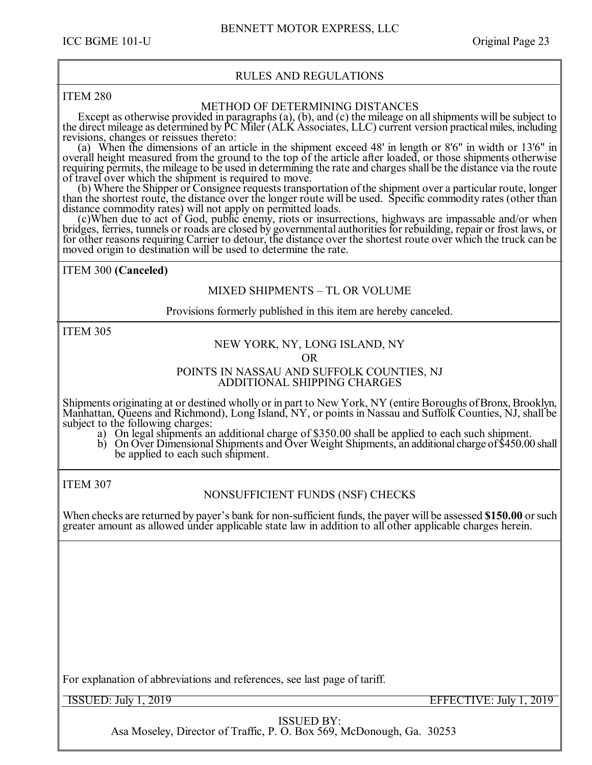## RULES AND REGULATIONS

### ITEM 280

#### METHOD OF DETERMINING DISTANCES

Except as otherwise provided in paragraphs (a), (b), and (c) the mileage on all shipments will be subject to the direct mileage as determined by PC Miler (ALK Associates, LLC) current version practical miles, including revisions, changes or reissues thereto:

(a) When the dimensions of an article in the shipment exceed 48' in length or 8'6" in width or 13'6" in overall height measured from the ground to the top of the article after loaded, or those shipments otherwise requiring permits, the mileage to be used in determining the rate and charges shall be the distance via the route of travel over which the shipment is required to move.

(b) Where the Shipper or Consignee requests transportation of the shipment over a particular route, longer than the shortest route, the distance over the longer route will be used. Specific commodity rates (other than distance commodity rates) will not apply on permitted loads.

(c)When due to act of God, public enemy, riots or insurrections, highways are impassable and/or when bridges, ferries, tunnels or roads are closed by governmental authorities for rebuilding, repair or frost laws, or for other reasons requiring Carrier to detour, the distance over the shortest route over which the truck can be moved origin to destination will be used to determine the rate.

### ITEM 300 **(Canceled)**

#### MIXED SHIPMENTS – TL OR VOLUME

Provisions formerly published in this item are hereby canceled.

### ITEM 305

#### NEW YORK, NY, LONG ISLAND, NY OR POINTS IN NASSAU AND SUFFOLK COUNTIES, NJ ADDITIONAL SHIPPING CHARGES

Shipments originating at or destined wholly or in part to New York, NY (entire Boroughs of Bronx, Brooklyn, Manhattan, Queens and Richmond), Long Island, NY, or points in Nassau and Suffolk Counties, NJ, shall be subject to the following charges:

a) On legal shipments an additional charge of $350.00 shall be applied to each such shipment.
b) On Over Dimensional Shipments and Over Weight Shipments, an additional charge of $450.00 shall be applied to each such shipment.

### ITEM 307

#### NONSUFFICIENT FUNDS (NSF) CHECKS

When checks are returned by payer's bank for non-sufficient funds, the payer will be assessed **$150.00** or such greater amount as allowed under applicable state law in addition to all other applicable charges herein.

For explanation of abbreviations and references, see last page of tariff.

ISSUED: July 1, 2019 EFFECTIVE: July 1, 2019

ISSUED BY:
Asa Moseley, Director of Traffic, P. O. Box 569, McDonough, Ga. 30253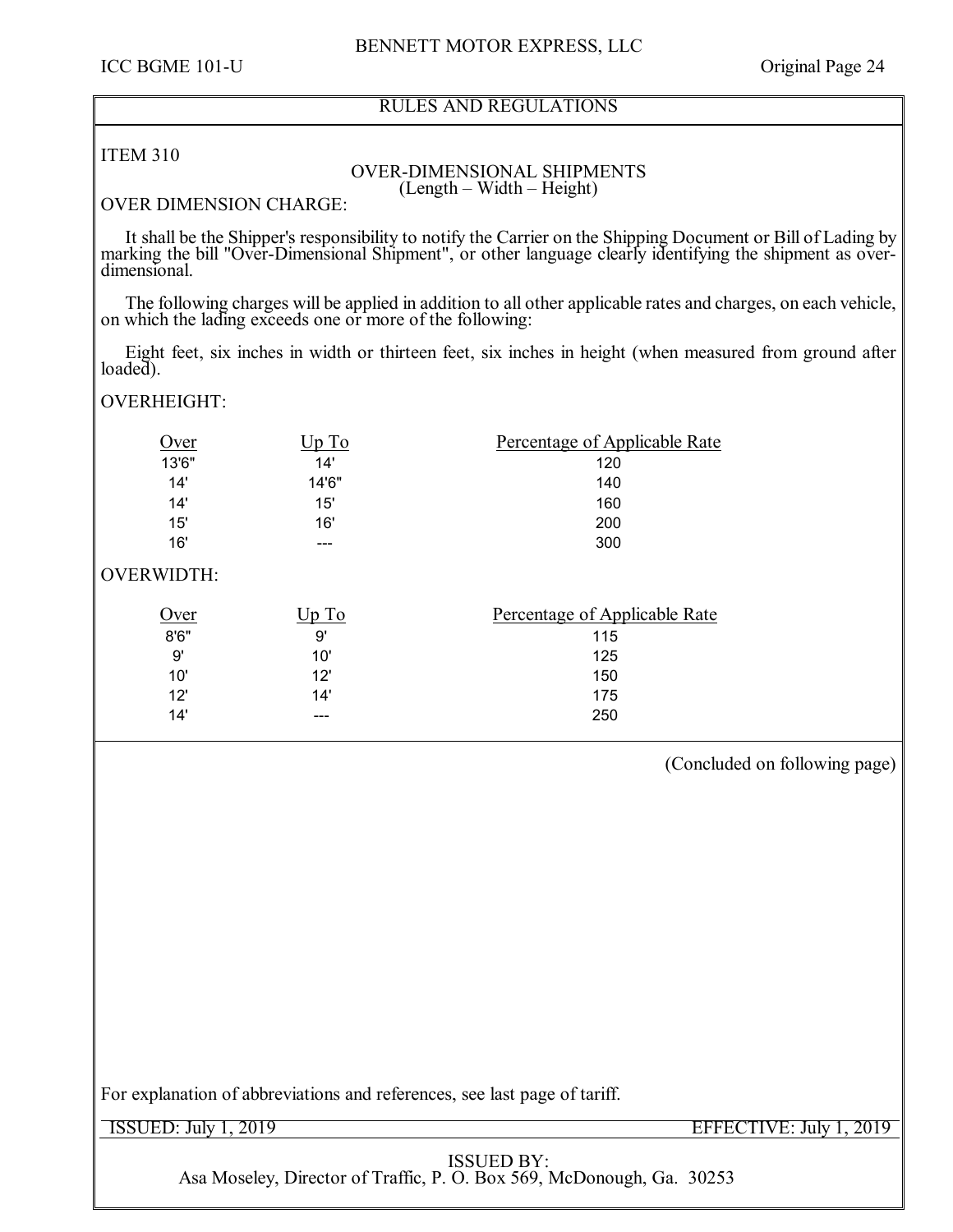RULES AND REGULATIONS

ITEM 310

## OVER-DIMENSIONAL SHIPMENTS
(Length – Width – Height)

OVER DIMENSION CHARGE:

It shall be the Shipper's responsibility to notify the Carrier on the Shipping Document or Bill of Lading by marking the bill "Over-Dimensional Shipment", or other language clearly identifying the shipment as over-dimensional.

The following charges will be applied in addition to all other applicable rates and charges, on each vehicle, on which the lading exceeds one or more of the following:

Eight feet, six inches in width or thirteen feet, six inches in height (when measured from ground after loaded).

OVERHEIGHT:

| Over | Up To | Percentage of Applicable Rate |
|---|---|---|
| 13'6" | 14' | 120 |
| 14' | 14'6" | 140 |
| 14' | 15' | 160 |
| 15' | 16' | 200 |
| 16' | --- | 300 |

OVERWIDTH:

| Over | Up To | Percentage of Applicable Rate |
|---|---|---|
| 8'6" | 9' | 115 |
| 9' | 10' | 125 |
| 10' | 12' | 150 |
| 12' | 14' | 175 |
| 14' | --- | 250 |

(Concluded on following page)

For explanation of abbreviations and references, see last page of tariff.

ISSUED: July 1, 2019 EFFECTIVE: July 1, 2019

ISSUED BY:
Asa Moseley, Director of Traffic, P. O. Box 569, McDonough, Ga. 30253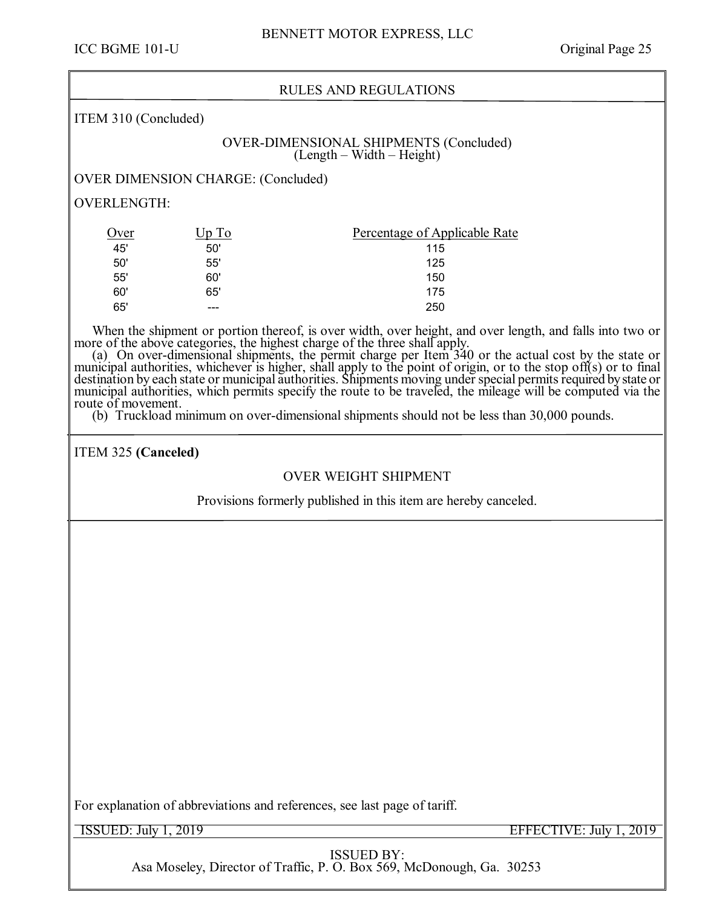## RULES AND REGULATIONS

ITEM 310 (Concluded)

### OVER-DIMENSIONAL SHIPMENTS (Concluded)
(Length – Width – Height)

OVER DIMENSION CHARGE: (Concluded)

OVERLENGTH:

| Over | Up To | Percentage of Applicable Rate |
|---|---|---|
| 45' | 50' | 115 |
| 50' | 55' | 125 |
| 55' | 60' | 150 |
| 60' | 65' | 175 |
| 65' | --- | 250 |

When the shipment or portion thereof, is over width, over height, and over length, and falls into two or more of the above categories, the highest charge of the three shall apply.

(a) On over-dimensional shipments, the permit charge per Item 340 or the actual cost by the state or municipal authorities, whichever is higher, shall apply to the point of origin, or to the stop off(s) or to final destination by each state or municipal authorities. Shipments moving under special permits required by state or municipal authorities, which permits specify the route to be traveled, the mileage will be computed via the route of movement.

(b) Truckload minimum on over-dimensional shipments should not be less than 30,000 pounds.

ITEM 325 **(Canceled)**

### OVER WEIGHT SHIPMENT

Provisions formerly published in this item are hereby canceled.

For explanation of abbreviations and references, see last page of tariff.

ISSUED: July 1, 2019 EFFECTIVE: July 1, 2019

ISSUED BY:
Asa Moseley, Director of Traffic, P. O. Box 569, McDonough, Ga. 30253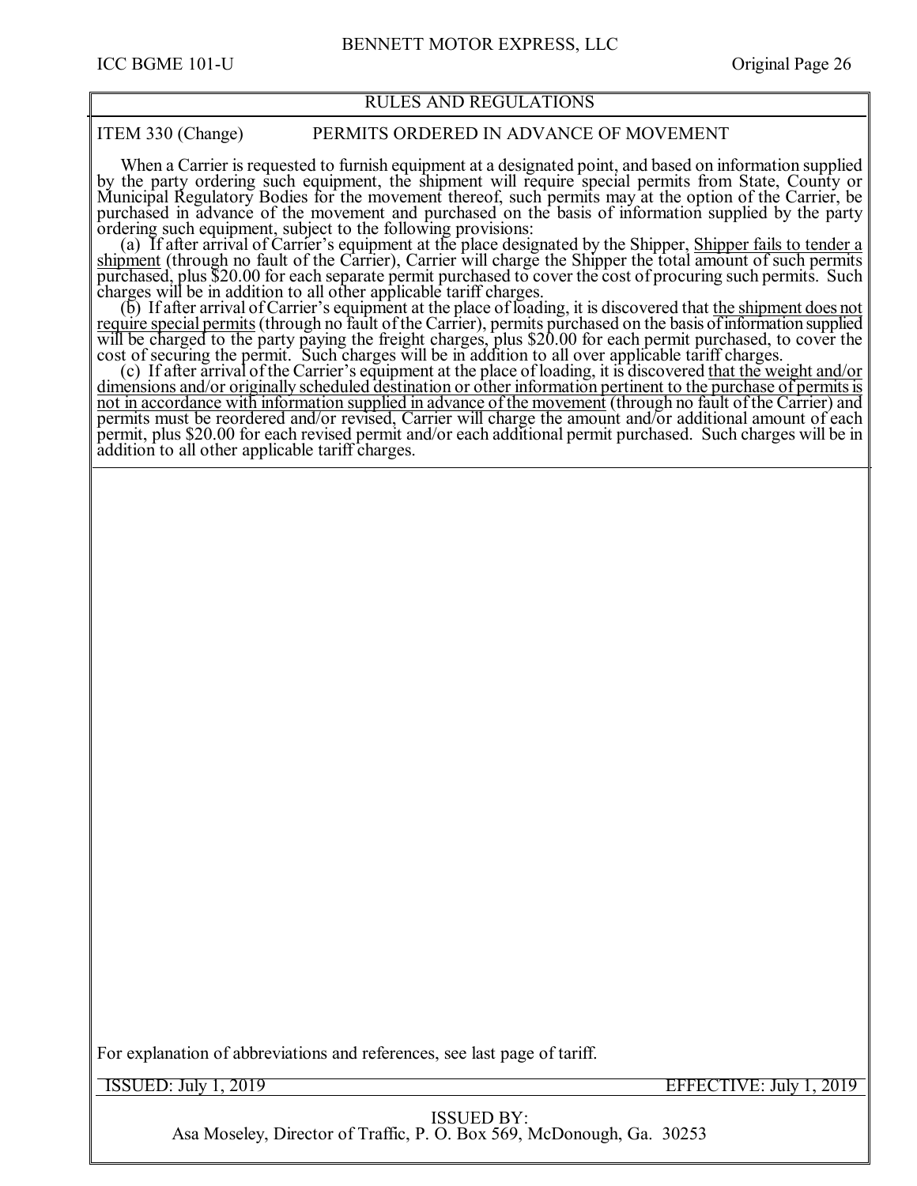## RULES AND REGULATIONS

### ITEM 330 (Change) PERMITS ORDERED IN ADVANCE OF MOVEMENT

When a Carrier is requested to furnish equipment at a designated point, and based on information supplied by the party ordering such equipment, the shipment will require special permits from State, County or Municipal Regulatory Bodies for the movement thereof, such permits may at the option of the Carrier, be purchased in advance of the movement and purchased on the basis of information supplied by the party ordering such equipment, subject to the following provisions:

(a) If after arrival of Carrier's equipment at the place designated by the Shipper, Shipper fails to tender a shipment (through no fault of the Carrier), Carrier will charge the Shipper the total amount of such permits purchased, plus $20.00 for each separate permit purchased to cover the cost of procuring such permits. Such charges will be in addition to all other applicable tariff charges.

(b) If after arrival of Carrier's equipment at the place of loading, it is discovered that the shipment does not require special permits (through no fault of the Carrier), permits purchased on the basis of information supplied will be charged to the party paying the freight charges, plus $20.00 for each permit purchased, to cover the cost of securing the permit. Such charges will be in addition to all over applicable tariff charges.

(c) If after arrival of the Carrier's equipment at the place of loading, it is discovered that the weight and/or dimensions and/or originally scheduled destination or other information pertinent to the purchase of permits is not in accordance with information supplied in advance of the movement (through no fault of the Carrier) and permits must be reordered and/or revised, Carrier will charge the amount and/or additional amount of each permit, plus $20.00 for each revised permit and/or each additional permit purchased. Such charges will be in addition to all other applicable tariff charges.

For explanation of abbreviations and references, see last page of tariff.

ISSUED: July 1, 2019 EFFECTIVE: July 1, 2019

ISSUED BY:
Asa Moseley, Director of Traffic, P. O. Box 569, McDonough, Ga. 30253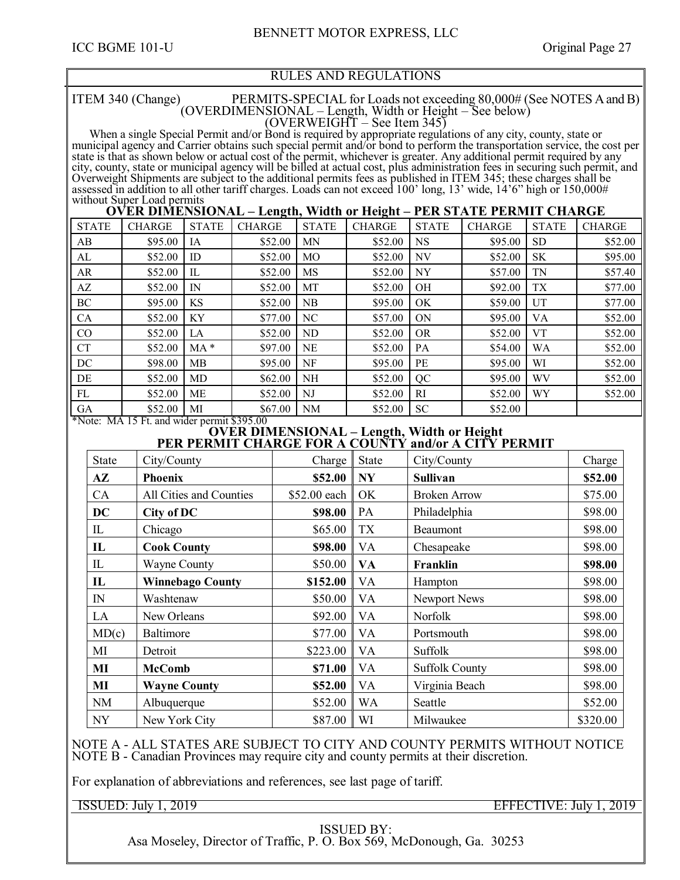## RULES AND REGULATIONS

ITEM 340 (Change) PERMITS-SPECIAL for Loads not exceeding 80,000# (See NOTES A and B)
(OVERDIMENSIONAL – Length, Width or Height – See below)
(OVERWEIGHT – See Item 345)

When a single Special Permit and/or Bond is required by appropriate regulations of any city, county, state or municipal agency and Carrier obtains such special permit and/or bond to perform the transportation service, the cost per state is that as shown below or actual cost of the permit, whichever is greater. Any additional permit required by any city, county, state or municipal agency will be billed at actual cost, plus administration fees in securing such permit, and Overweight Shipments are subject to the additional permits fees as published in ITEM 345; these charges shall be assessed in addition to all other tariff charges. Loads can not exceed 100' long, 13' wide, 14'6" high or 150,000# without Super Load permits

### OVER DIMENSIONAL – Length, Width or Height – PER STATE PERMIT CHARGE

| STATE | CHARGE | STATE | CHARGE | STATE | CHARGE | STATE | CHARGE | STATE | CHARGE |
|---|---|---|---|---|---|---|---|---|---|
| AB | $95.00 | IA | $52.00 | MN | $52.00 | NS | $95.00 | SD | $52.00 |
| AL | $52.00 | ID | $52.00 | MO | $52.00 | NV | $52.00 | SK | $95.00 |
| AR | $52.00 | IL | $52.00 | MS | $52.00 | NY | $57.00 | TN | $57.40 |
| AZ | $52.00 | IN | $52.00 | MT | $52.00 | OH | $92.00 | TX | $77.00 |
| BC | $95.00 | KS | $52.00 | NB | $95.00 | OK | $59.00 | UT | $77.00 |
| CA | $52.00 | KY | $77.00 | NC | $57.00 | ON | $95.00 | VA | $52.00 |
| CO | $52.00 | LA | $52.00 | ND | $52.00 | OR | $52.00 | VT | $52.00 |
| CT | $52.00 | MA * | $97.00 | NE | $52.00 | PA | $54.00 | WA | $52.00 |
| DC | $98.00 | MB | $95.00 | NF | $95.00 | PE | $95.00 | WI | $52.00 |
| DE | $52.00 | MD | $62.00 | NH | $52.00 | QC | $95.00 | WV | $52.00 |
| FL | $52.00 | ME | $52.00 | NJ | $52.00 | RI | $52.00 | WY | $52.00 |
| GA | $52.00 | MI | $67.00 | NM | $52.00 | SC | $52.00 | | |

*Note: MA 15 Ft. and wider permit $395.00

### OVER DIMENSIONAL – Length, Width or Height
### PER PERMIT CHARGE FOR A COUNTY and/or A CITY PERMIT

| State | City/County | Charge | State | City/County | Charge |
|---|---|---|---|---|---|
| **AZ** | **Phoenix** | **$52.00** | **NY** | **Sullivan** | **$52.00** |
| CA | All Cities and Counties | $52.00 each | OK | Broken Arrow | $75.00 |
| **DC** | **City of DC** | **$98.00** | PA | Philadelphia | $98.00 |
| IL | Chicago | $65.00 | TX | Beaumont | $98.00 |
| **IL** | **Cook County** | **$98.00** | VA | Chesapeake | $98.00 |
| IL | Wayne County | $50.00 | **VA** | **Franklin** | **$98.00** |
| **IL** | **Winnebago County** | **$152.00** | VA | Hampton | $98.00 |
| IN | Washtenaw | $50.00 | VA | Newport News | $98.00 |
| LA | New Orleans | $92.00 | VA | Norfolk | $98.00 |
| MD(c) | Baltimore | $77.00 | VA | Portsmouth | $98.00 |
| MI | Detroit | $223.00 | VA | Suffolk | $98.00 |
| **MI** | **McComb** | **$71.00** | VA | Suffolk County | $98.00 |
| **MI** | **Wayne County** | **$52.00** | VA | Virginia Beach | $98.00 |
| NM | Albuquerque | $52.00 | WA | Seattle | $52.00 |
| NY | New York City | $87.00 | WI | Milwaukee | $320.00 |

NOTE A - ALL STATES ARE SUBJECT TO CITY AND COUNTY PERMITS WITHOUT NOTICE
NOTE B - Canadian Provinces may require city and county permits at their discretion.

For explanation of abbreviations and references, see last page of tariff.

ISSUED: July 1, 2019 EFFECTIVE: July 1, 2019

ISSUED BY:
Asa Moseley, Director of Traffic, P. O. Box 569, McDonough, Ga. 30253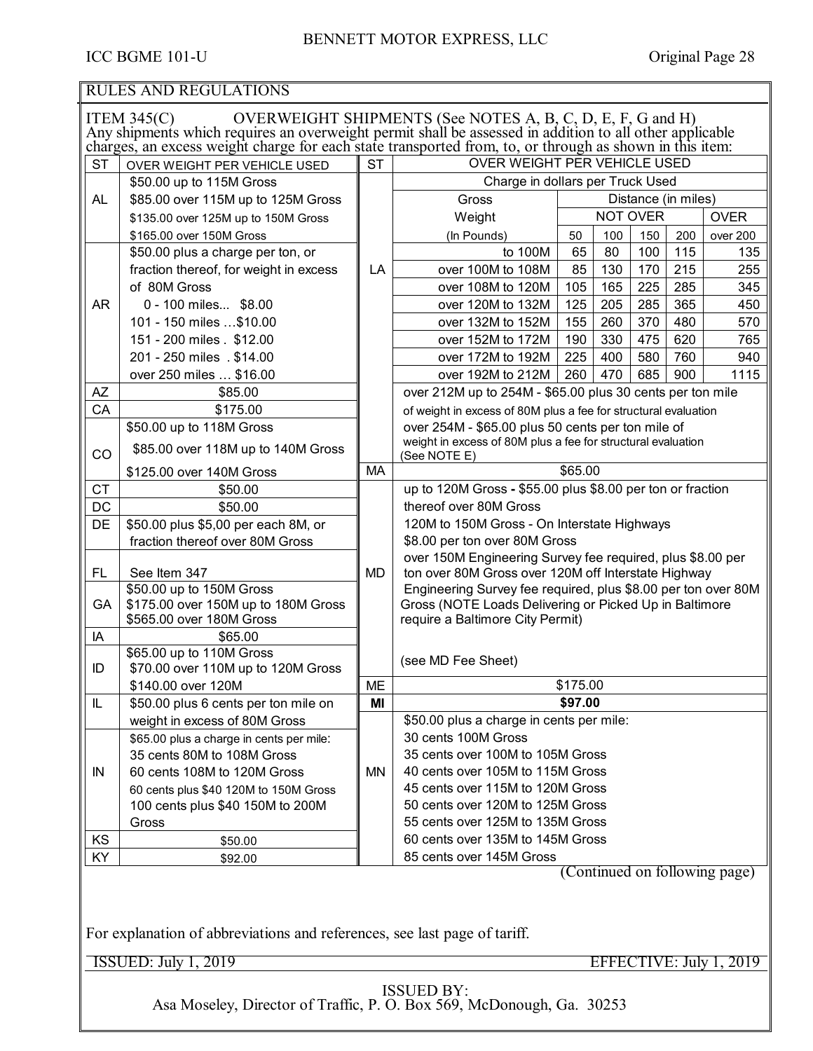## RULES AND REGULATIONS

**ITEM 345(C)** OVERWEIGHT SHIPMENTS (See NOTES A, B, C, D, E, F, G and H)

Any shipments which requires an overweight permit shall be assessed in addition to all other applicable charges, an excess weight charge for each state transported from, to, or through as shown in this item:

| ST | OVER WEIGHT PER VEHICLE USED |
|---|---|
| AL | $50.00 up to 115M Gross<br>$85.00 over 115M up to 125M Gross<br>$135.00 over 125M up to 150M Gross<br>$165.00 over 150M Gross |
| AR | $50.00 plus a charge per ton, or fraction thereof, for weight in excess of 80M Gross<br>0 - 100 miles... $8.00<br>101 - 150 miles …$10.00<br>151 - 200 miles . $12.00<br>201 - 250 miles . $14.00<br>over 250 miles … $16.00 |
| AZ | $85.00 |
| CA | $175.00 |
| CO | $50.00 up to 118M Gross<br>$85.00 over 118M up to 140M Gross<br>$125.00 over 140M Gross |
| CT | $50.00 |
| DC | $50.00 |
| DE | $50.00 plus $5,00 per each 8M, or fraction thereof over 80M Gross |
| FL | See Item 347 |
| GA | $50.00 up to 150M Gross<br>$175.00 over 150M up to 180M Gross<br>$565.00 over 180M Gross |
| IA | $65.00 |
| ID | $65.00 up to 110M Gross<br>$70.00 over 110M up to 120M Gross<br>$140.00 over 120M |
| IL | $50.00 plus 6 cents per ton mile on weight in excess of 80M Gross |
| IN | $65.00 plus a charge in cents per mile:<br>35 cents 80M to 108M Gross<br>60 cents 108M to 120M Gross<br>60 cents plus $40 120M to 150M Gross<br>100 cents plus $40 150M to 200M Gross |
| KS | $50.00 |
| KY | $92.00 |

**LA** — OVER WEIGHT PER VEHICLE USED

Charge in dollars per Truck Used

| Gross Weight (In Pounds) | Not over 50 | Not over 100 | Not over 150 | Not over 200 | Over 200 |
|---|---|---|---|---|---|
| to 100M | 65 | 80 | 100 | 115 | 135 |
| over 100M to 108M | 85 | 130 | 170 | 215 | 255 |
| over 108M to 120M | 105 | 165 | 225 | 285 | 345 |
| over 120M to 132M | 125 | 205 | 285 | 365 | 450 |
| over 132M to 152M | 155 | 260 | 370 | 480 | 570 |
| over 152M to 172M | 190 | 330 | 475 | 620 | 765 |
| over 172M to 192M | 225 | 400 | 580 | 760 | 940 |
| over 192M to 212M | 260 | 470 | 685 | 900 | 1115 |

over 212M up to 254M - $65.00 plus 30 cents per ton mile of weight in excess of 80M plus a fee for structural evaluation

over 254M - $65.00 plus 50 cents per ton mile of weight in excess of 80M plus a fee for structural evaluation (See NOTE E)

| ST | OVER WEIGHT PER VEHICLE USED |
|---|---|
| MA | $65.00 |
| MD | up to 120M Gross - $55.00 plus $8.00 per ton or fraction thereof over 80M Gross<br>120M to 150M Gross - On Interstate Highways $8.00 per ton over 80M Gross<br>over 150M Engineering Survey fee required, plus $8.00 per ton over 80M Gross over 120M off Interstate Highway Engineering Survey fee required, plus $8.00 per ton over 80M Gross (NOTE Loads Delivering or Picked Up in Baltimore require a Baltimore City Permit)<br>(see MD Fee Sheet) |
| ME | $175.00 |
| **MI** | **$97.00** |
| MN | $50.00 plus a charge in cents per mile:<br>30 cents 100M Gross<br>35 cents over 100M to 105M Gross<br>40 cents over 105M to 115M Gross<br>45 cents over 115M to 120M Gross<br>50 cents over 120M to 125M Gross<br>55 cents over 125M to 135M Gross<br>60 cents over 135M to 145M Gross<br>85 cents over 145M Gross |

(Continued on following page)

For explanation of abbreviations and references, see last page of tariff.

ISSUED: July 1, 2019 EFFECTIVE: July 1, 2019

ISSUED BY:
Asa Moseley, Director of Traffic, P. O. Box 569, McDonough, Ga. 30253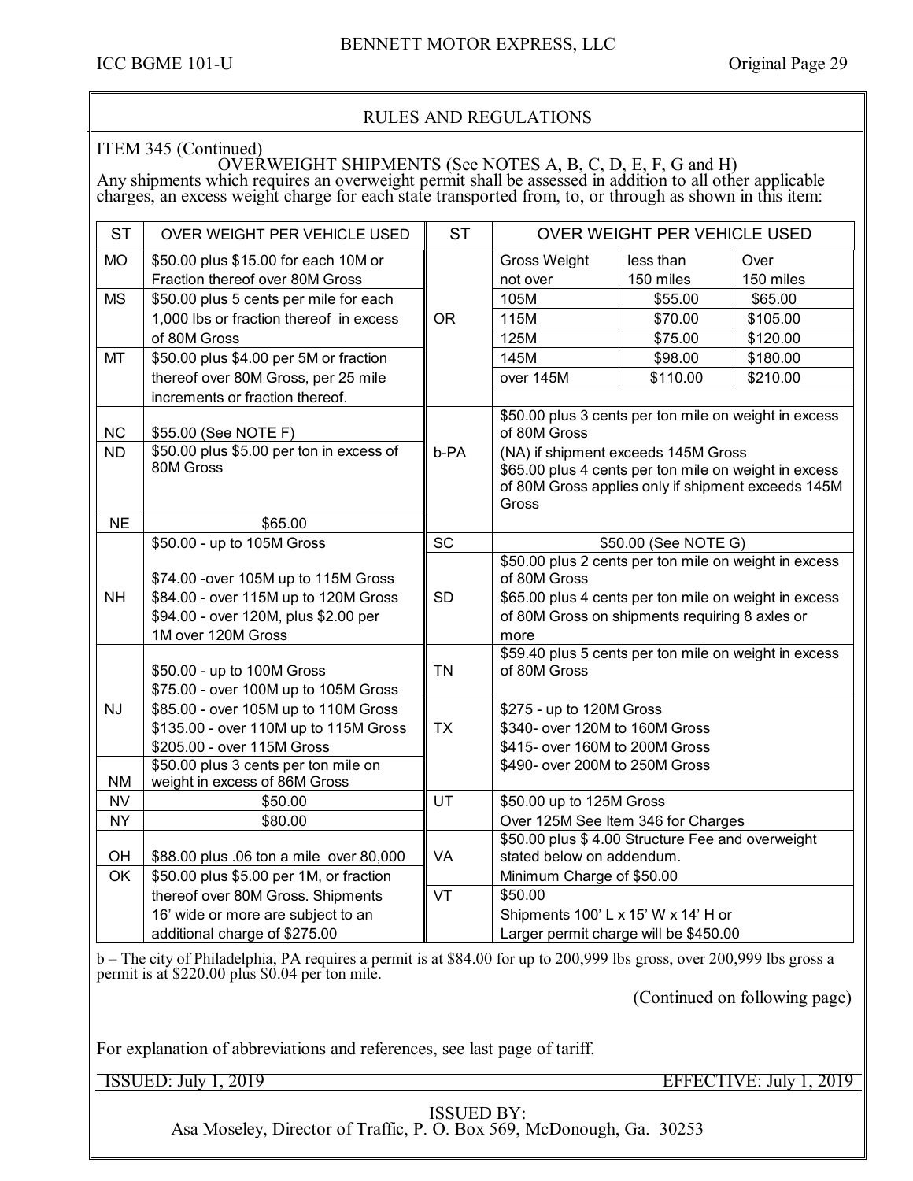## RULES AND REGULATIONS

ITEM 345 (Continued)

### OVERWEIGHT SHIPMENTS (See NOTES A, B, C, D, E, F, G and H)

Any shipments which requires an overweight permit shall be assessed in addition to all other applicable charges, an excess weight charge for each state transported from, to, or through as shown in this item:

| ST | OVER WEIGHT PER VEHICLE USED |
|---|---|
| MO | $50.00 plus $15.00 for each 10M or Fraction thereof over 80M Gross |
| MS | $50.00 plus 5 cents per mile for each 1,000 lbs or fraction thereof in excess of 80M Gross |
| MT | $50.00 plus $4.00 per 5M or fraction thereof over 80M Gross, per 25 mile increments or fraction thereof. |
| NC | $55.00 (See NOTE F) |
| ND | $50.00 plus $5.00 per ton in excess of 80M Gross |
| NE | $65.00 |
| NH | $50.00 - up to 105M Gross<br>$74.00 -over 105M up to 115M Gross<br>$84.00 - over 115M up to 120M Gross<br>$94.00 - over 120M, plus $2.00 per 1M over 120M Gross |
| NJ | $50.00 - up to 100M Gross<br>$75.00 - over 100M up to 105M Gross<br>$85.00 - over 105M up to 110M Gross<br>$135.00 - over 110M up to 115M Gross<br>$205.00 - over 115M Gross |
| NM | $50.00 plus 3 cents per ton mile on weight in excess of 86M Gross |
| NV | $50.00 |
| NY | $80.00 |
| OH | $88.00 plus .06 ton a mile over 80,000 |
| OK | $50.00 plus $5.00 per 1M, or fraction thereof over 80M Gross. Shipments 16' wide or more are subject to an additional charge of $275.00 |

| ST | OVER WEIGHT PER VEHICLE USED | | |
|---|---|---|---|
| OR | Gross Weight not over | less than 150 miles | Over 150 miles |
| | 105M | $55.00 | $65.00 |
| | 115M | $70.00 | $105.00 |
| | 125M | $75.00 | $120.00 |
| | 145M | $98.00 | $180.00 |
| | over 145M | $110.00 | $210.00 |
| b-PA | $50.00 plus 3 cents per ton mile on weight in excess of 80M Gross<br>(NA) if shipment exceeds 145M Gross<br>$65.00 plus 4 cents per ton mile on weight in excess of 80M Gross applies only if shipment exceeds 145M Gross | | |
| SC | $50.00 (See NOTE G) | | |
| SD | $50.00 plus 2 cents per ton mile on weight in excess of 80M Gross<br>$65.00 plus 4 cents per ton mile on weight in excess of 80M Gross on shipments requiring 8 axles or more | | |
| TN | $59.40 plus 5 cents per ton mile on weight in excess of 80M Gross | | |
| TX | $275 - up to 120M Gross<br>$340- over 120M to 160M Gross<br>$415- over 160M to 200M Gross<br>$490- over 200M to 250M Gross | | |
| UT | $50.00 up to 125M Gross<br>Over 125M See Item 346 for Charges | | |
| VA | $50.00 plus $ 4.00 Structure Fee and overweight stated below on addendum.<br>Minimum Charge of $50.00 | | |
| VT | $50.00<br>Shipments 100' L x 15' W x 14' H or Larger permit charge will be $450.00 | | |

b – The city of Philadelphia, PA requires a permit is at $84.00 for up to 200,999 lbs gross, over 200,999 lbs gross a permit is at $220.00 plus $0.04 per ton mile.

(Continued on following page)

For explanation of abbreviations and references, see last page of tariff.

ISSUED: July 1, 2019 EFFECTIVE: July 1, 2019

ISSUED BY:
Asa Moseley, Director of Traffic, P. O. Box 569, McDonough, Ga. 30253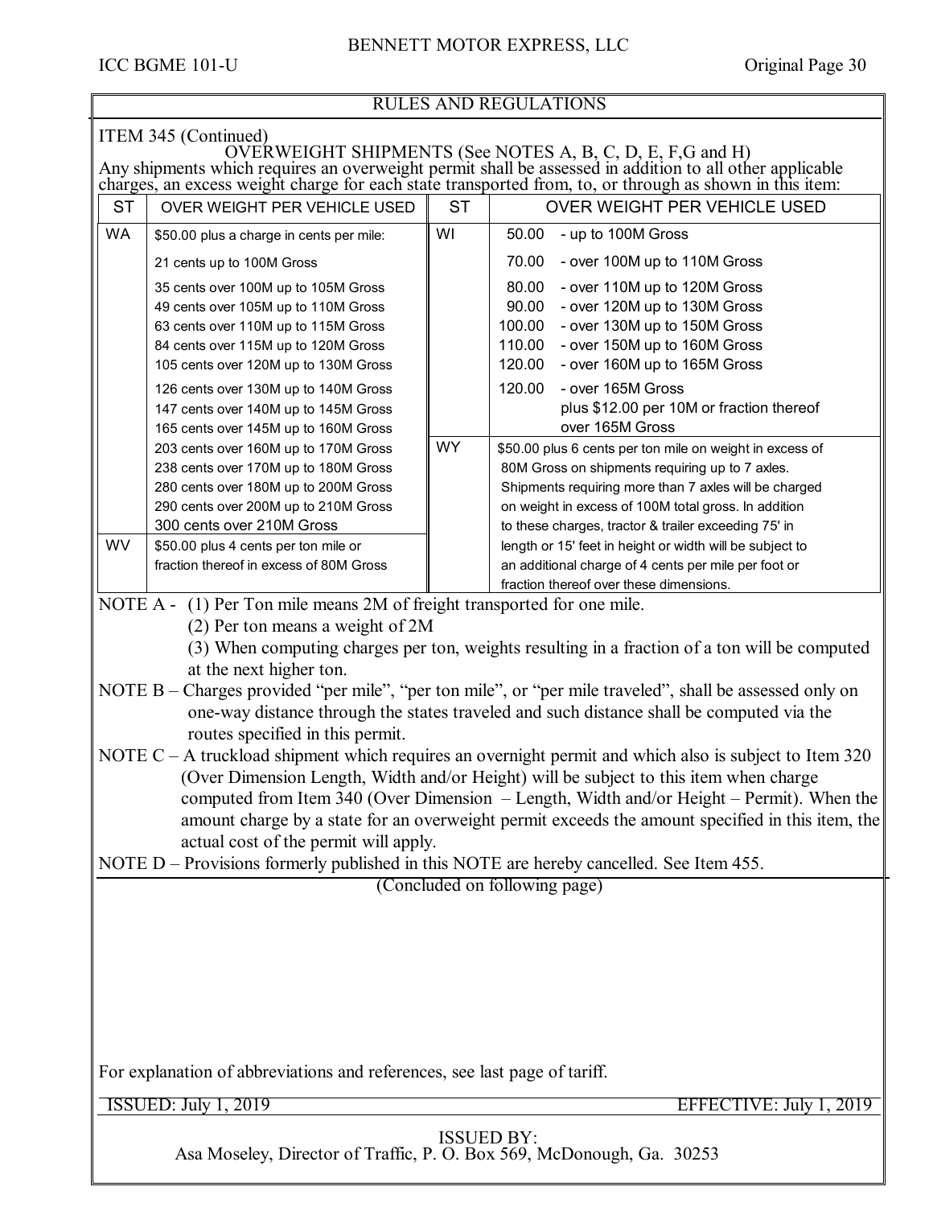## RULES AND REGULATIONS

ITEM 345 (Continued)

### OVERWEIGHT SHIPMENTS (See NOTES A, B, C, D, E, F,G and H)

Any shipments which requires an overweight permit shall be assessed in addition to all other applicable charges, an excess weight charge for each state transported from, to, or through as shown in this item:

| ST | OVER WEIGHT PER VEHICLE USED | ST | OVER WEIGHT PER VEHICLE USED |
|---|---|---|---|
| WA | $50.00 plus a charge in cents per mile: | WI | 50.00 - up to 100M Gross |
| | 21 cents up to 100M Gross | | 70.00 - over 100M up to 110M Gross |
| | 35 cents over 100M up to 105M Gross | | 80.00 - over 110M up to 120M Gross |
| | 49 cents over 105M up to 110M Gross | | 90.00 - over 120M up to 130M Gross |
| | 63 cents over 110M up to 115M Gross | | 100.00 - over 130M up to 150M Gross |
| | 84 cents over 115M up to 120M Gross | | 110.00 - over 150M up to 160M Gross |
| | 105 cents over 120M up to 130M Gross | | 120.00 - over 160M up to 165M Gross |
| | 126 cents over 130M up to 140M Gross | | 120.00 - over 165M Gross plus $12.00 per 10M or fraction thereof over 165M Gross |
| | 147 cents over 140M up to 145M Gross | | |
| | 165 cents over 145M up to 160M Gross | | |
| | 203 cents over 160M up to 170M Gross | WY | $50.00 plus 6 cents per ton mile on weight in excess of 80M Gross on shipments requiring up to 7 axles. Shipments requiring more than 7 axles will be charged on weight in excess of 100M total gross. In addition to these charges, tractor & trailer exceeding 75' in length or 15' feet in height or width will be subject to an additional charge of 4 cents per mile per foot or fraction thereof over these dimensions. |
| | 238 cents over 170M up to 180M Gross | | |
| | 280 cents over 180M up to 200M Gross | | |
| | 290 cents over 200M up to 210M Gross | | |
| | 300 cents over 210M Gross | | |
| WV | $50.00 plus 4 cents per ton mile or fraction thereof in excess of 80M Gross | | |

NOTE A - (1) Per Ton mile means 2M of freight transported for one mile.
(2) Per ton means a weight of 2M
(3) When computing charges per ton, weights resulting in a fraction of a ton will be computed at the next higher ton.

NOTE B – Charges provided "per mile", "per ton mile", or "per mile traveled", shall be assessed only on one-way distance through the states traveled and such distance shall be computed via the routes specified in this permit.

NOTE C – A truckload shipment which requires an overnight permit and which also is subject to Item 320 (Over Dimension Length, Width and/or Height) will be subject to this item when charge computed from Item 340 (Over Dimension – Length, Width and/or Height – Permit). When the amount charge by a state for an overweight permit exceeds the amount specified in this item, the actual cost of the permit will apply.

NOTE D – Provisions formerly published in this NOTE are hereby cancelled. See Item 455.

(Concluded on following page)

For explanation of abbreviations and references, see last page of tariff.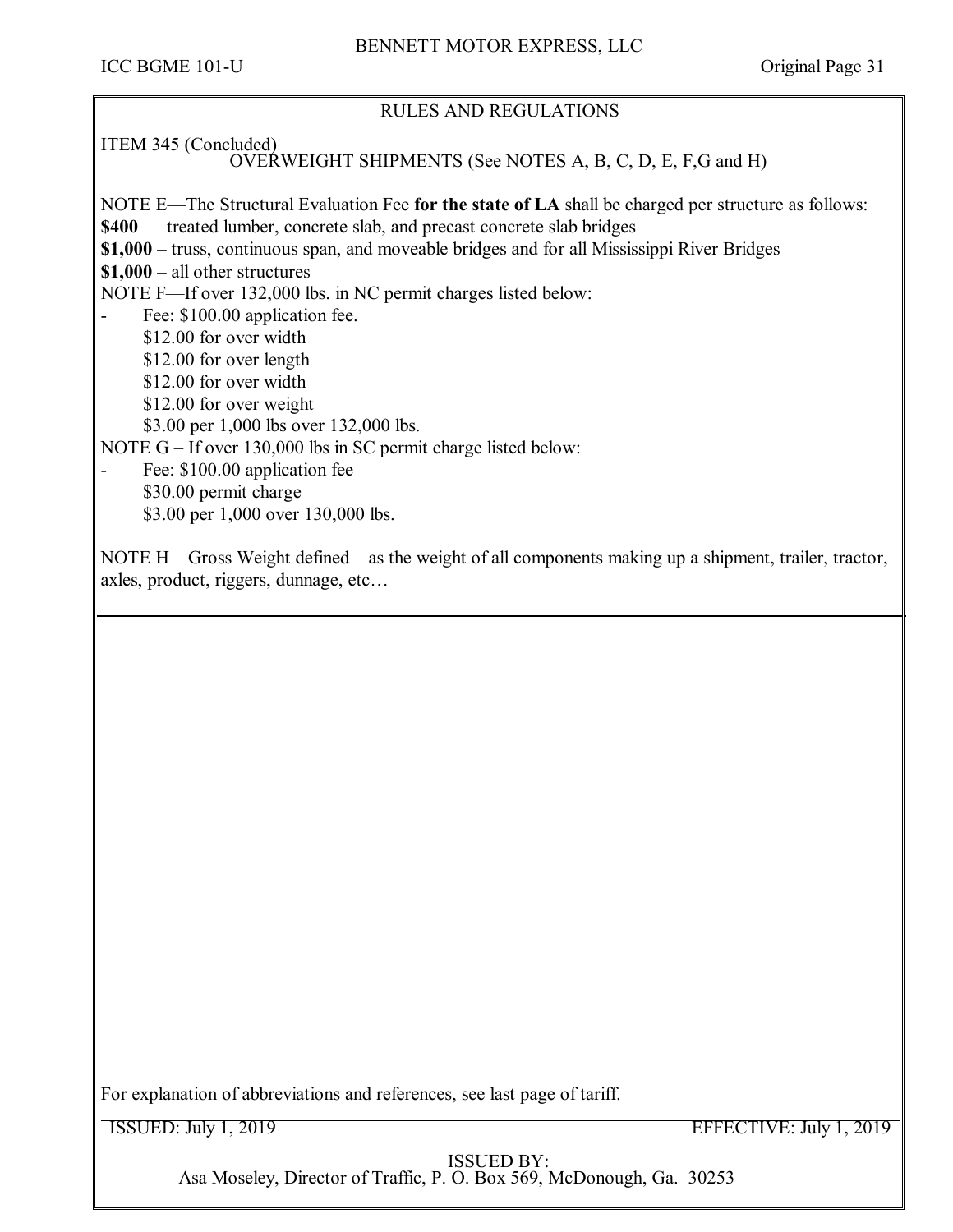RULES AND REGULATIONS

ITEM 345 (Concluded)

OVERWEIGHT SHIPMENTS (See NOTES A, B, C, D, E, F,G and H)

NOTE E—The Structural Evaluation Fee **for the state of LA** shall be charged per structure as follows:

**$400** – treated lumber, concrete slab, and precast concrete slab bridges

**$1,000** – truss, continuous span, and moveable bridges and for all Mississippi River Bridges

**$1,000** – all other structures

NOTE F—If over 132,000 lbs. in NC permit charges listed below:

- Fee: $100.00 application fee.
  $12.00 for over width
  $12.00 for over length
  $12.00 for over width
  $12.00 for over weight
  $3.00 per 1,000 lbs over 132,000 lbs.

NOTE G – If over 130,000 lbs in SC permit charge listed below:

- Fee: $100.00 application fee
  $30.00 permit charge
  $3.00 per 1,000 over 130,000 lbs.

NOTE H – Gross Weight defined – as the weight of all components making up a shipment, trailer, tractor, axles, product, riggers, dunnage, etc…

For explanation of abbreviations and references, see last page of tariff.

ISSUED: July 1, 2019 EFFECTIVE: July 1, 2019

ISSUED BY:
Asa Moseley, Director of Traffic, P. O. Box 569, McDonough, Ga. 30253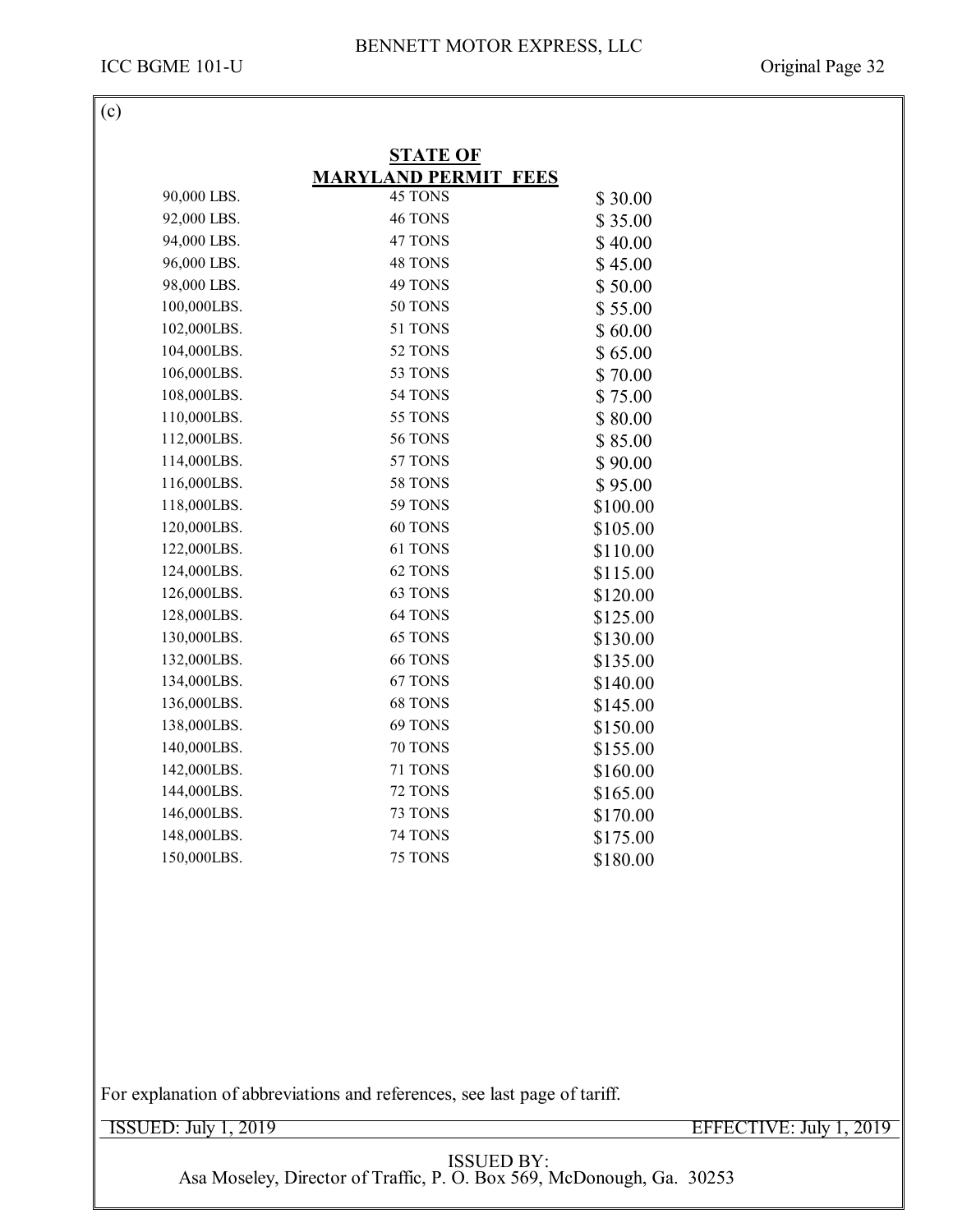(c)

## STATE OF MARYLAND PERMIT FEES

| | | |
|---|---|---|
| 90,000 LBS. | 45 TONS | $ 30.00 |
| 92,000 LBS. | 46 TONS | $ 35.00 |
| 94,000 LBS. | 47 TONS | $ 40.00 |
| 96,000 LBS. | 48 TONS | $ 45.00 |
| 98,000 LBS. | 49 TONS | $ 50.00 |
| 100,000LBS. | 50 TONS | $ 55.00 |
| 102,000LBS. | 51 TONS | $ 60.00 |
| 104,000LBS. | 52 TONS | $ 65.00 |
| 106,000LBS. | 53 TONS | $ 70.00 |
| 108,000LBS. | 54 TONS | $ 75.00 |
| 110,000LBS. | 55 TONS | $ 80.00 |
| 112,000LBS. | 56 TONS | $ 85.00 |
| 114,000LBS. | 57 TONS | $ 90.00 |
| 116,000LBS. | 58 TONS | $ 95.00 |
| 118,000LBS. | 59 TONS | $100.00 |
| 120,000LBS. | 60 TONS | $105.00 |
| 122,000LBS. | 61 TONS | $110.00 |
| 124,000LBS. | 62 TONS | $115.00 |
| 126,000LBS. | 63 TONS | $120.00 |
| 128,000LBS. | 64 TONS | $125.00 |
| 130,000LBS. | 65 TONS | $130.00 |
| 132,000LBS. | 66 TONS | $135.00 |
| 134,000LBS. | 67 TONS | $140.00 |
| 136,000LBS. | 68 TONS | $145.00 |
| 138,000LBS. | 69 TONS | $150.00 |
| 140,000LBS. | 70 TONS | $155.00 |
| 142,000LBS. | 71 TONS | $160.00 |
| 144,000LBS. | 72 TONS | $165.00 |
| 146,000LBS. | 73 TONS | $170.00 |
| 148,000LBS. | 74 TONS | $175.00 |
| 150,000LBS. | 75 TONS | $180.00 |

For explanation of abbreviations and references, see last page of tariff.

ISSUED: July 1, 2019 EFFECTIVE: July 1, 2019

ISSUED BY:
Asa Moseley, Director of Traffic, P. O. Box 569, McDonough, Ga. 30253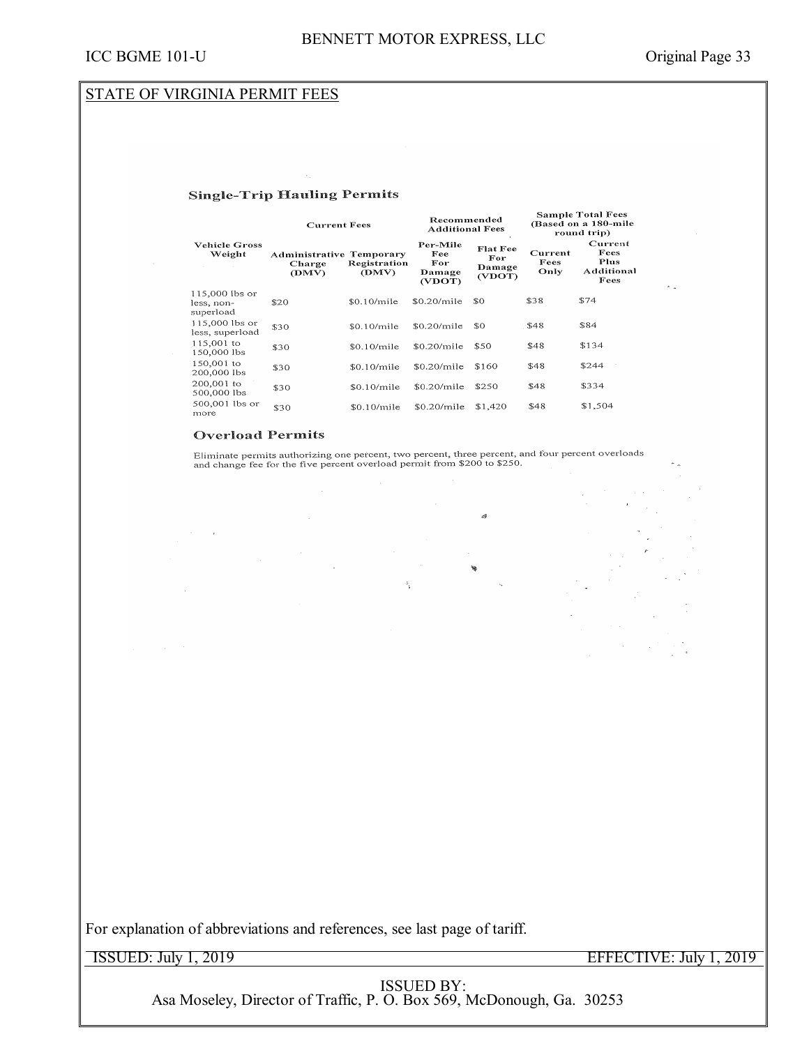## STATE OF VIRGINIA PERMIT FEES

### Single-Trip Hauling Permits

| Vehicle Gross Weight | Current Fees | | Recommended Additional Fees | | Sample Total Fees (Based on a 180-mile round trip) | |
|---|---|---|---|---|---|---|
| | Administrative Charge (DMV) | Temporary Registration (DMV) | Per-Mile Fee For Damage (VDOT) | Flat Fee For Damage (VDOT) | Current Fees Only | Current Fees Plus Additional Fees |
| 115,000 lbs or less, non-superload | $20 | $0.10/mile | $0.20/mile | $0 | $38 | $74 |
| 115,000 lbs or less, superload | $30 | $0.10/mile | $0.20/mile | $0 | $48 | $84 |
| 115,001 to 150,000 lbs | $30 | $0.10/mile | $0.20/mile | $50 | $48 | $134 |
| 150,001 to 200,000 lbs | $30 | $0.10/mile | $0.20/mile | $160 | $48 | $244 |
| 200,001 to 500,000 lbs | $30 | $0.10/mile | $0.20/mile | $250 | $48 | $334 |
| 500,001 lbs or more | $30 | $0.10/mile | $0.20/mile | $1,420 | $48 | $1,504 |

### Overload Permits

Eliminate permits authorizing one percent, two percent, three percent, and four percent overloads and change fee for the five percent overload permit from $200 to $250.

For explanation of abbreviations and references, see last page of tariff.

ISSUED: July 1, 2019 EFFECTIVE: July 1, 2019

ISSUED BY:
Asa Moseley, Director of Traffic, P. O. Box 569, McDonough, Ga. 30253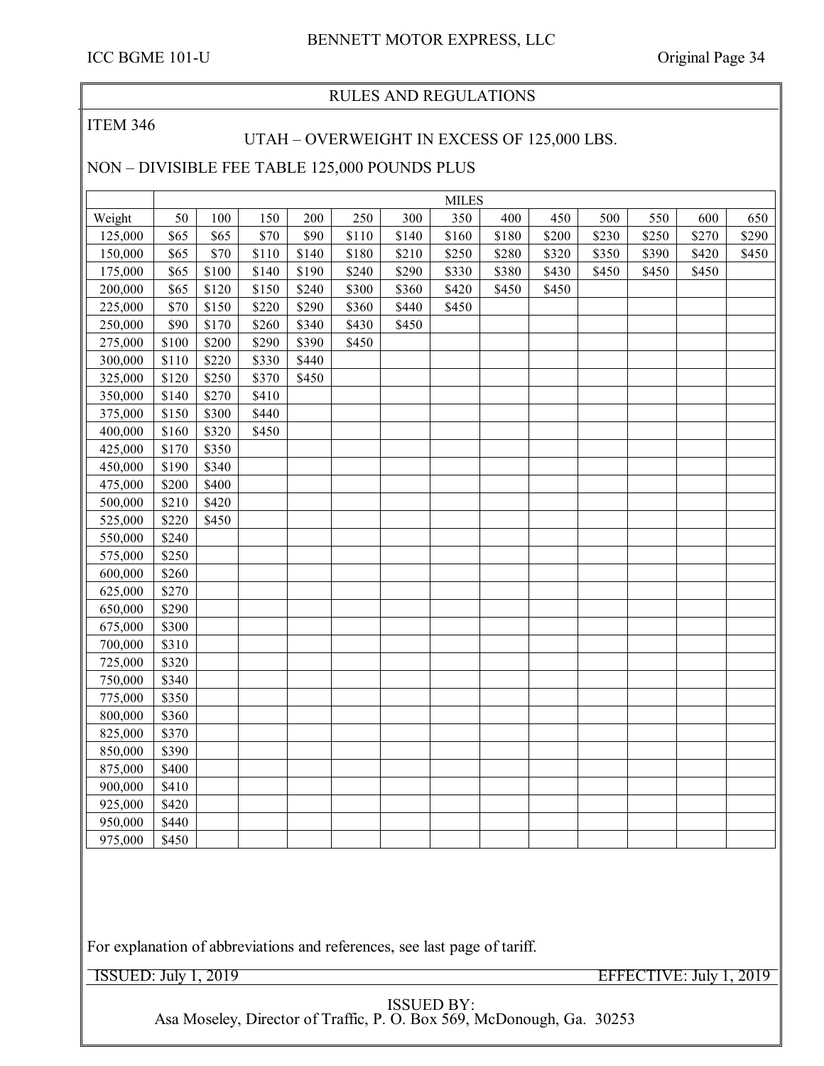RULES AND REGULATIONS

ITEM 346

## UTAH – OVERWEIGHT IN EXCESS OF 125,000 LBS.

NON – DIVISIBLE FEE TABLE 125,000 POUNDS PLUS

| | MILES | | | | | | | | | | | | |
|---|---|---|---|---|---|---|---|---|---|---|---|---|---|
| Weight | 50 | 100 | 150 | 200 | 250 | 300 | 350 | 400 | 450 | 500 | 550 | 600 | 650 |
| 125,000 | $65 | $65 | $70 | $90 | $110 | $140 | $160 | $180 | $200 | $230 | $250 | $270 | $290 |
| 150,000 | $65 | $70 | $110 | $140 | $180 | $210 | $250 | $280 | $320 | $350 | $390 | $420 | $450 |
| 175,000 | $65 | $100 | $140 | $190 | $240 | $290 | $330 | $380 | $430 | $450 | $450 | $450 | |
| 200,000 | $65 | $120 | $150 | $240 | $300 | $360 | $420 | $450 | $450 | | | | |
| 225,000 | $70 | $150 | $220 | $290 | $360 | $440 | $450 | | | | | | |
| 250,000 | $90 | $170 | $260 | $340 | $430 | $450 | | | | | | | |
| 275,000 | $100 | $200 | $290 | $390 | $450 | | | | | | | | |
| 300,000 | $110 | $220 | $330 | $440 | | | | | | | | | |
| 325,000 | $120 | $250 | $370 | $450 | | | | | | | | | |
| 350,000 | $140 | $270 | $410 | | | | | | | | | | |
| 375,000 | $150 | $300 | $440 | | | | | | | | | | |
| 400,000 | $160 | $320 | $450 | | | | | | | | | | |
| 425,000 | $170 | $350 | | | | | | | | | | | |
| 450,000 | $190 | $340 | | | | | | | | | | | |
| 475,000 | $200 | $400 | | | | | | | | | | | |
| 500,000 | $210 | $420 | | | | | | | | | | | |
| 525,000 | $220 | $450 | | | | | | | | | | | |
| 550,000 | $240 | | | | | | | | | | | | |
| 575,000 | $250 | | | | | | | | | | | | |
| 600,000 | $260 | | | | | | | | | | | | |
| 625,000 | $270 | | | | | | | | | | | | |
| 650,000 | $290 | | | | | | | | | | | | |
| 675,000 | $300 | | | | | | | | | | | | |
| 700,000 | $310 | | | | | | | | | | | | |
| 725,000 | $320 | | | | | | | | | | | | |
| 750,000 | $340 | | | | | | | | | | | | |
| 775,000 | $350 | | | | | | | | | | | | |
| 800,000 | $360 | | | | | | | | | | | | |
| 825,000 | $370 | | | | | | | | | | | | |
| 850,000 | $390 | | | | | | | | | | | | |
| 875,000 | $400 | | | | | | | | | | | | |
| 900,000 | $410 | | | | | | | | | | | | |
| 925,000 | $420 | | | | | | | | | | | | |
| 950,000 | $440 | | | | | | | | | | | | |
| 975,000 | $450 | | | | | | | | | | | | |

For explanation of abbreviations and references, see last page of tariff.

ISSUED: July 1, 2019 EFFECTIVE: July 1, 2019

ISSUED BY:
Asa Moseley, Director of Traffic, P. O. Box 569, McDonough, Ga. 30253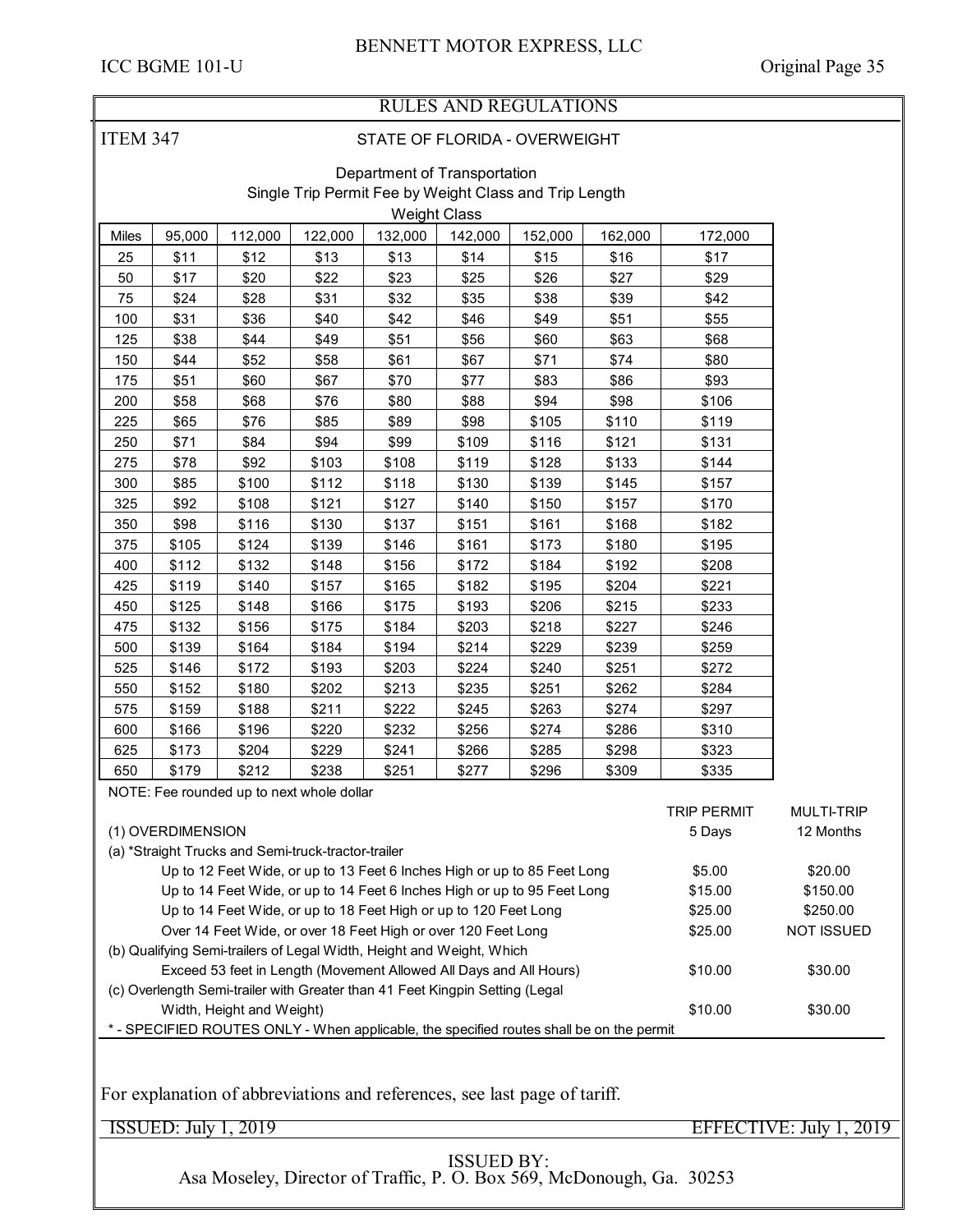## RULES AND REGULATIONS

### ITEM 347 — STATE OF FLORIDA - OVERWEIGHT

Department of Transportation
Single Trip Permit Fee by Weight Class and Trip Length

| | Weight Class | | | | | | | |
|---|---|---|---|---|---|---|---|---|
| Miles | 95,000 | 112,000 | 122,000 | 132,000 | 142,000 | 152,000 | 162,000 | 172,000 |
| 25 | $11 | $12 | $13 | $13 | $14 | $15 | $16 | $17 |
| 50 | $17 | $20 | $22 | $23 | $25 | $26 | $27 | $29 |
| 75 | $24 | $28 | $31 | $32 | $35 | $38 | $39 | $42 |
| 100 | $31 | $36 | $40 | $42 | $46 | $49 | $51 | $55 |
| 125 | $38 | $44 | $49 | $51 | $56 | $60 | $63 | $68 |
| 150 | $44 | $52 | $58 | $61 | $67 | $71 | $74 | $80 |
| 175 | $51 | $60 | $67 | $70 | $77 | $83 | $86 | $93 |
| 200 | $58 | $68 | $76 | $80 | $88 | $94 | $98 | $106 |
| 225 | $65 | $76 | $85 | $89 | $98 | $105 | $110 | $119 |
| 250 | $71 | $84 | $94 | $99 | $109 | $116 | $121 | $131 |
| 275 | $78 | $92 | $103 | $108 | $119 | $128 | $133 | $144 |
| 300 | $85 | $100 | $112 | $118 | $130 | $139 | $145 | $157 |
| 325 | $92 | $108 | $121 | $127 | $140 | $150 | $157 | $170 |
| 350 | $98 | $116 | $130 | $137 | $151 | $161 | $168 | $182 |
| 375 | $105 | $124 | $139 | $146 | $161 | $173 | $180 | $195 |
| 400 | $112 | $132 | $148 | $156 | $172 | $184 | $192 | $208 |
| 425 | $119 | $140 | $157 | $165 | $182 | $195 | $204 | $221 |
| 450 | $125 | $148 | $166 | $175 | $193 | $206 | $215 | $233 |
| 475 | $132 | $156 | $175 | $184 | $203 | $218 | $227 | $246 |
| 500 | $139 | $164 | $184 | $194 | $214 | $229 | $239 | $259 |
| 525 | $146 | $172 | $193 | $203 | $224 | $240 | $251 | $272 |
| 550 | $152 | $180 | $202 | $213 | $235 | $251 | $262 | $284 |
| 575 | $159 | $188 | $211 | $222 | $245 | $263 | $274 | $297 |
| 600 | $166 | $196 | $220 | $232 | $256 | $274 | $286 | $310 |
| 625 | $173 | $204 | $229 | $241 | $266 | $285 | $298 | $323 |
| 650 | $179 | $212 | $238 | $251 | $277 | $296 | $309 | $335 |

NOTE: Fee rounded up to next whole dollar

| | TRIP PERMIT 5 Days | MULTI-TRIP 12 Months |
|---|---|---|
| (1) OVERDIMENSION | | |
| (a) *Straight Trucks and Semi-truck-tractor-trailer | | |
| Up to 12 Feet Wide, or up to 13 Feet 6 Inches High or up to 85 Feet Long | $5.00 | $20.00 |
| Up to 14 Feet Wide, or up to 14 Feet 6 Inches High or up to 95 Feet Long | $15.00 | $150.00 |
| Up to 14 Feet Wide, or up to 18 Feet High or up to 120 Feet Long | $25.00 | $250.00 |
| Over 14 Feet Wide, or over 18 Feet High or over 120 Feet Long | $25.00 | NOT ISSUED |
| (b) Qualifying Semi-trailers of Legal Width, Height and Weight, Which Exceed 53 feet in Length (Movement Allowed All Days and All Hours) | $10.00 | $30.00 |
| (c) Overlength Semi-trailer with Greater than 41 Feet Kingpin Setting (Legal Width, Height and Weight) | $10.00 | $30.00 |

* - SPECIFIED ROUTES ONLY - When applicable, the specified routes shall be on the permit

For explanation of abbreviations and references, see last page of tariff.

ISSUED: July 1, 2019 EFFECTIVE: July 1, 2019

ISSUED BY:
Asa Moseley, Director of Traffic, P. O. Box 569, McDonough, Ga. 30253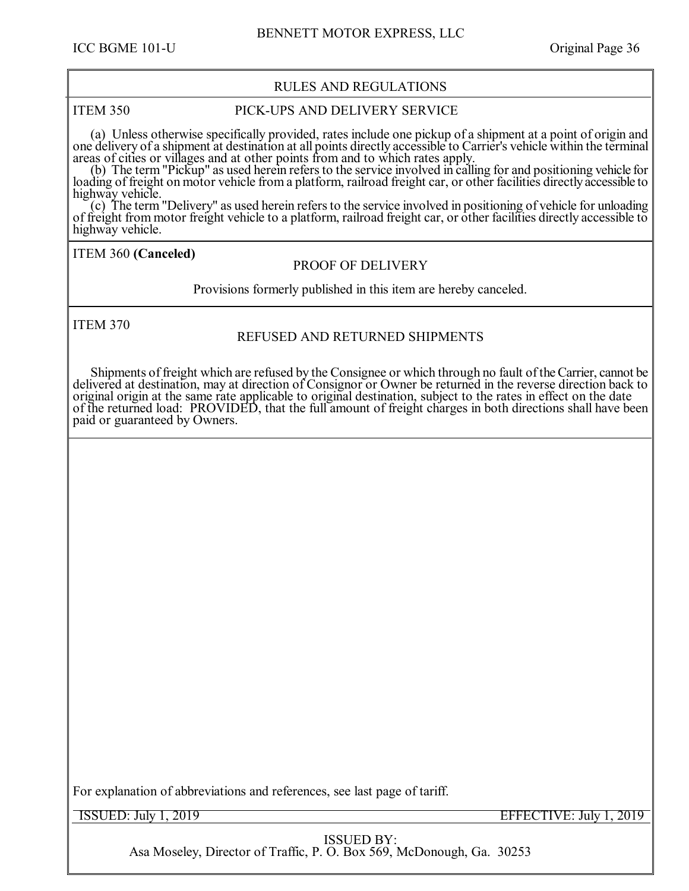## RULES AND REGULATIONS

### ITEM 350 — PICK-UPS AND DELIVERY SERVICE

(a) Unless otherwise specifically provided, rates include one pickup of a shipment at a point of origin and one delivery of a shipment at destination at all points directly accessible to Carrier's vehicle within the terminal areas of cities or villages and at other points from and to which rates apply.

(b) The term "Pickup" as used herein refers to the service involved in calling for and positioning vehicle for loading of freight on motor vehicle from a platform, railroad freight car, or other facilities directly accessible to highway vehicle.

(c) The term "Delivery" as used herein refers to the service involved in positioning of vehicle for unloading of freight from motor freight vehicle to a platform, railroad freight car, or other facilities directly accessible to highway vehicle.

### ITEM 360 **(Canceled)** — PROOF OF DELIVERY

Provisions formerly published in this item are hereby canceled.

### ITEM 370 — REFUSED AND RETURNED SHIPMENTS

Shipments of freight which are refused by the Consignee or which through no fault of the Carrier, cannot be delivered at destination, may at direction of Consignor or Owner be returned in the reverse direction back to original origin at the same rate applicable to original destination, subject to the rates in effect on the date of the returned load: PROVIDED, that the full amount of freight charges in both directions shall have been paid or guaranteed by Owners.

For explanation of abbreviations and references, see last page of tariff.

ISSUED: July 1, 2019 — EFFECTIVE: July 1, 2019

ISSUED BY:
Asa Moseley, Director of Traffic, P. O. Box 569, McDonough, Ga. 30253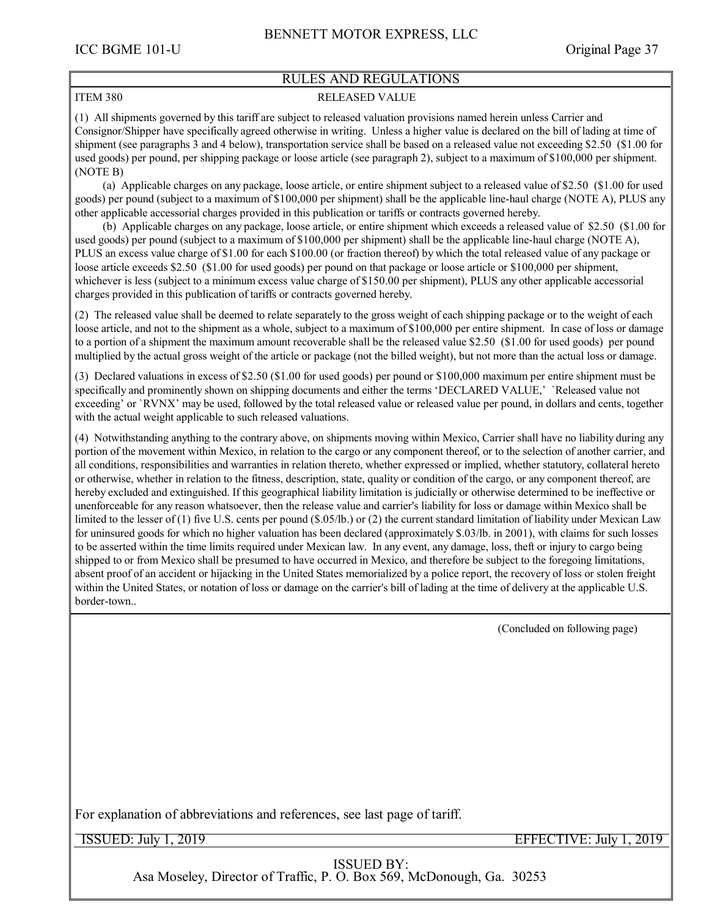## RULES AND REGULATIONS

### ITEM 380 — RELEASED VALUE

(1) All shipments governed by this tariff are subject to released valuation provisions named herein unless Carrier and Consignor/Shipper have specifically agreed otherwise in writing. Unless a higher value is declared on the bill of lading at time of shipment (see paragraphs 3 and 4 below), transportation service shall be based on a released value not exceeding $2.50 ($1.00 for used goods) per pound, per shipping package or loose article (see paragraph 2), subject to a maximum of $100,000 per shipment. (NOTE B)

(a) Applicable charges on any package, loose article, or entire shipment subject to a released value of $2.50 ($1.00 for used goods) per pound (subject to a maximum of $100,000 per shipment) shall be the applicable line-haul charge (NOTE A), PLUS any other applicable accessorial charges provided in this publication or tariffs or contracts governed hereby.

(b) Applicable charges on any package, loose article, or entire shipment which exceeds a released value of $2.50 ($1.00 for used goods) per pound (subject to a maximum of $100,000 per shipment) shall be the applicable line-haul charge (NOTE A), PLUS an excess value charge of $1.00 for each $100.00 (or fraction thereof) by which the total released value of any package or loose article exceeds $2.50 ($1.00 for used goods) per pound on that package or loose article or $100,000 per shipment, whichever is less (subject to a minimum excess value charge of $150.00 per shipment), PLUS any other applicable accessorial charges provided in this publication of tariffs or contracts governed hereby.

(2) The released value shall be deemed to relate separately to the gross weight of each shipping package or to the weight of each loose article, and not to the shipment as a whole, subject to a maximum of $100,000 per entire shipment. In case of loss or damage to a portion of a shipment the maximum amount recoverable shall be the released value $2.50 ($1.00 for used goods) per pound multiplied by the actual gross weight of the article or package (not the billed weight), but not more than the actual loss or damage.

(3) Declared valuations in excess of $2.50 ($1.00 for used goods) per pound or $100,000 maximum per entire shipment must be specifically and prominently shown on shipping documents and either the terms 'DECLARED VALUE,' `Released value not exceeding' or `RVNX' may be used, followed by the total released value or released value per pound, in dollars and cents, together with the actual weight applicable to such released valuations.

(4) Notwithstanding anything to the contrary above, on shipments moving within Mexico, Carrier shall have no liability during any portion of the movement within Mexico, in relation to the cargo or any component thereof, or to the selection of another carrier, and all conditions, responsibilities and warranties in relation thereto, whether expressed or implied, whether statutory, collateral hereto or otherwise, whether in relation to the fitness, description, state, quality or condition of the cargo, or any component thereof, are hereby excluded and extinguished. If this geographical liability limitation is judicially or otherwise determined to be ineffective or unenforceable for any reason whatsoever, then the release value and carrier's liability for loss or damage within Mexico shall be limited to the lesser of (1) five U.S. cents per pound ($.05/lb.) or (2) the current standard limitation of liability under Mexican Law for uninsured goods for which no higher valuation has been declared (approximately $.03/lb. in 2001), with claims for such losses to be asserted within the time limits required under Mexican law. In any event, any damage, loss, theft or injury to cargo being shipped to or from Mexico shall be presumed to have occurred in Mexico, and therefore be subject to the foregoing limitations, absent proof of an accident or hijacking in the United States memorialized by a police report, the recovery of loss or stolen freight within the United States, or notation of loss or damage on the carrier's bill of lading at the time of delivery at the applicable U.S. border-town..

(Concluded on following page)

For explanation of abbreviations and references, see last page of tariff.

ISSUED: July 1, 2019 — EFFECTIVE: July 1, 2019

ISSUED BY:
Asa Moseley, Director of Traffic, P. O. Box 569, McDonough, Ga. 30253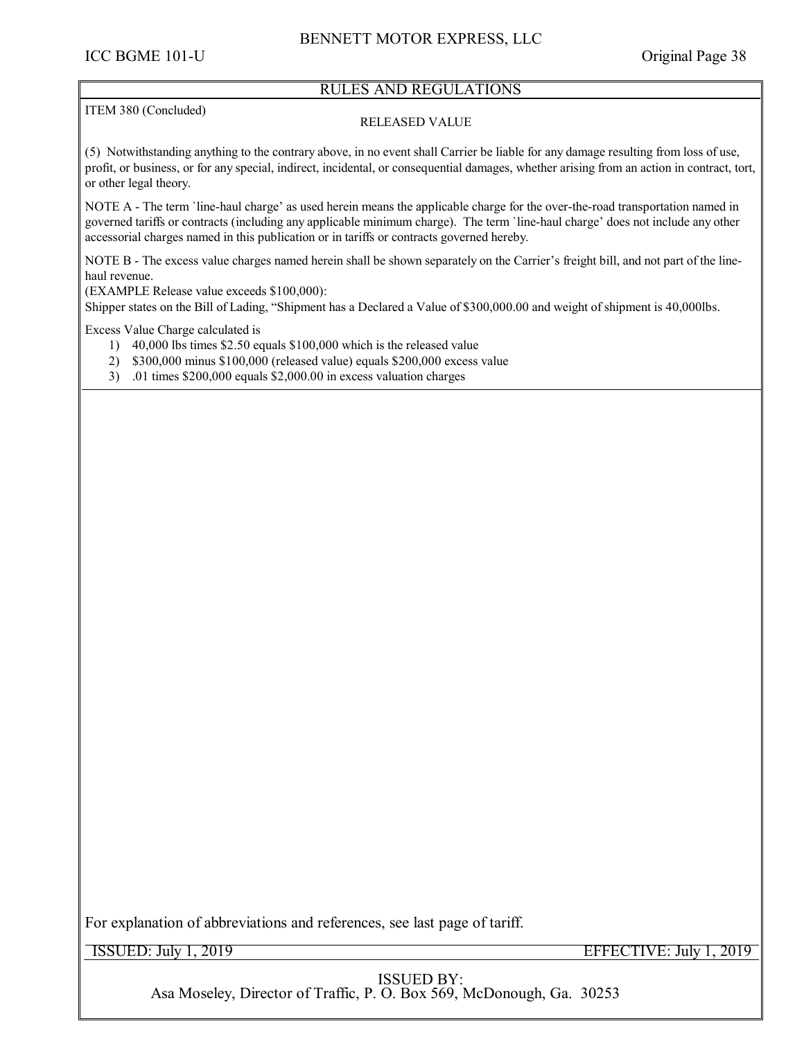## RULES AND REGULATIONS

ITEM 380 (Concluded)

### RELEASED VALUE

(5) Notwithstanding anything to the contrary above, in no event shall Carrier be liable for any damage resulting from loss of use, profit, or business, or for any special, indirect, incidental, or consequential damages, whether arising from an action in contract, tort, or other legal theory.

NOTE A - The term `line-haul charge' as used herein means the applicable charge for the over-the-road transportation named in governed tariffs or contracts (including any applicable minimum charge). The term `line-haul charge' does not include any other accessorial charges named in this publication or in tariffs or contracts governed hereby.

NOTE B - The excess value charges named herein shall be shown separately on the Carrier's freight bill, and not part of the line-haul revenue.
(EXAMPLE Release value exceeds $100,000):
Shipper states on the Bill of Lading, "Shipment has a Declared a Value of $300,000.00 and weight of shipment is 40,000lbs.

Excess Value Charge calculated is

1) 40,000 lbs times $2.50 equals $100,000 which is the released value
2) $300,000 minus $100,000 (released value) equals $200,000 excess value
3) .01 times $200,000 equals $2,000.00 in excess valuation charges

For explanation of abbreviations and references, see last page of tariff.

ISSUED: July 1, 2019 EFFECTIVE: July 1, 2019

ISSUED BY:
Asa Moseley, Director of Traffic, P. O. Box 569, McDonough, Ga. 30253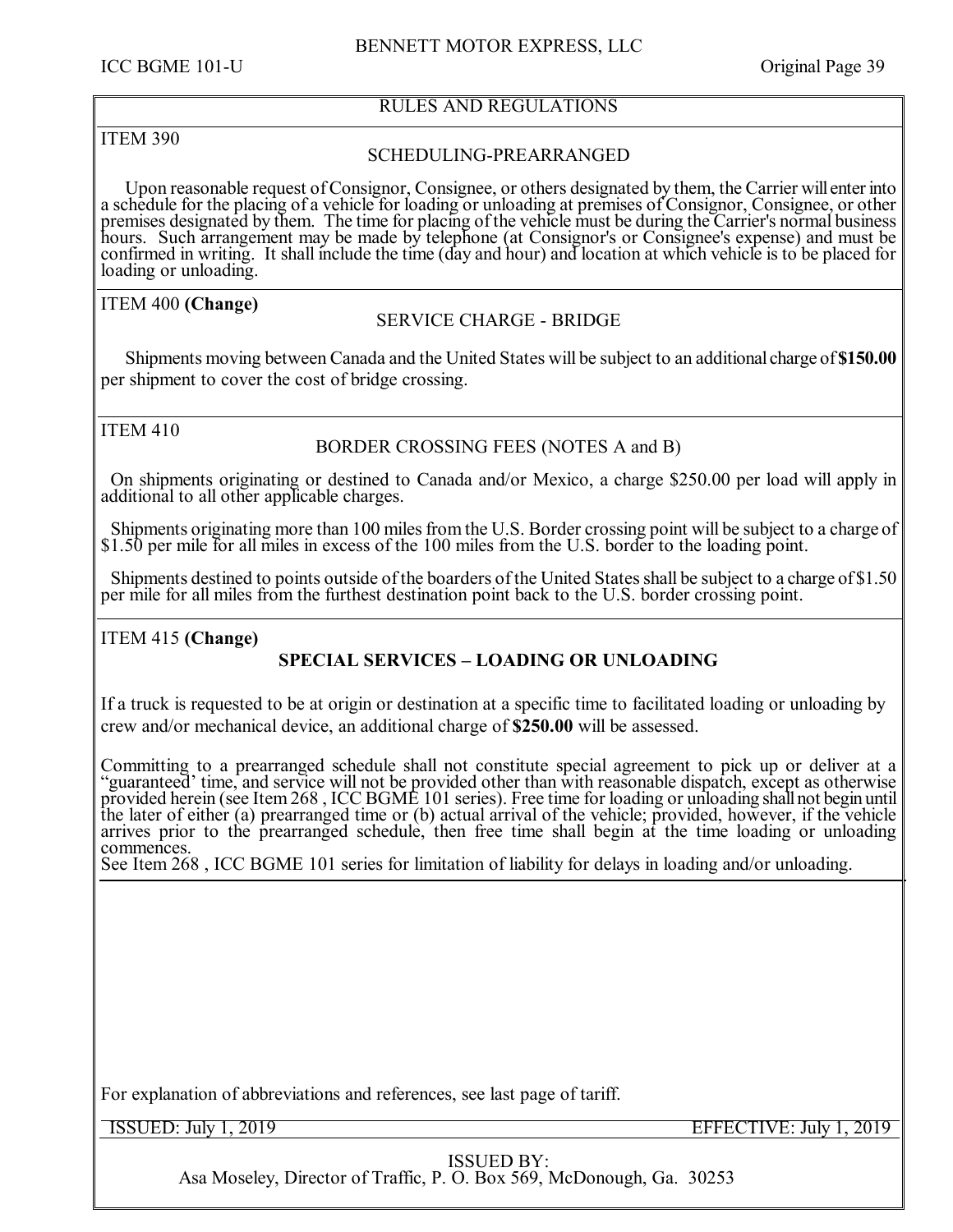## RULES AND REGULATIONS

### ITEM 390

**SCHEDULING-PREARRANGED**

Upon reasonable request of Consignor, Consignee, or others designated by them, the Carrier will enter into a schedule for the placing of a vehicle for loading or unloading at premises of Consignor, Consignee, or other premises designated by them. The time for placing of the vehicle must be during the Carrier's normal business hours. Such arrangement may be made by telephone (at Consignor's or Consignee's expense) and must be confirmed in writing. It shall include the time (day and hour) and location at which vehicle is to be placed for loading or unloading.

### ITEM 400 **(Change)**

**SERVICE CHARGE - BRIDGE**

Shipments moving between Canada and the United States will be subject to an additional charge of **$150.00** per shipment to cover the cost of bridge crossing.

### ITEM 410

**BORDER CROSSING FEES (NOTES A and B)**

On shipments originating or destined to Canada and/or Mexico, a charge $250.00 per load will apply in additional to all other applicable charges.

Shipments originating more than 100 miles from the U.S. Border crossing point will be subject to a charge of $1.50 per mile for all miles in excess of the 100 miles from the U.S. border to the loading point.

Shipments destined to points outside of the boarders of the United States shall be subject to a charge of $1.50 per mile for all miles from the furthest destination point back to the U.S. border crossing point.

### ITEM 415 **(Change)**

**SPECIAL SERVICES – LOADING OR UNLOADING**

If a truck is requested to be at origin or destination at a specific time to facilitated loading or unloading by crew and/or mechanical device, an additional charge of **$250.00** will be assessed.

Committing to a prearranged schedule shall not constitute special agreement to pick up or deliver at a "guaranteed' time, and service will not be provided other than with reasonable dispatch, except as otherwise provided herein (see Item 268 , ICC BGME 101 series). Free time for loading or unloading shall not begin until the later of either (a) prearranged time or (b) actual arrival of the vehicle; provided, however, if the vehicle arrives prior to the prearranged schedule, then free time shall begin at the time loading or unloading commences.
See Item 268 , ICC BGME 101 series for limitation of liability for delays in loading and/or unloading.

For explanation of abbreviations and references, see last page of tariff.

ISSUED: July 1, 2019 EFFECTIVE: July 1, 2019

ISSUED BY:
Asa Moseley, Director of Traffic, P. O. Box 569, McDonough, Ga. 30253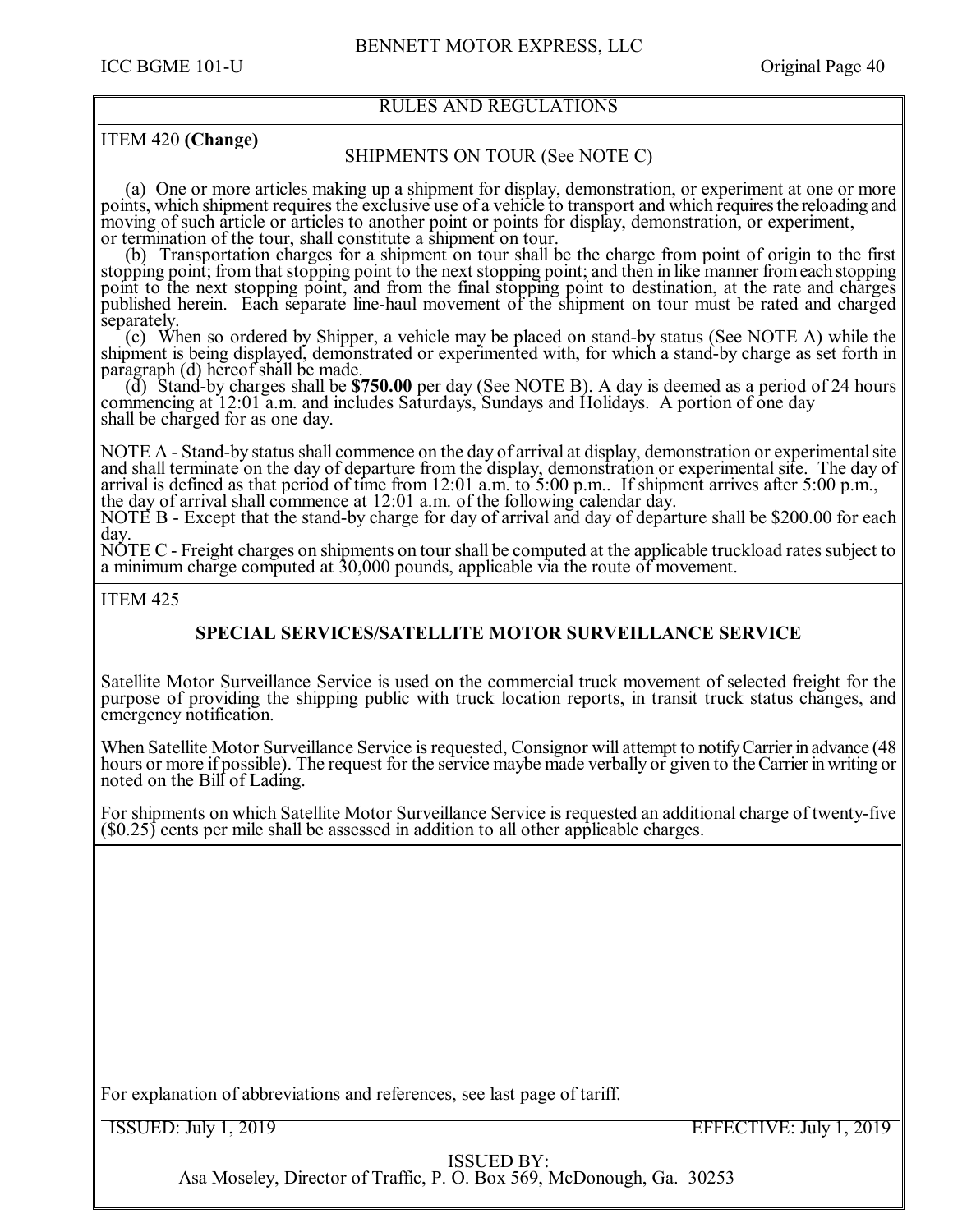RULES AND REGULATIONS

ITEM 420 **(Change)**

SHIPMENTS ON TOUR (See NOTE C)

(a) One or more articles making up a shipment for display, demonstration, or experiment at one or more points, which shipment requires the exclusive use of a vehicle to transport and which requires the reloading and moving of such article or articles to another point or points for display, demonstration, or experiment, or termination of the tour, shall constitute a shipment on tour.

(b) Transportation charges for a shipment on tour shall be the charge from point of origin to the first stopping point; from that stopping point to the next stopping point; and then in like manner from each stopping point to the next stopping point, and from the final stopping point to destination, at the rate and charges published herein. Each separate line-haul movement of the shipment on tour must be rated and charged separately.

(c) When so ordered by Shipper, a vehicle may be placed on stand-by status (See NOTE A) while the shipment is being displayed, demonstrated or experimented with, for which a stand-by charge as set forth in paragraph (d) hereof shall be made.

(d) Stand-by charges shall be **$750.00** per day (See NOTE B). A day is deemed as a period of 24 hours commencing at 12:01 a.m. and includes Saturdays, Sundays and Holidays. A portion of one day shall be charged for as one day.

NOTE A - Stand-by status shall commence on the day of arrival at display, demonstration or experimental site and shall terminate on the day of departure from the display, demonstration or experimental site. The day of arrival is defined as that period of time from 12:01 a.m. to 5:00 p.m.. If shipment arrives after 5:00 p.m., the day of arrival shall commence at 12:01 a.m. of the following calendar day.

NOTE B - Except that the stand-by charge for day of arrival and day of departure shall be $200.00 for each day.

NOTE C - Freight charges on shipments on tour shall be computed at the applicable truckload rates subject to a minimum charge computed at 30,000 pounds, applicable via the route of movement.

ITEM 425

**SPECIAL SERVICES/SATELLITE MOTOR SURVEILLANCE SERVICE**

Satellite Motor Surveillance Service is used on the commercial truck movement of selected freight for the purpose of providing the shipping public with truck location reports, in transit truck status changes, and emergency notification.

When Satellite Motor Surveillance Service is requested, Consignor will attempt to notify Carrier in advance (48 hours or more if possible). The request for the service maybe made verbally or given to the Carrier in writing or noted on the Bill of Lading.

For shipments on which Satellite Motor Surveillance Service is requested an additional charge of twenty-five ($0.25) cents per mile shall be assessed in addition to all other applicable charges.

For explanation of abbreviations and references, see last page of tariff.

ISSUED: July 1, 2019 EFFECTIVE: July 1, 2019

ISSUED BY:
Asa Moseley, Director of Traffic, P. O. Box 569, McDonough, Ga. 30253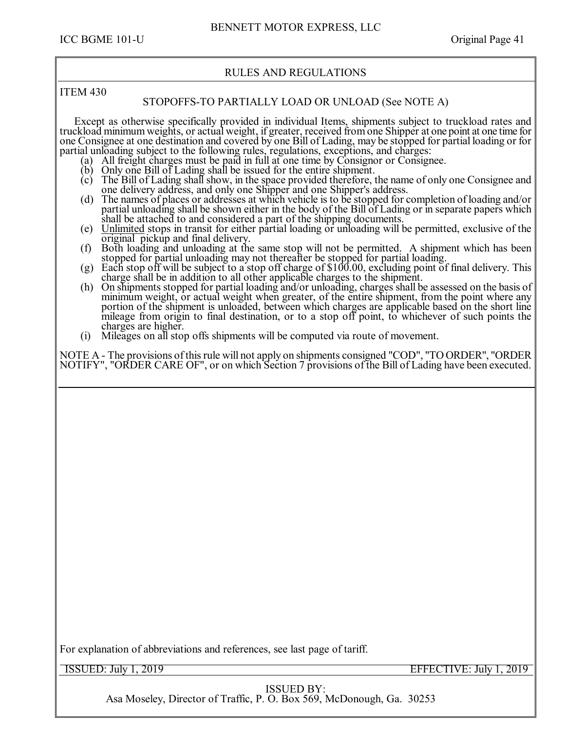## RULES AND REGULATIONS

### ITEM 430

### STOPOFFS-TO PARTIALLY LOAD OR UNLOAD (See NOTE A)

Except as otherwise specifically provided in individual Items, shipments subject to truckload rates and truckload minimum weights, or actual weight, if greater, received from one Shipper at one point at one time for one Consignee at one destination and covered by one Bill of Lading, may be stopped for partial loading or for partial unloading subject to the following rules, regulations, exceptions, and charges:

(a) All freight charges must be paid in full at one time by Consignor or Consignee.

(b) Only one Bill of Lading shall be issued for the entire shipment.

(c) The Bill of Lading shall show, in the space provided therefore, the name of only one Consignee and one delivery address, and only one Shipper and one Shipper's address.

(d) The names of places or addresses at which vehicle is to be stopped for completion of loading and/or partial unloading shall be shown either in the body of the Bill of Lading or in separate papers which shall be attached to and considered a part of the shipping documents.

(e) Unlimited stops in transit for either partial loading or unloading will be permitted, exclusive of the original pickup and final delivery.

(f) Both loading and unloading at the same stop will not be permitted. A shipment which has been stopped for partial unloading may not thereafter be stopped for partial loading.

(g) Each stop off will be subject to a stop off charge of $100.00, excluding point of final delivery. This charge shall be in addition to all other applicable charges to the shipment.

(h) On shipments stopped for partial loading and/or unloading, charges shall be assessed on the basis of minimum weight, or actual weight when greater, of the entire shipment, from the point where any portion of the shipment is unloaded, between which charges are applicable based on the short line mileage from origin to final destination, or to a stop off point, to whichever of such points the charges are higher.

(i) Mileages on all stop offs shipments will be computed via route of movement.

NOTE A - The provisions of this rule will not apply on shipments consigned "COD", "TO ORDER", "ORDER NOTIFY", "ORDER CARE OF", or on which Section 7 provisions of the Bill of Lading have been executed.

For explanation of abbreviations and references, see last page of tariff.

ISSUED: July 1, 2019 EFFECTIVE: July 1, 2019

ISSUED BY:
Asa Moseley, Director of Traffic, P. O. Box 569, McDonough, Ga. 30253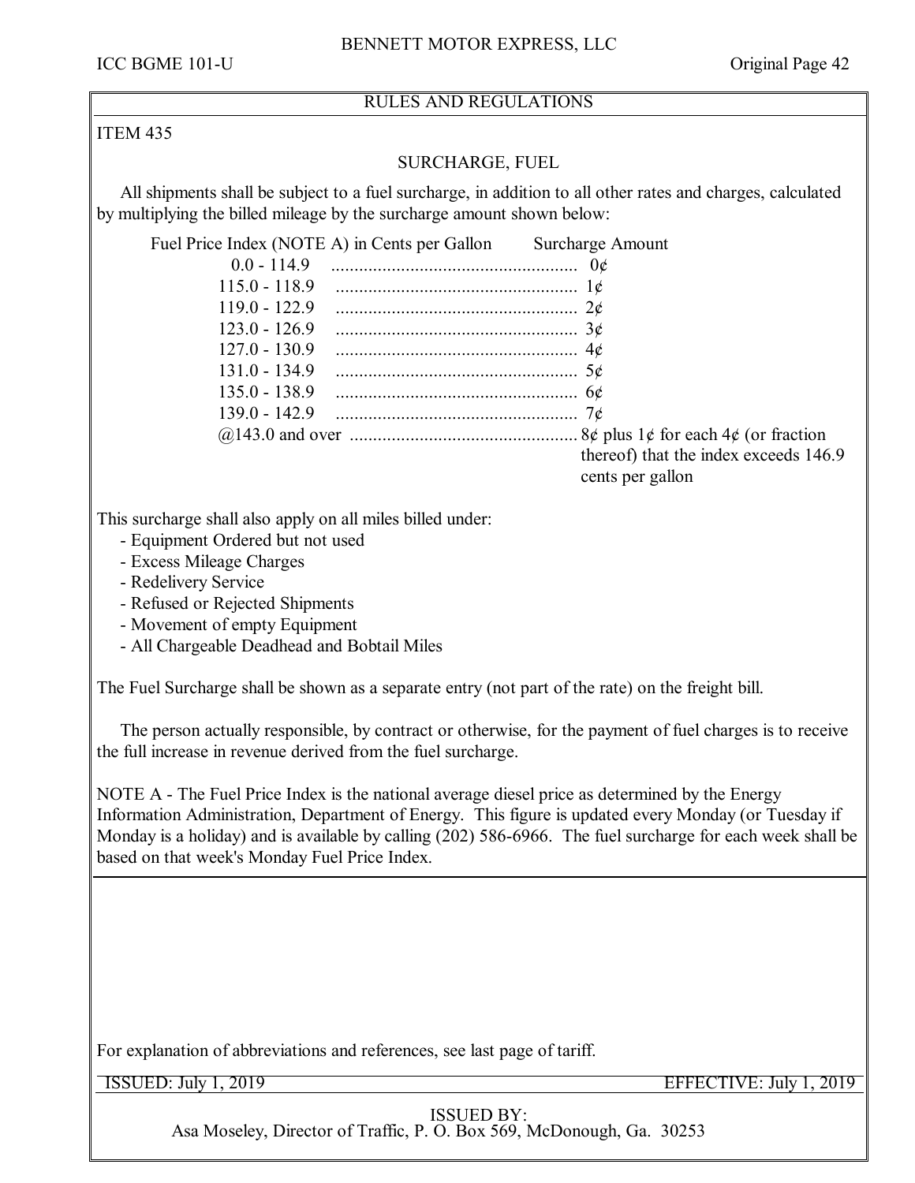## RULES AND REGULATIONS

ITEM 435

### SURCHARGE, FUEL

All shipments shall be subject to a fuel surcharge, in addition to all other rates and charges, calculated by multiplying the billed mileage by the surcharge amount shown below:

| Fuel Price Index (NOTE A) in Cents per Gallon | Surcharge Amount |
|---|---|
| 0.0 - 114.9 | 0¢ |
| 115.0 - 118.9 | 1¢ |
| 119.0 - 122.9 | 2¢ |
| 123.0 - 126.9 | 3¢ |
| 127.0 - 130.9 | 4¢ |
| 131.0 - 134.9 | 5¢ |
| 135.0 - 138.9 | 6¢ |
| 139.0 - 142.9 | 7¢ |
| @143.0 and over | 8¢ plus 1¢ for each 4¢ (or fraction thereof) that the index exceeds 146.9 cents per gallon |

This surcharge shall also apply on all miles billed under:

- Equipment Ordered but not used
- Excess Mileage Charges
- Redelivery Service
- Refused or Rejected Shipments
- Movement of empty Equipment
- All Chargeable Deadhead and Bobtail Miles

The Fuel Surcharge shall be shown as a separate entry (not part of the rate) on the freight bill.

The person actually responsible, by contract or otherwise, for the payment of fuel charges is to receive the full increase in revenue derived from the fuel surcharge.

NOTE A - The Fuel Price Index is the national average diesel price as determined by the Energy Information Administration, Department of Energy. This figure is updated every Monday (or Tuesday if Monday is a holiday) and is available by calling (202) 586-6966. The fuel surcharge for each week shall be based on that week's Monday Fuel Price Index.

For explanation of abbreviations and references, see last page of tariff.

ISSUED: July 1, 2019 EFFECTIVE: July 1, 2019

ISSUED BY:
Asa Moseley, Director of Traffic, P. O. Box 569, McDonough, Ga. 30253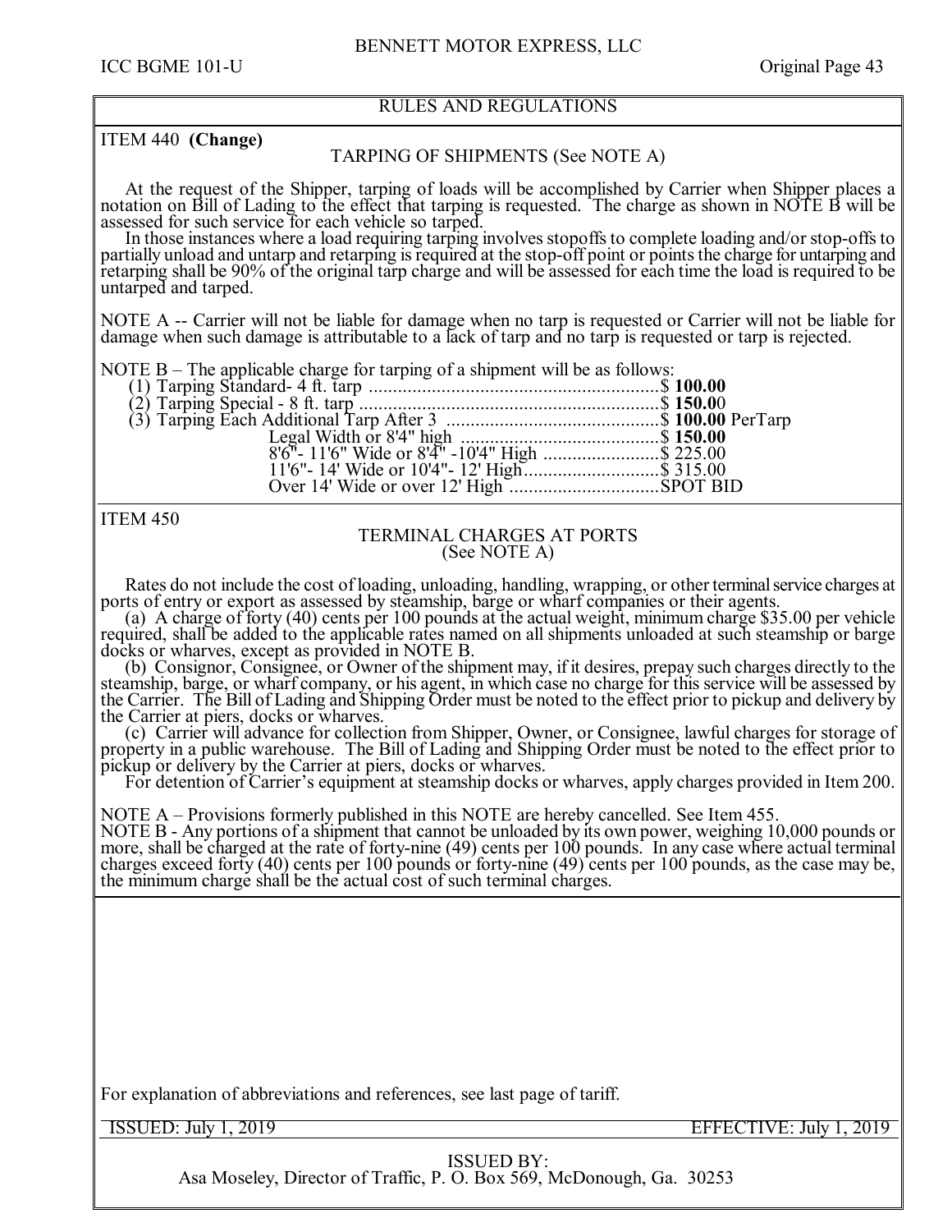## RULES AND REGULATIONS

### ITEM 440 **(Change)**

#### TARPING OF SHIPMENTS (See NOTE A)

At the request of the Shipper, tarping of loads will be accomplished by Carrier when Shipper places a notation on Bill of Lading to the effect that tarping is requested. The charge as shown in NOTE B will be assessed for such service for each vehicle so tarped.

In those instances where a load requiring tarping involves stopoffs to complete loading and/or stop-offs to partially unload and untarp and retarping is required at the stop-off point or points the charge for untarping and retarping shall be 90% of the original tarp charge and will be assessed for each time the load is required to be untarped and tarped.

NOTE A -- Carrier will not be liable for damage when no tarp is requested or Carrier will not be liable for damage when such damage is attributable to a lack of tarp and no tarp is requested or tarp is rejected.

NOTE B – The applicable charge for tarping of a shipment will be as follows:

(1) Tarping Standard- 4 ft. tarp ............................................................$ **100.00**
(2) Tarping Special - 8 ft. tarp ..............................................................$ **150.0**0
(3) Tarping Each Additional Tarp After 3 ............................................$ **100.00** PerTarp
Legal Width or 8'4" high .........................................$ **150.00**
8'6"- 11'6" Wide or 8'4" -10'4" High ........................$ 225.00
11'6"- 14' Wide or 10'4"- 12' High............................$ 315.00
Over 14' Wide or over 12' High ...............................SPOT BID

### ITEM 450

#### TERMINAL CHARGES AT PORTS (See NOTE A)

Rates do not include the cost of loading, unloading, handling, wrapping, or other terminal service charges at ports of entry or export as assessed by steamship, barge or wharf companies or their agents.

(a) A charge of forty (40) cents per 100 pounds at the actual weight, minimum charge $35.00 per vehicle required, shall be added to the applicable rates named on all shipments unloaded at such steamship or barge docks or wharves, except as provided in NOTE B.

(b) Consignor, Consignee, or Owner of the shipment may, if it desires, prepay such charges directly to the steamship, barge, or wharf company, or his agent, in which case no charge for this service will be assessed by the Carrier. The Bill of Lading and Shipping Order must be noted to the effect prior to pickup and delivery by the Carrier at piers, docks or wharves.

(c) Carrier will advance for collection from Shipper, Owner, or Consignee, lawful charges for storage of property in a public warehouse. The Bill of Lading and Shipping Order must be noted to the effect prior to pickup or delivery by the Carrier at piers, docks or wharves.

For detention of Carrier's equipment at steamship docks or wharves, apply charges provided in Item 200.

NOTE A – Provisions formerly published in this NOTE are hereby cancelled. See Item 455.
NOTE B - Any portions of a shipment that cannot be unloaded by its own power, weighing 10,000 pounds or more, shall be charged at the rate of forty-nine (49) cents per 100 pounds. In any case where actual terminal charges exceed forty (40) cents per 100 pounds or forty-nine (49) cents per 100 pounds, as the case may be, the minimum charge shall be the actual cost of such terminal charges.

For explanation of abbreviations and references, see last page of tariff.

ISSUED: July 1, 2019 EFFECTIVE: July 1, 2019

ISSUED BY:
Asa Moseley, Director of Traffic, P. O. Box 569, McDonough, Ga. 30253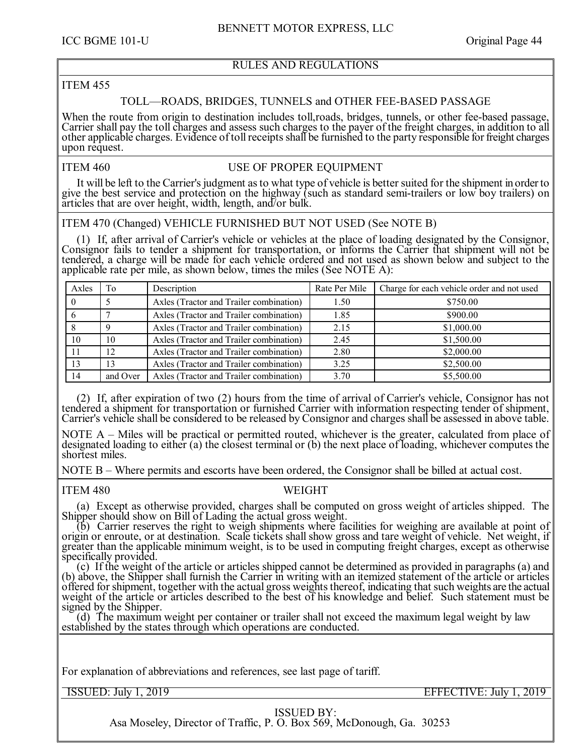## RULES AND REGULATIONS

### ITEM 455

### TOLL—ROADS, BRIDGES, TUNNELS and OTHER FEE-BASED PASSAGE

When the route from origin to destination includes toll,roads, bridges, tunnels, or other fee-based passage, Carrier shall pay the toll charges and assess such charges to the payer of the freight charges, in addition to all other applicable charges. Evidence of toll receipts shall be furnished to the party responsible for freight charges upon request.

### ITEM 460 USE OF PROPER EQUIPMENT

It will be left to the Carrier's judgment as to what type of vehicle is better suited for the shipment in order to give the best service and protection on the highway (such as standard semi-trailers or low boy trailers) on articles that are over height, width, length, and/or bulk.

### ITEM 470 (Changed) VEHICLE FURNISHED BUT NOT USED (See NOTE B)

(1) If, after arrival of Carrier's vehicle or vehicles at the place of loading designated by the Consignor, Consignor fails to tender a shipment for transportation, or informs the Carrier that shipment will not be tendered, a charge will be made for each vehicle ordered and not used as shown below and subject to the applicable rate per mile, as shown below, times the miles (See NOTE A):

| Axles | To | Description | Rate Per Mile | Charge for each vehicle order and not used |
|---|---|---|---|---|
| 0 | 5 | Axles (Tractor and Trailer combination) | 1.50 | $750.00 |
| 6 | 7 | Axles (Tractor and Trailer combination) | 1.85 | $900.00 |
| 8 | 9 | Axles (Tractor and Trailer combination) | 2.15 | $1,000.00 |
| 10 | 10 | Axles (Tractor and Trailer combination) | 2.45 | $1,500.00 |
| 11 | 12 | Axles (Tractor and Trailer combination) | 2.80 | $2,000.00 |
| 13 | 13 | Axles (Tractor and Trailer combination) | 3.25 | $2,500.00 |
| 14 | and Over | Axles (Tractor and Trailer combination) | 3.70 | $5,500.00 |

(2) If, after expiration of two (2) hours from the time of arrival of Carrier's vehicle, Consignor has not tendered a shipment for transportation or furnished Carrier with information respecting tender of shipment, Carrier's vehicle shall be considered to be released by Consignor and charges shall be assessed in above table.

NOTE A – Miles will be practical or permitted routed, whichever is the greater, calculated from place of designated loading to either (a) the closest terminal or (b) the next place of loading, whichever computes the shortest miles.

NOTE B – Where permits and escorts have been ordered, the Consignor shall be billed at actual cost.

### ITEM 480 WEIGHT

(a) Except as otherwise provided, charges shall be computed on gross weight of articles shipped. The Shipper should show on Bill of Lading the actual gross weight.

(b) Carrier reserves the right to weigh shipments where facilities for weighing are available at point of origin or enroute, or at destination. Scale tickets shall show gross and tare weight of vehicle. Net weight, if greater than the applicable minimum weight, is to be used in computing freight charges, except as otherwise specifically provided.

(c) If the weight of the article or articles shipped cannot be determined as provided in paragraphs (a) and (b) above, the Shipper shall furnish the Carrier in writing with an itemized statement of the article or articles offered for shipment, together with the actual gross weights thereof, indicating that such weights are the actual weight of the article or articles described to the best of his knowledge and belief. Such statement must be signed by the Shipper.

(d) The maximum weight per container or trailer shall not exceed the maximum legal weight by law established by the states through which operations are conducted.

For explanation of abbreviations and references, see last page of tariff.

ISSUED: July 1, 2019 EFFECTIVE: July 1, 2019

ISSUED BY:
Asa Moseley, Director of Traffic, P. O. Box 569, McDonough, Ga. 30253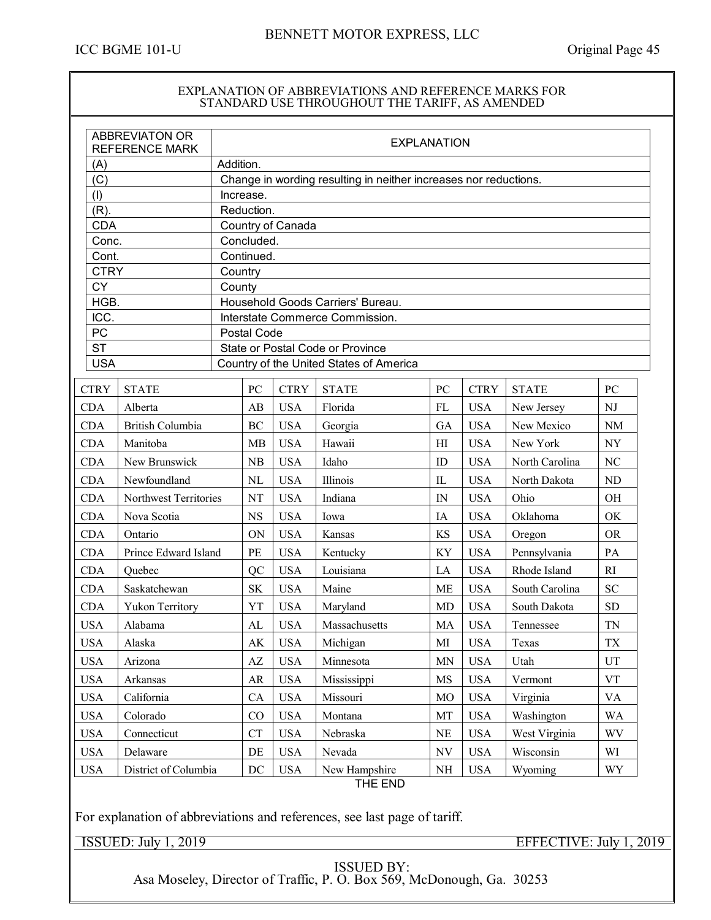## EXPLANATION OF ABBREVIATIONS AND REFERENCE MARKS FOR STANDARD USE THROUGHOUT THE TARIFF, AS AMENDED

| ABBREVIATON OR REFERENCE MARK | EXPLANATION |
|---|---|
| (A) | Addition. |
| (C) | Change in wording resulting in neither increases nor reductions. |
| (I) | Increase. |
| (R). | Reduction. |
| CDA | Country of Canada |
| Conc. | Concluded. |
| Cont. | Continued. |
| CTRY | Country |
| CY | County |
| HGB. | Household Goods Carriers' Bureau. |
| ICC. | Interstate Commerce Commission. |
| PC | Postal Code |
| ST | State or Postal Code or Province |
| USA | Country of the United States of America |

| CTRY | STATE | PC | CTRY | STATE | PC | CTRY | STATE | PC |
|---|---|---|---|---|---|---|---|---|
| CDA | Alberta | AB | USA | Florida | FL | USA | New Jersey | NJ |
| CDA | British Columbia | BC | USA | Georgia | GA | USA | New Mexico | NM |
| CDA | Manitoba | MB | USA | Hawaii | HI | USA | New York | NY |
| CDA | New Brunswick | NB | USA | Idaho | ID | USA | North Carolina | NC |
| CDA | Newfoundland | NL | USA | Illinois | IL | USA | North Dakota | ND |
| CDA | Northwest Territories | NT | USA | Indiana | IN | USA | Ohio | OH |
| CDA | Nova Scotia | NS | USA | Iowa | IA | USA | Oklahoma | OK |
| CDA | Ontario | ON | USA | Kansas | KS | USA | Oregon | OR |
| CDA | Prince Edward Island | PE | USA | Kentucky | KY | USA | Pennsylvania | PA |
| CDA | Quebec | QC | USA | Louisiana | LA | USA | Rhode Island | RI |
| CDA | Saskatchewan | SK | USA | Maine | ME | USA | South Carolina | SC |
| CDA | Yukon Territory | YT | USA | Maryland | MD | USA | South Dakota | SD |
| USA | Alabama | AL | USA | Massachusetts | MA | USA | Tennessee | TN |
| USA | Alaska | AK | USA | Michigan | MI | USA | Texas | TX |
| USA | Arizona | AZ | USA | Minnesota | MN | USA | Utah | UT |
| USA | Arkansas | AR | USA | Mississippi | MS | USA | Vermont | VT |
| USA | California | CA | USA | Missouri | MO | USA | Virginia | VA |
| USA | Colorado | CO | USA | Montana | MT | USA | Washington | WA |
| USA | Connecticut | CT | USA | Nebraska | NE | USA | West Virginia | WV |
| USA | Delaware | DE | USA | Nevada | NV | USA | Wisconsin | WI |
| USA | District of Columbia | DC | USA | New Hampshire | NH | USA | Wyoming | WY |

THE END

For explanation of abbreviations and references, see last page of tariff.

ISSUED: July 1, 2019 EFFECTIVE: July 1, 2019

ISSUED BY:
Asa Moseley, Director of Traffic, P. O. Box 569, McDonough, Ga. 30253